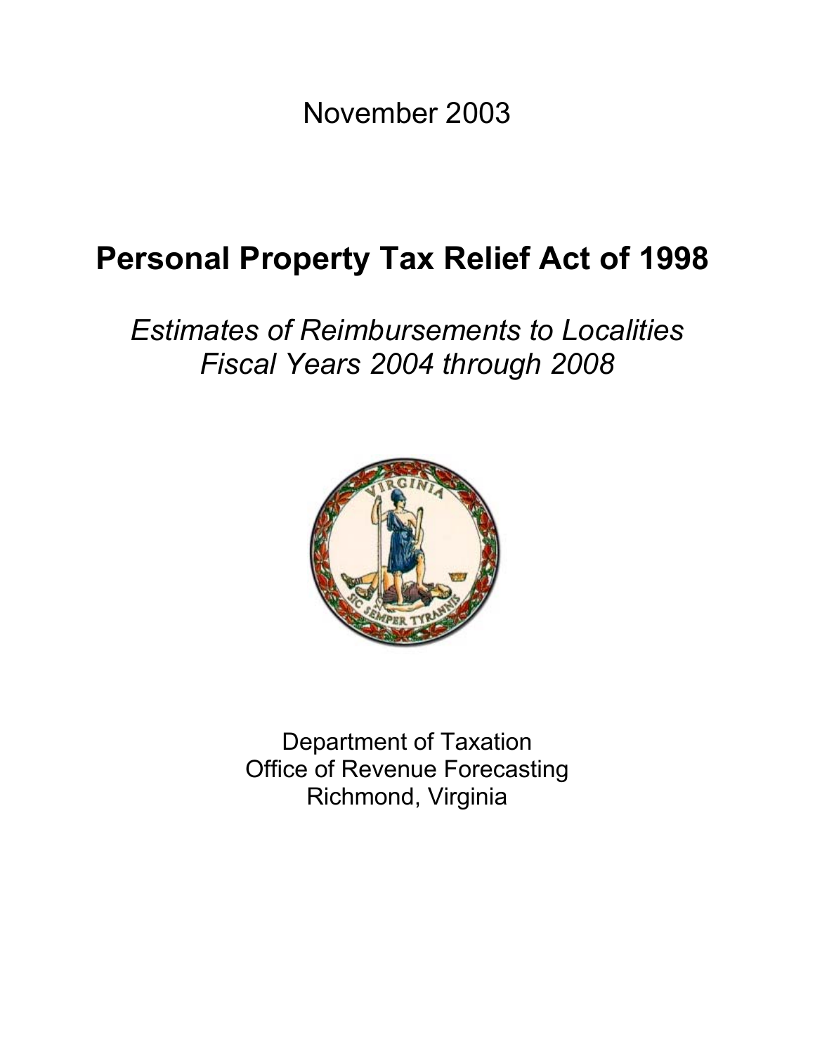November 2003

# Personal Property Tax Relief Act of 1998

*Estimates of Reimbursements to Localities*
*Fiscal Years 2004 through 2008*

Department of Taxation
Office of Revenue Forecasting
Richmond, Virginia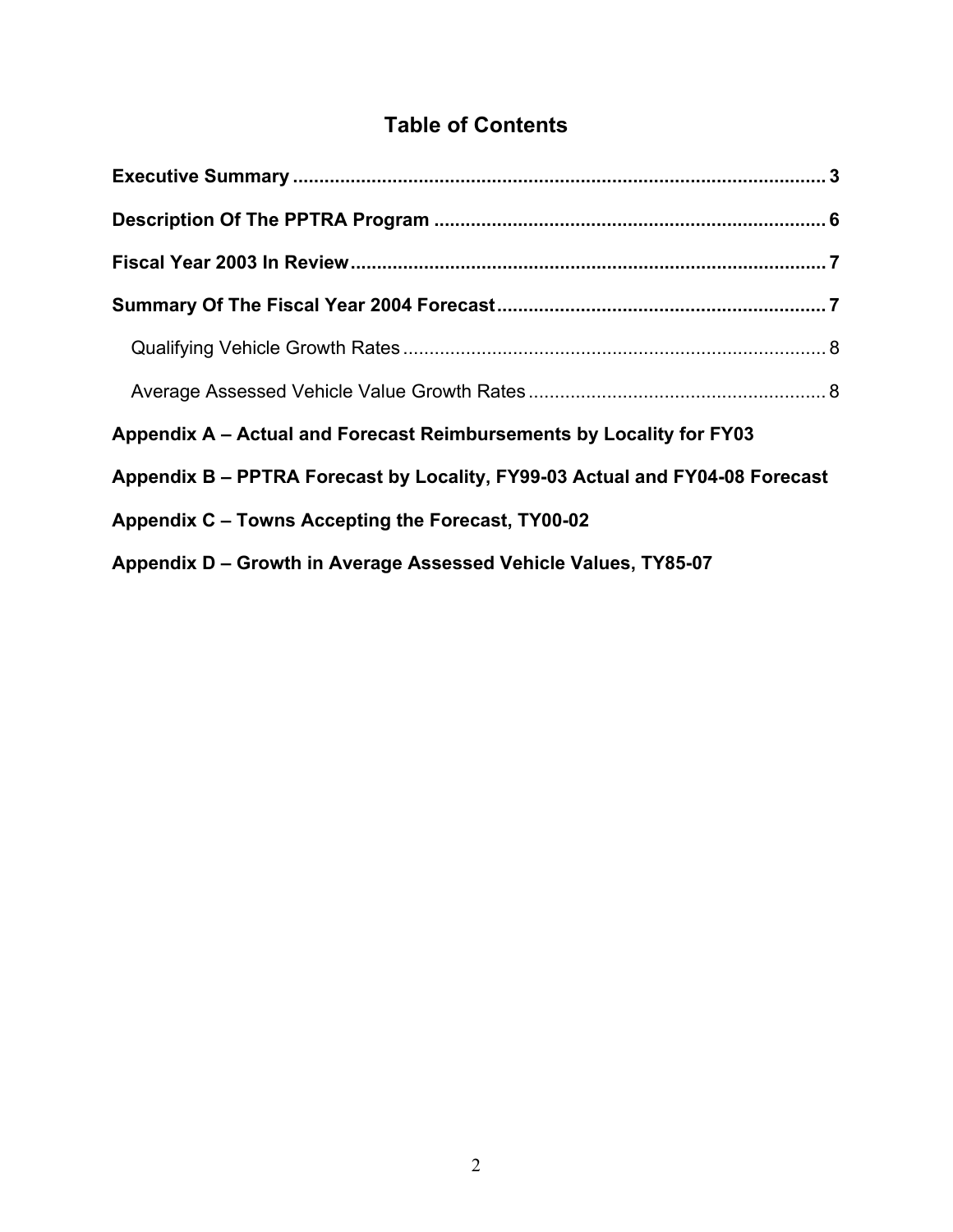# Table of Contents

**Executive Summary** ...................................................................................................... **3**

**Description Of The PPTRA Program** .......................................................................... **6**

**Fiscal Year 2003 In Review**.......................................................................................... **7**

**Summary Of The Fiscal Year 2004 Forecast**............................................................... **7**

- Qualifying Vehicle Growth Rates ................................................................................ 8
- Average Assessed Vehicle Value Growth Rates ........................................................ 8

**Appendix A – Actual and Forecast Reimbursements by Locality for FY03**

**Appendix B – PPTRA Forecast by Locality, FY99-03 Actual and FY04-08 Forecast**

**Appendix C – Towns Accepting the Forecast, TY00-02**

**Appendix D – Growth in Average Assessed Vehicle Values, TY85-07**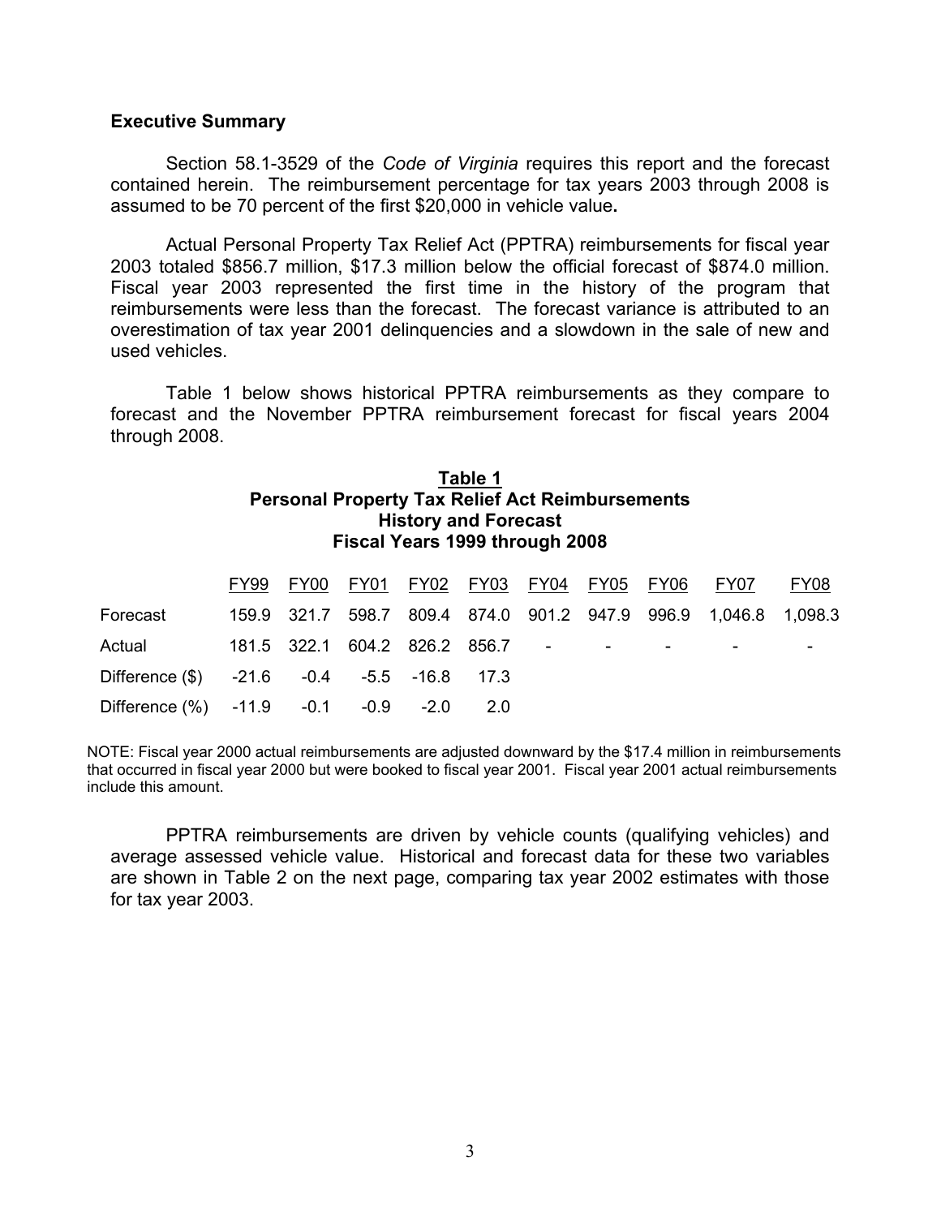**Executive Summary**

Section 58.1-3529 of the *Code of Virginia* requires this report and the forecast contained herein. The reimbursement percentage for tax years 2003 through 2008 is assumed to be 70 percent of the first $20,000 in vehicle value**.**

Actual Personal Property Tax Relief Act (PPTRA) reimbursements for fiscal year 2003 totaled $856.7 million, $17.3 million below the official forecast of $874.0 million. Fiscal year 2003 represented the first time in the history of the program that reimbursements were less than the forecast. The forecast variance is attributed to an overestimation of tax year 2001 delinquencies and a slowdown in the sale of new and used vehicles.

Table 1 below shows historical PPTRA reimbursements as they compare to forecast and the November PPTRA reimbursement forecast for fiscal years 2004 through 2008.

**Table 1**
**Personal Property Tax Relief Act Reimbursements**
**History and Forecast**
**Fiscal Years 1999 through 2008**

| | FY99 | FY00 | FY01 | FY02 | FY03 | FY04 | FY05 | FY06 | FY07 | FY08 |
|---|---|---|---|---|---|---|---|---|---|---|
| Forecast | 159.9 | 321.7 | 598.7 | 809.4 | 874.0 | 901.2 | 947.9 | 996.9 | 1,046.8 | 1,098.3 |
| Actual | 181.5 | 322.1 | 604.2 | 826.2 | 856.7 | - | - | - | - | - |
| Difference ($) | -21.6 | -0.4 | -5.5 | -16.8 | 17.3 | | | | | |
| Difference (%) | -11.9 | -0.1 | -0.9 | -2.0 | 2.0 | | | | | |

NOTE: Fiscal year 2000 actual reimbursements are adjusted downward by the $17.4 million in reimbursements that occurred in fiscal year 2000 but were booked to fiscal year 2001. Fiscal year 2001 actual reimbursements include this amount.

PPTRA reimbursements are driven by vehicle counts (qualifying vehicles) and average assessed vehicle value. Historical and forecast data for these two variables are shown in Table 2 on the next page, comparing tax year 2002 estimates with those for tax year 2003.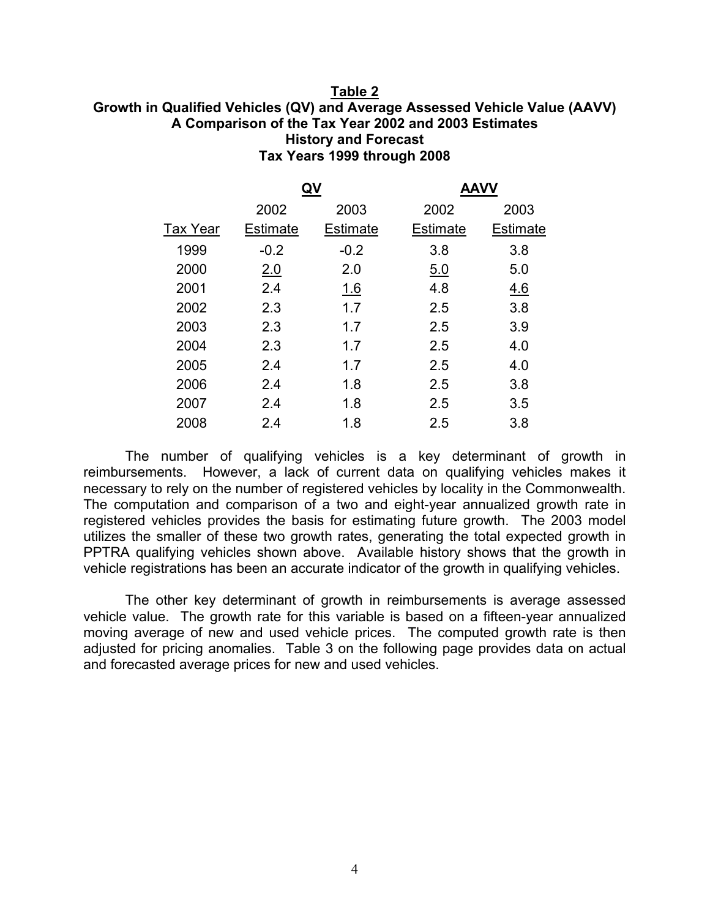**Table 2**

**Growth in Qualified Vehicles (QV) and Average Assessed Vehicle Value (AAVV)**
**A Comparison of the Tax Year 2002 and 2003 Estimates**
**History and Forecast**
**Tax Years 1999 through 2008**

| | QV | | AAVV | |
|---|---|---|---|---|
| Tax Year | 2002 Estimate | 2003 Estimate | 2002 Estimate | 2003 Estimate |
| 1999 | -0.2 | -0.2 | 3.8 | 3.8 |
| 2000 | 2.0 | 2.0 | 5.0 | 5.0 |
| 2001 | 2.4 | 1.6 | 4.8 | 4.6 |
| 2002 | 2.3 | 1.7 | 2.5 | 3.8 |
| 2003 | 2.3 | 1.7 | 2.5 | 3.9 |
| 2004 | 2.3 | 1.7 | 2.5 | 4.0 |
| 2005 | 2.4 | 1.7 | 2.5 | 4.0 |
| 2006 | 2.4 | 1.8 | 2.5 | 3.8 |
| 2007 | 2.4 | 1.8 | 2.5 | 3.5 |
| 2008 | 2.4 | 1.8 | 2.5 | 3.8 |

The number of qualifying vehicles is a key determinant of growth in reimbursements. However, a lack of current data on qualifying vehicles makes it necessary to rely on the number of registered vehicles by locality in the Commonwealth. The computation and comparison of a two and eight-year annualized growth rate in registered vehicles provides the basis for estimating future growth. The 2003 model utilizes the smaller of these two growth rates, generating the total expected growth in PPTRA qualifying vehicles shown above. Available history shows that the growth in vehicle registrations has been an accurate indicator of the growth in qualifying vehicles.

The other key determinant of growth in reimbursements is average assessed vehicle value. The growth rate for this variable is based on a fifteen-year annualized moving average of new and used vehicle prices. The computed growth rate is then adjusted for pricing anomalies. Table 3 on the following page provides data on actual and forecasted average prices for new and used vehicles.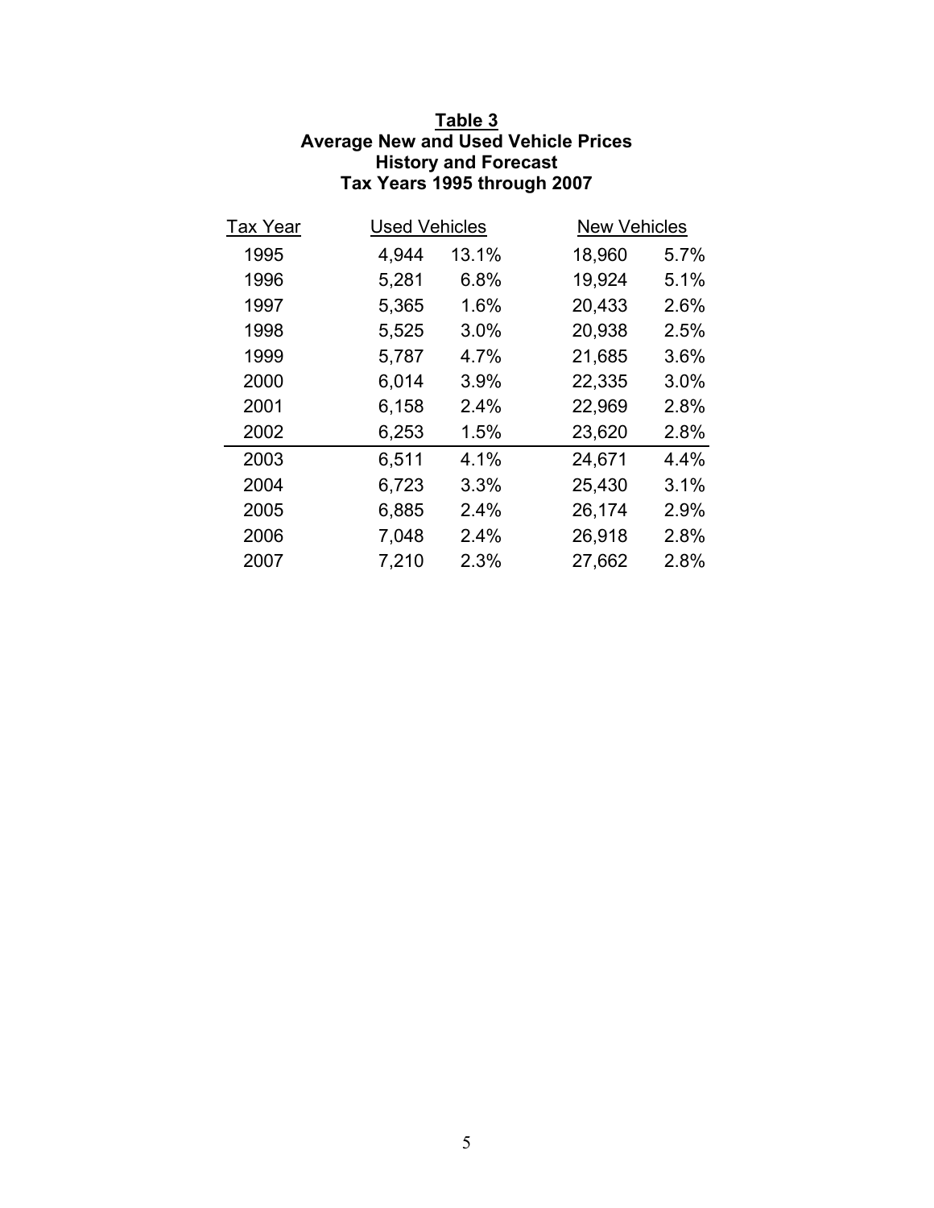**Table 3**
**Average New and Used Vehicle Prices**
**History and Forecast**
**Tax Years 1995 through 2007**

| Tax Year | Used Vehicles | | New Vehicles | |
|---|---|---|---|---|
| 1995 | 4,944 | 13.1% | 18,960 | 5.7% |
| 1996 | 5,281 | 6.8% | 19,924 | 5.1% |
| 1997 | 5,365 | 1.6% | 20,433 | 2.6% |
| 1998 | 5,525 | 3.0% | 20,938 | 2.5% |
| 1999 | 5,787 | 4.7% | 21,685 | 3.6% |
| 2000 | 6,014 | 3.9% | 22,335 | 3.0% |
| 2001 | 6,158 | 2.4% | 22,969 | 2.8% |
| 2002 | 6,253 | 1.5% | 23,620 | 2.8% |
| 2003 | 6,511 | 4.1% | 24,671 | 4.4% |
| 2004 | 6,723 | 3.3% | 25,430 | 3.1% |
| 2005 | 6,885 | 2.4% | 26,174 | 2.9% |
| 2006 | 7,048 | 2.4% | 26,918 | 2.8% |
| 2007 | 7,210 | 2.3% | 27,662 | 2.8% |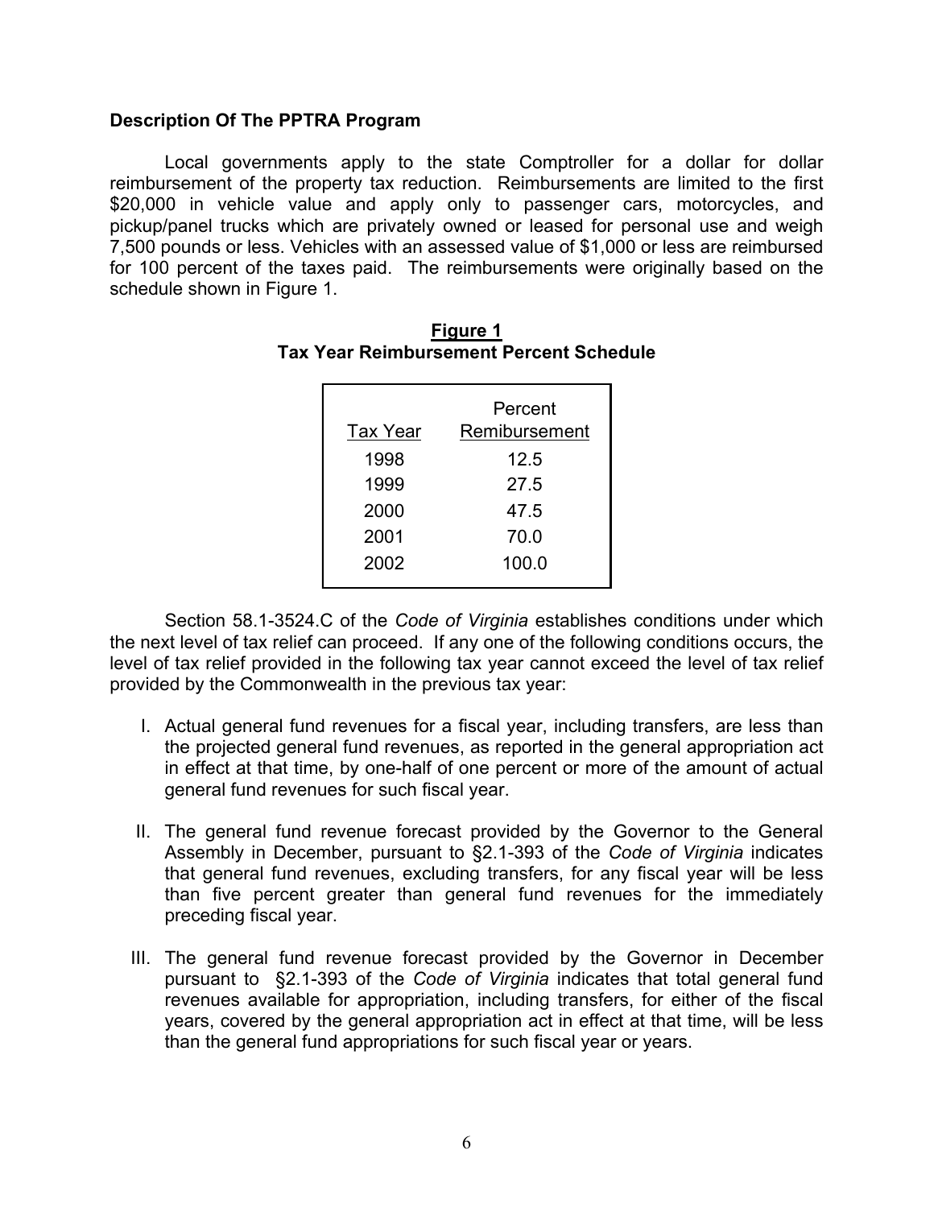### Description Of The PPTRA Program

Local governments apply to the state Comptroller for a dollar for dollar reimbursement of the property tax reduction. Reimbursements are limited to the first $20,000 in vehicle value and apply only to passenger cars, motorcycles, and pickup/panel trucks which are privately owned or leased for personal use and weigh 7,500 pounds or less. Vehicles with an assessed value of $1,000 or less are reimbursed for 100 percent of the taxes paid. The reimbursements were originally based on the schedule shown in Figure 1.

**Figure 1**
**Tax Year Reimbursement Percent Schedule**

| Tax Year | Percent Remibursement |
|---|---|
| 1998 | 12.5 |
| 1999 | 27.5 |
| 2000 | 47.5 |
| 2001 | 70.0 |
| 2002 | 100.0 |

Section 58.1-3524.C of the *Code of Virginia* establishes conditions under which the next level of tax relief can proceed. If any one of the following conditions occurs, the level of tax relief provided in the following tax year cannot exceed the level of tax relief provided by the Commonwealth in the previous tax year:

I. Actual general fund revenues for a fiscal year, including transfers, are less than the projected general fund revenues, as reported in the general appropriation act in effect at that time, by one-half of one percent or more of the amount of actual general fund revenues for such fiscal year.

II. The general fund revenue forecast provided by the Governor to the General Assembly in December, pursuant to §2.1-393 of the *Code of Virginia* indicates that general fund revenues, excluding transfers, for any fiscal year will be less than five percent greater than general fund revenues for the immediately preceding fiscal year.

III. The general fund revenue forecast provided by the Governor in December pursuant to §2.1-393 of the *Code of Virginia* indicates that total general fund revenues available for appropriation, including transfers, for either of the fiscal years, covered by the general appropriation act in effect at that time, will be less than the general fund appropriations for such fiscal year or years.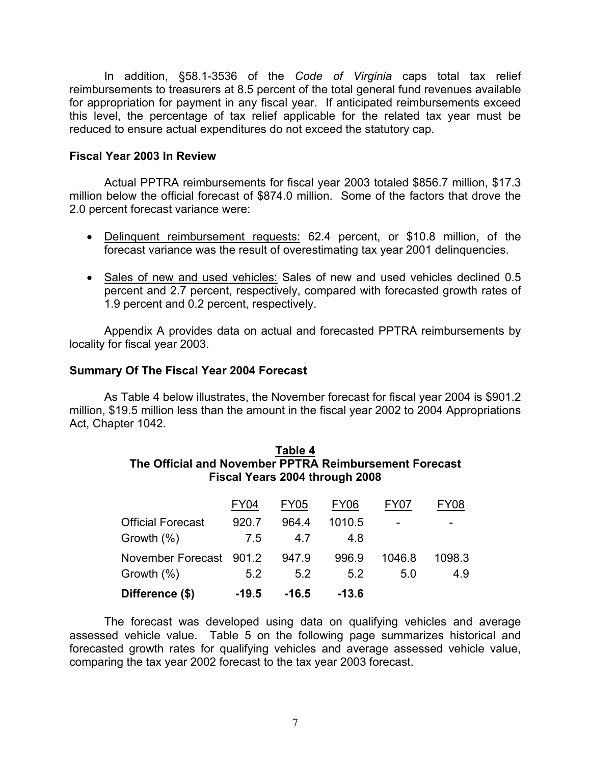In addition, §58.1-3536 of the *Code of Virginia* caps total tax relief reimbursements to treasurers at 8.5 percent of the total general fund revenues available for appropriation for payment in any fiscal year. If anticipated reimbursements exceed this level, the percentage of tax relief applicable for the related tax year must be reduced to ensure actual expenditures do not exceed the statutory cap.

**Fiscal Year 2003 In Review**

Actual PPTRA reimbursements for fiscal year 2003 totaled $856.7 million, $17.3 million below the official forecast of $874.0 million. Some of the factors that drove the 2.0 percent forecast variance were:

- Delinquent reimbursement requests: 62.4 percent, or $10.8 million, of the forecast variance was the result of overestimating tax year 2001 delinquencies.
- Sales of new and used vehicles: Sales of new and used vehicles declined 0.5 percent and 2.7 percent, respectively, compared with forecasted growth rates of 1.9 percent and 0.2 percent, respectively.

Appendix A provides data on actual and forecasted PPTRA reimbursements by locality for fiscal year 2003.

**Summary Of The Fiscal Year 2004 Forecast**

As Table 4 below illustrates, the November forecast for fiscal year 2004 is $901.2 million, $19.5 million less than the amount in the fiscal year 2002 to 2004 Appropriations Act, Chapter 1042.

**Table 4**
**The Official and November PPTRA Reimbursement Forecast**
**Fiscal Years 2004 through 2008**

| | FY04 | FY05 | FY06 | FY07 | FY08 |
|---|---|---|---|---|---|
| Official Forecast | 920.7 | 964.4 | 1010.5 | - | - |
| Growth (%) | 7.5 | 4.7 | 4.8 | | |
| November Forecast | 901.2 | 947.9 | 996.9 | 1046.8 | 1098.3 |
| Growth (%) | 5.2 | 5.2 | 5.2 | 5.0 | 4.9 |
| **Difference ($)** | **-19.5** | **-16.5** | **-13.6** | | |

The forecast was developed using data on qualifying vehicles and average assessed vehicle value. Table 5 on the following page summarizes historical and forecasted growth rates for qualifying vehicles and average assessed vehicle value, comparing the tax year 2002 forecast to the tax year 2003 forecast.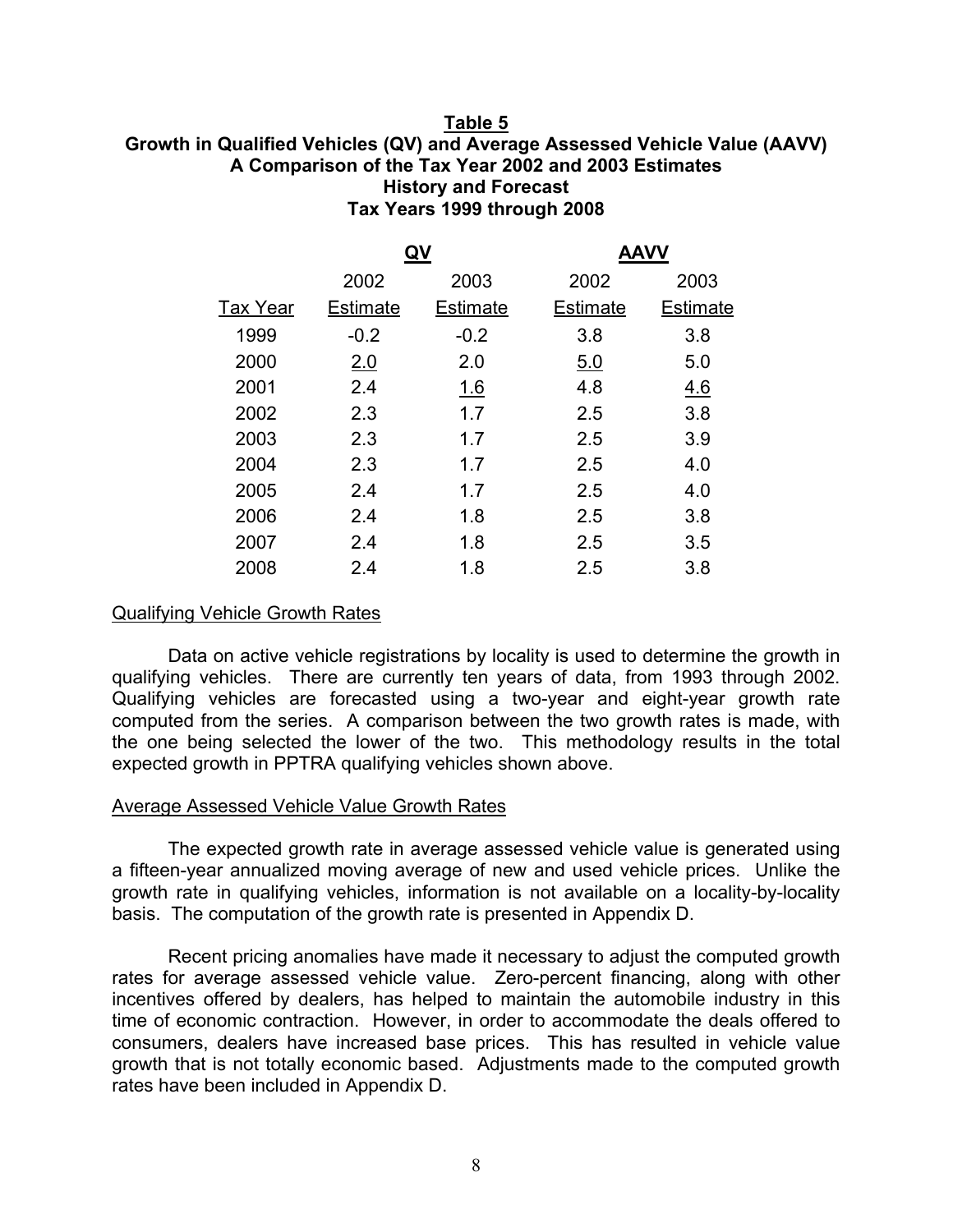**Table 5**
**Growth in Qualified Vehicles (QV) and Average Assessed Vehicle Value (AAVV)**
**A Comparison of the Tax Year 2002 and 2003 Estimates**
**History and Forecast**
**Tax Years 1999 through 2008**

| | QV | | AAVV | |
|---|---|---|---|---|
| Tax Year | 2002 Estimate | 2003 Estimate | 2002 Estimate | 2003 Estimate |
| 1999 | -0.2 | -0.2 | 3.8 | 3.8 |
| 2000 | 2.0 | 2.0 | 5.0 | 5.0 |
| 2001 | 2.4 | 1.6 | 4.8 | 4.6 |
| 2002 | 2.3 | 1.7 | 2.5 | 3.8 |
| 2003 | 2.3 | 1.7 | 2.5 | 3.9 |
| 2004 | 2.3 | 1.7 | 2.5 | 4.0 |
| 2005 | 2.4 | 1.7 | 2.5 | 4.0 |
| 2006 | 2.4 | 1.8 | 2.5 | 3.8 |
| 2007 | 2.4 | 1.8 | 2.5 | 3.5 |
| 2008 | 2.4 | 1.8 | 2.5 | 3.8 |

## Qualifying Vehicle Growth Rates

Data on active vehicle registrations by locality is used to determine the growth in qualifying vehicles. There are currently ten years of data, from 1993 through 2002. Qualifying vehicles are forecasted using a two-year and eight-year growth rate computed from the series. A comparison between the two growth rates is made, with the one being selected the lower of the two. This methodology results in the total expected growth in PPTRA qualifying vehicles shown above.

## Average Assessed Vehicle Value Growth Rates

The expected growth rate in average assessed vehicle value is generated using a fifteen-year annualized moving average of new and used vehicle prices. Unlike the growth rate in qualifying vehicles, information is not available on a locality-by-locality basis. The computation of the growth rate is presented in Appendix D.

Recent pricing anomalies have made it necessary to adjust the computed growth rates for average assessed vehicle value. Zero-percent financing, along with other incentives offered by dealers, has helped to maintain the automobile industry in this time of economic contraction. However, in order to accommodate the deals offered to consumers, dealers have increased base prices. This has resulted in vehicle value growth that is not totally economic based. Adjustments made to the computed growth rates have been included in Appendix D.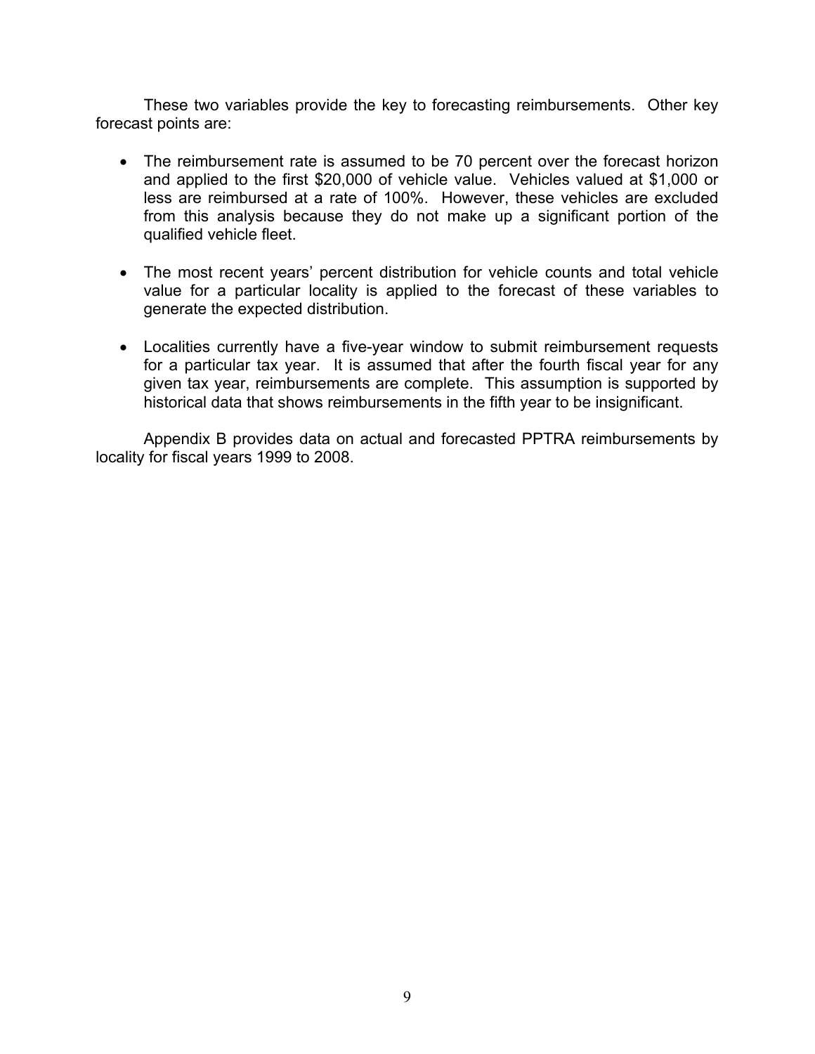These two variables provide the key to forecasting reimbursements. Other key forecast points are:

- The reimbursement rate is assumed to be 70 percent over the forecast horizon and applied to the first $20,000 of vehicle value. Vehicles valued at $1,000 or less are reimbursed at a rate of 100%. However, these vehicles are excluded from this analysis because they do not make up a significant portion of the qualified vehicle fleet.

- The most recent years' percent distribution for vehicle counts and total vehicle value for a particular locality is applied to the forecast of these variables to generate the expected distribution.

- Localities currently have a five-year window to submit reimbursement requests for a particular tax year. It is assumed that after the fourth fiscal year for any given tax year, reimbursements are complete. This assumption is supported by historical data that shows reimbursements in the fifth year to be insignificant.

Appendix B provides data on actual and forecasted PPTRA reimbursements by locality for fiscal years 1999 to 2008.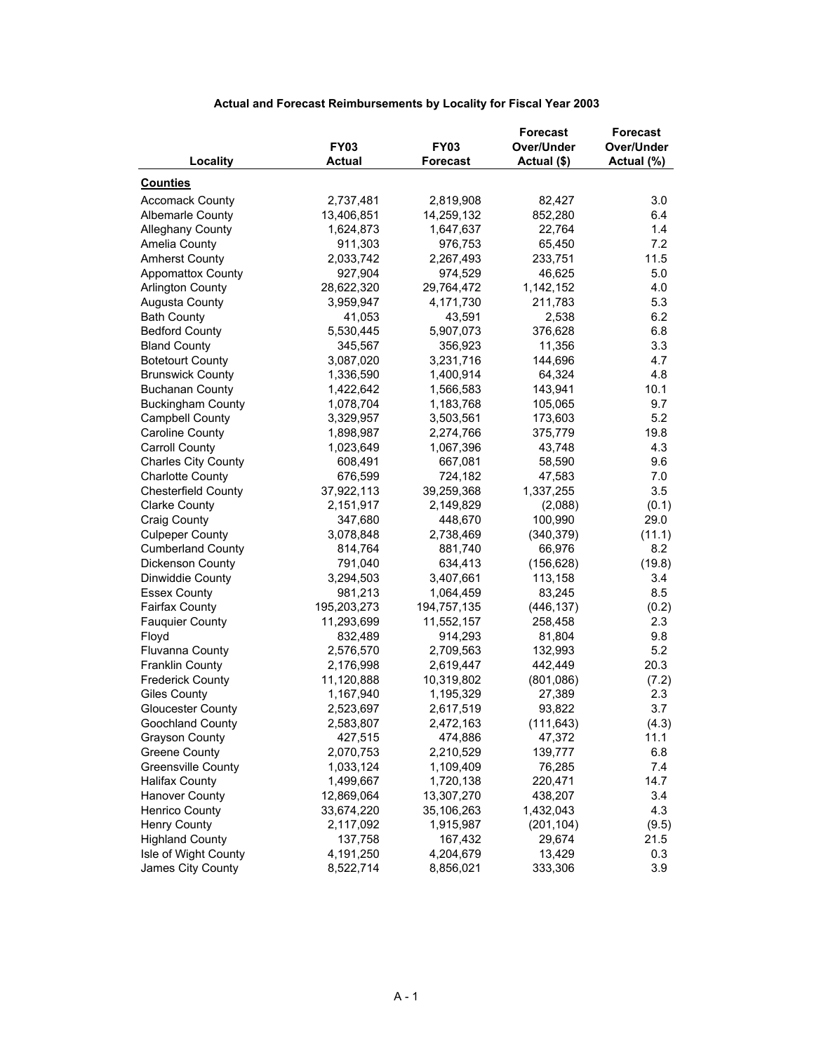### Actual and Forecast Reimbursements by Locality for Fiscal Year 2003

| Locality | FY03 Actual | FY03 Forecast | Forecast Over/Under Actual ($) | Forecast Over/Under Actual (%) |
|---|---|---|---|---|
| **Counties** | | | | |
| Accomack County | 2,737,481 | 2,819,908 | 82,427 | 3.0 |
| Albemarle County | 13,406,851 | 14,259,132 | 852,280 | 6.4 |
| Alleghany County | 1,624,873 | 1,647,637 | 22,764 | 1.4 |
| Amelia County | 911,303 | 976,753 | 65,450 | 7.2 |
| Amherst County | 2,033,742 | 2,267,493 | 233,751 | 11.5 |
| Appomattox County | 927,904 | 974,529 | 46,625 | 5.0 |
| Arlington County | 28,622,320 | 29,764,472 | 1,142,152 | 4.0 |
| Augusta County | 3,959,947 | 4,171,730 | 211,783 | 5.3 |
| Bath County | 41,053 | 43,591 | 2,538 | 6.2 |
| Bedford County | 5,530,445 | 5,907,073 | 376,628 | 6.8 |
| Bland County | 345,567 | 356,923 | 11,356 | 3.3 |
| Botetourt County | 3,087,020 | 3,231,716 | 144,696 | 4.7 |
| Brunswick County | 1,336,590 | 1,400,914 | 64,324 | 4.8 |
| Buchanan County | 1,422,642 | 1,566,583 | 143,941 | 10.1 |
| Buckingham County | 1,078,704 | 1,183,768 | 105,065 | 9.7 |
| Campbell County | 3,329,957 | 3,503,561 | 173,603 | 5.2 |
| Caroline County | 1,898,987 | 2,274,766 | 375,779 | 19.8 |
| Carroll County | 1,023,649 | 1,067,396 | 43,748 | 4.3 |
| Charles City County | 608,491 | 667,081 | 58,590 | 9.6 |
| Charlotte County | 676,599 | 724,182 | 47,583 | 7.0 |
| Chesterfield County | 37,922,113 | 39,259,368 | 1,337,255 | 3.5 |
| Clarke County | 2,151,917 | 2,149,829 | (2,088) | (0.1) |
| Craig County | 347,680 | 448,670 | 100,990 | 29.0 |
| Culpeper County | 3,078,848 | 2,738,469 | (340,379) | (11.1) |
| Cumberland County | 814,764 | 881,740 | 66,976 | 8.2 |
| Dickenson County | 791,040 | 634,413 | (156,628) | (19.8) |
| Dinwiddie County | 3,294,503 | 3,407,661 | 113,158 | 3.4 |
| Essex County | 981,213 | 1,064,459 | 83,245 | 8.5 |
| Fairfax County | 195,203,273 | 194,757,135 | (446,137) | (0.2) |
| Fauquier County | 11,293,699 | 11,552,157 | 258,458 | 2.3 |
| Floyd | 832,489 | 914,293 | 81,804 | 9.8 |
| Fluvanna County | 2,576,570 | 2,709,563 | 132,993 | 5.2 |
| Franklin County | 2,176,998 | 2,619,447 | 442,449 | 20.3 |
| Frederick County | 11,120,888 | 10,319,802 | (801,086) | (7.2) |
| Giles County | 1,167,940 | 1,195,329 | 27,389 | 2.3 |
| Gloucester County | 2,523,697 | 2,617,519 | 93,822 | 3.7 |
| Goochland County | 2,583,807 | 2,472,163 | (111,643) | (4.3) |
| Grayson County | 427,515 | 474,886 | 47,372 | 11.1 |
| Greene County | 2,070,753 | 2,210,529 | 139,777 | 6.8 |
| Greensville County | 1,033,124 | 1,109,409 | 76,285 | 7.4 |
| Halifax County | 1,499,667 | 1,720,138 | 220,471 | 14.7 |
| Hanover County | 12,869,064 | 13,307,270 | 438,207 | 3.4 |
| Henrico County | 33,674,220 | 35,106,263 | 1,432,043 | 4.3 |
| Henry County | 2,117,092 | 1,915,987 | (201,104) | (9.5) |
| Highland County | 137,758 | 167,432 | 29,674 | 21.5 |
| Isle of Wight County | 4,191,250 | 4,204,679 | 13,429 | 0.3 |
| James City County | 8,522,714 | 8,856,021 | 333,306 | 3.9 |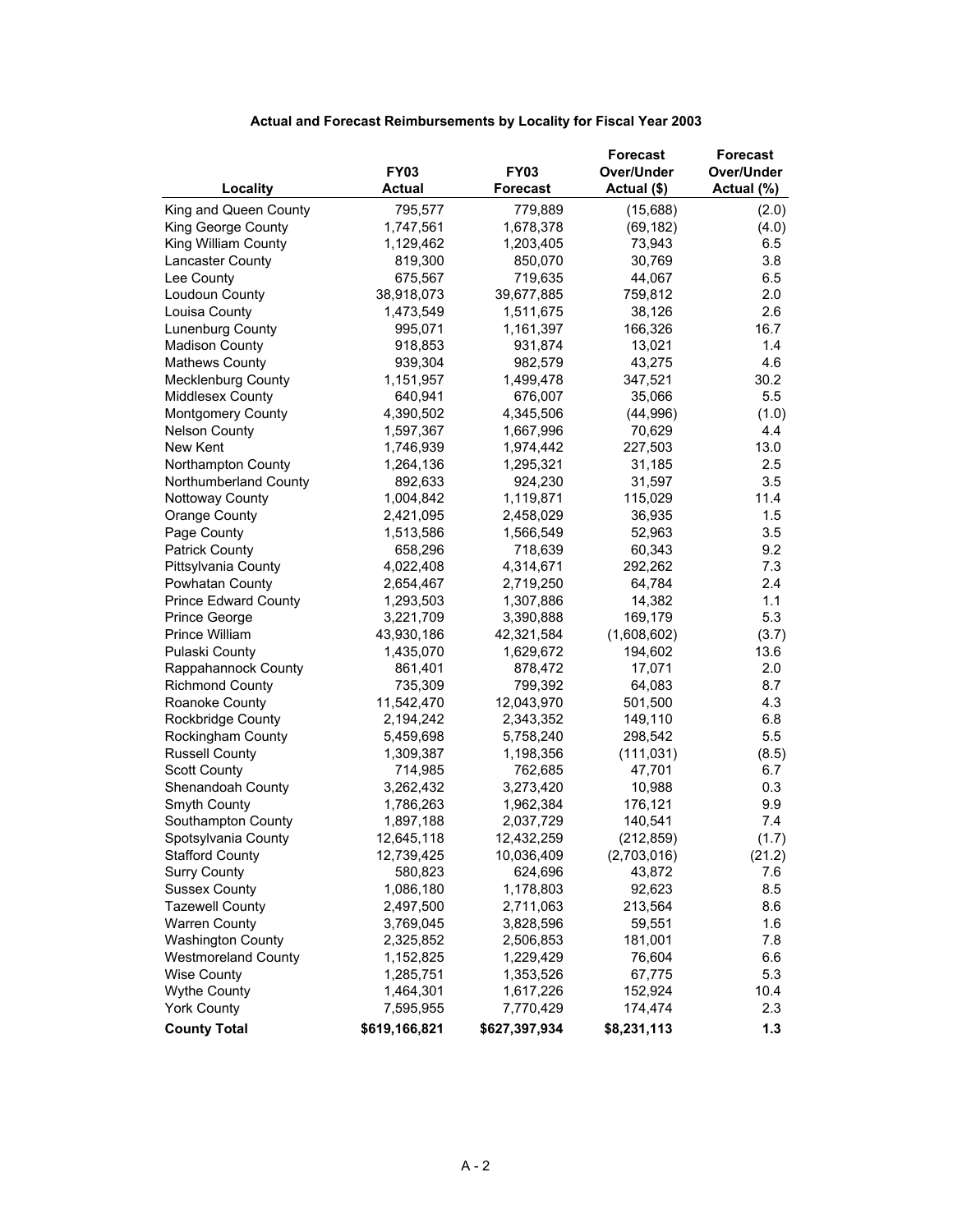**Actual and Forecast Reimbursements by Locality for Fiscal Year 2003**

| Locality | FY03 Actual | FY03 Forecast | Forecast Over/Under Actual ($) | Forecast Over/Under Actual (%) |
|---|---|---|---|---|
| King and Queen County | 795,577 | 779,889 | (15,688) | (2.0) |
| King George County | 1,747,561 | 1,678,378 | (69,182) | (4.0) |
| King William County | 1,129,462 | 1,203,405 | 73,943 | 6.5 |
| Lancaster County | 819,300 | 850,070 | 30,769 | 3.8 |
| Lee County | 675,567 | 719,635 | 44,067 | 6.5 |
| Loudoun County | 38,918,073 | 39,677,885 | 759,812 | 2.0 |
| Louisa County | 1,473,549 | 1,511,675 | 38,126 | 2.6 |
| Lunenburg County | 995,071 | 1,161,397 | 166,326 | 16.7 |
| Madison County | 918,853 | 931,874 | 13,021 | 1.4 |
| Mathews County | 939,304 | 982,579 | 43,275 | 4.6 |
| Mecklenburg County | 1,151,957 | 1,499,478 | 347,521 | 30.2 |
| Middlesex County | 640,941 | 676,007 | 35,066 | 5.5 |
| Montgomery County | 4,390,502 | 4,345,506 | (44,996) | (1.0) |
| Nelson County | 1,597,367 | 1,667,996 | 70,629 | 4.4 |
| New Kent | 1,746,939 | 1,974,442 | 227,503 | 13.0 |
| Northampton County | 1,264,136 | 1,295,321 | 31,185 | 2.5 |
| Northumberland County | 892,633 | 924,230 | 31,597 | 3.5 |
| Nottoway County | 1,004,842 | 1,119,871 | 115,029 | 11.4 |
| Orange County | 2,421,095 | 2,458,029 | 36,935 | 1.5 |
| Page County | 1,513,586 | 1,566,549 | 52,963 | 3.5 |
| Patrick County | 658,296 | 718,639 | 60,343 | 9.2 |
| Pittsylvania County | 4,022,408 | 4,314,671 | 292,262 | 7.3 |
| Powhatan County | 2,654,467 | 2,719,250 | 64,784 | 2.4 |
| Prince Edward County | 1,293,503 | 1,307,886 | 14,382 | 1.1 |
| Prince George | 3,221,709 | 3,390,888 | 169,179 | 5.3 |
| Prince William | 43,930,186 | 42,321,584 | (1,608,602) | (3.7) |
| Pulaski County | 1,435,070 | 1,629,672 | 194,602 | 13.6 |
| Rappahannock County | 861,401 | 878,472 | 17,071 | 2.0 |
| Richmond County | 735,309 | 799,392 | 64,083 | 8.7 |
| Roanoke County | 11,542,470 | 12,043,970 | 501,500 | 4.3 |
| Rockbridge County | 2,194,242 | 2,343,352 | 149,110 | 6.8 |
| Rockingham County | 5,459,698 | 5,758,240 | 298,542 | 5.5 |
| Russell County | 1,309,387 | 1,198,356 | (111,031) | (8.5) |
| Scott County | 714,985 | 762,685 | 47,701 | 6.7 |
| Shenandoah County | 3,262,432 | 3,273,420 | 10,988 | 0.3 |
| Smyth County | 1,786,263 | 1,962,384 | 176,121 | 9.9 |
| Southampton County | 1,897,188 | 2,037,729 | 140,541 | 7.4 |
| Spotsylvania County | 12,645,118 | 12,432,259 | (212,859) | (1.7) |
| Stafford County | 12,739,425 | 10,036,409 | (2,703,016) | (21.2) |
| Surry County | 580,823 | 624,696 | 43,872 | 7.6 |
| Sussex County | 1,086,180 | 1,178,803 | 92,623 | 8.5 |
| Tazewell County | 2,497,500 | 2,711,063 | 213,564 | 8.6 |
| Warren County | 3,769,045 | 3,828,596 | 59,551 | 1.6 |
| Washington County | 2,325,852 | 2,506,853 | 181,001 | 7.8 |
| Westmoreland County | 1,152,825 | 1,229,429 | 76,604 | 6.6 |
| Wise County | 1,285,751 | 1,353,526 | 67,775 | 5.3 |
| Wythe County | 1,464,301 | 1,617,226 | 152,924 | 10.4 |
| York County | 7,595,955 | 7,770,429 | 174,474 | 2.3 |
| **County Total** | **$619,166,821** | **$627,397,934** | **$8,231,113** | **1.3** |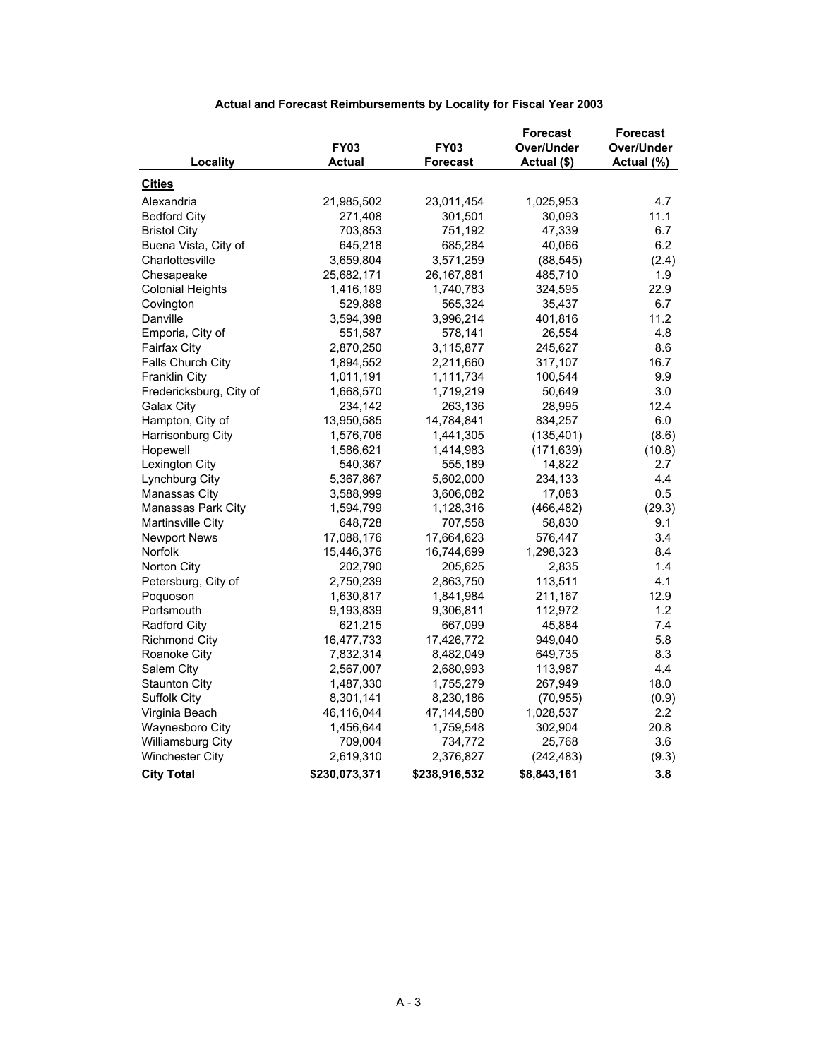**Actual and Forecast Reimbursements by Locality for Fiscal Year 2003**

| Locality | FY03 Actual | FY03 Forecast | Forecast Over/Under Actual ($) | Forecast Over/Under Actual (%) |
|---|---|---|---|---|
| **Cities** | | | | |
| Alexandria | 21,985,502 | 23,011,454 | 1,025,953 | 4.7 |
| Bedford City | 271,408 | 301,501 | 30,093 | 11.1 |
| Bristol City | 703,853 | 751,192 | 47,339 | 6.7 |
| Buena Vista, City of | 645,218 | 685,284 | 40,066 | 6.2 |
| Charlottesville | 3,659,804 | 3,571,259 | (88,545) | (2.4) |
| Chesapeake | 25,682,171 | 26,167,881 | 485,710 | 1.9 |
| Colonial Heights | 1,416,189 | 1,740,783 | 324,595 | 22.9 |
| Covington | 529,888 | 565,324 | 35,437 | 6.7 |
| Danville | 3,594,398 | 3,996,214 | 401,816 | 11.2 |
| Emporia, City of | 551,587 | 578,141 | 26,554 | 4.8 |
| Fairfax City | 2,870,250 | 3,115,877 | 245,627 | 8.6 |
| Falls Church City | 1,894,552 | 2,211,660 | 317,107 | 16.7 |
| Franklin City | 1,011,191 | 1,111,734 | 100,544 | 9.9 |
| Fredericksburg, City of | 1,668,570 | 1,719,219 | 50,649 | 3.0 |
| Galax City | 234,142 | 263,136 | 28,995 | 12.4 |
| Hampton, City of | 13,950,585 | 14,784,841 | 834,257 | 6.0 |
| Harrisonburg City | 1,576,706 | 1,441,305 | (135,401) | (8.6) |
| Hopewell | 1,586,621 | 1,414,983 | (171,639) | (10.8) |
| Lexington City | 540,367 | 555,189 | 14,822 | 2.7 |
| Lynchburg City | 5,367,867 | 5,602,000 | 234,133 | 4.4 |
| Manassas City | 3,588,999 | 3,606,082 | 17,083 | 0.5 |
| Manassas Park City | 1,594,799 | 1,128,316 | (466,482) | (29.3) |
| Martinsville City | 648,728 | 707,558 | 58,830 | 9.1 |
| Newport News | 17,088,176 | 17,664,623 | 576,447 | 3.4 |
| Norfolk | 15,446,376 | 16,744,699 | 1,298,323 | 8.4 |
| Norton City | 202,790 | 205,625 | 2,835 | 1.4 |
| Petersburg, City of | 2,750,239 | 2,863,750 | 113,511 | 4.1 |
| Poquoson | 1,630,817 | 1,841,984 | 211,167 | 12.9 |
| Portsmouth | 9,193,839 | 9,306,811 | 112,972 | 1.2 |
| Radford City | 621,215 | 667,099 | 45,884 | 7.4 |
| Richmond City | 16,477,733 | 17,426,772 | 949,040 | 5.8 |
| Roanoke City | 7,832,314 | 8,482,049 | 649,735 | 8.3 |
| Salem City | 2,567,007 | 2,680,993 | 113,987 | 4.4 |
| Staunton City | 1,487,330 | 1,755,279 | 267,949 | 18.0 |
| Suffolk City | 8,301,141 | 8,230,186 | (70,955) | (0.9) |
| Virginia Beach | 46,116,044 | 47,144,580 | 1,028,537 | 2.2 |
| Waynesboro City | 1,456,644 | 1,759,548 | 302,904 | 20.8 |
| Williamsburg City | 709,004 | 734,772 | 25,768 | 3.6 |
| Winchester City | 2,619,310 | 2,376,827 | (242,483) | (9.3) |
| **City Total** | **$230,073,371** | **$238,916,532** | **$8,843,161** | **3.8** |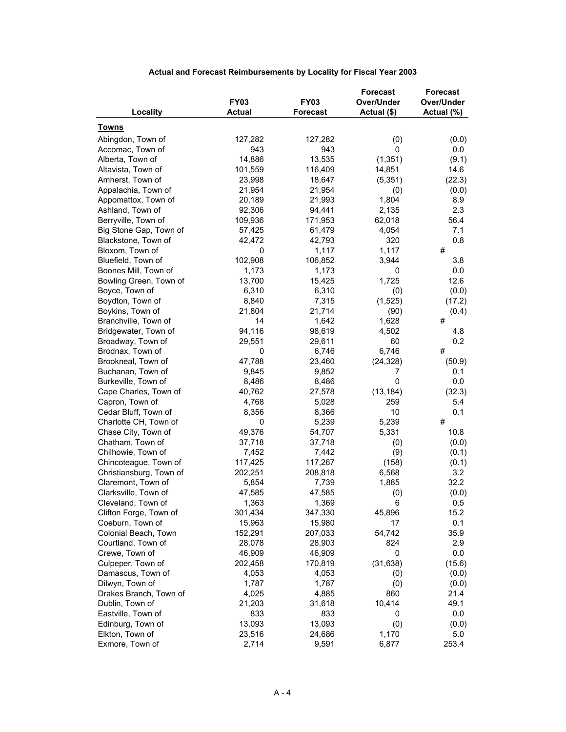**Actual and Forecast Reimbursements by Locality for Fiscal Year 2003**

| Locality | FY03 Actual | FY03 Forecast | Forecast Over/Under Actual ($) | Forecast Over/Under Actual (%) |
|---|---|---|---|---|
| **Towns** | | | | |
| Abingdon, Town of | 127,282 | 127,282 | (0) | (0.0) |
| Accomac, Town of | 943 | 943 | 0 | 0.0 |
| Alberta, Town of | 14,886 | 13,535 | (1,351) | (9.1) |
| Altavista, Town of | 101,559 | 116,409 | 14,851 | 14.6 |
| Amherst, Town of | 23,998 | 18,647 | (5,351) | (22.3) |
| Appalachia, Town of | 21,954 | 21,954 | (0) | (0.0) |
| Appomattox, Town of | 20,189 | 21,993 | 1,804 | 8.9 |
| Ashland, Town of | 92,306 | 94,441 | 2,135 | 2.3 |
| Berryville, Town of | 109,936 | 171,953 | 62,018 | 56.4 |
| Big Stone Gap, Town of | 57,425 | 61,479 | 4,054 | 7.1 |
| Blackstone, Town of | 42,472 | 42,793 | 320 | 0.8 |
| Bloxom, Town of | 0 | 1,117 | 1,117 | # |
| Bluefield, Town of | 102,908 | 106,852 | 3,944 | 3.8 |
| Boones Mill, Town of | 1,173 | 1,173 | 0 | 0.0 |
| Bowling Green, Town of | 13,700 | 15,425 | 1,725 | 12.6 |
| Boyce, Town of | 6,310 | 6,310 | (0) | (0.0) |
| Boydton, Town of | 8,840 | 7,315 | (1,525) | (17.2) |
| Boykins, Town of | 21,804 | 21,714 | (90) | (0.4) |
| Branchville, Town of | 14 | 1,642 | 1,628 | # |
| Bridgewater, Town of | 94,116 | 98,619 | 4,502 | 4.8 |
| Broadway, Town of | 29,551 | 29,611 | 60 | 0.2 |
| Brodnax, Town of | 0 | 6,746 | 6,746 | # |
| Brookneal, Town of | 47,788 | 23,460 | (24,328) | (50.9) |
| Buchanan, Town of | 9,845 | 9,852 | 7 | 0.1 |
| Burkeville, Town of | 8,486 | 8,486 | 0 | 0.0 |
| Cape Charles, Town of | 40,762 | 27,578 | (13,184) | (32.3) |
| Capron, Town of | 4,768 | 5,028 | 259 | 5.4 |
| Cedar Bluff, Town of | 8,356 | 8,366 | 10 | 0.1 |
| Charlotte CH, Town of | 0 | 5,239 | 5,239 | # |
| Chase City, Town of | 49,376 | 54,707 | 5,331 | 10.8 |
| Chatham, Town of | 37,718 | 37,718 | (0) | (0.0) |
| Chilhowie, Town of | 7,452 | 7,442 | (9) | (0.1) |
| Chincoteague, Town of | 117,425 | 117,267 | (158) | (0.1) |
| Christiansburg, Town of | 202,251 | 208,818 | 6,568 | 3.2 |
| Claremont, Town of | 5,854 | 7,739 | 1,885 | 32.2 |
| Clarksville, Town of | 47,585 | 47,585 | (0) | (0.0) |
| Cleveland, Town of | 1,363 | 1,369 | 6 | 0.5 |
| Clifton Forge, Town of | 301,434 | 347,330 | 45,896 | 15.2 |
| Coeburn, Town of | 15,963 | 15,980 | 17 | 0.1 |
| Colonial Beach, Town | 152,291 | 207,033 | 54,742 | 35.9 |
| Courtland, Town of | 28,078 | 28,903 | 824 | 2.9 |
| Crewe, Town of | 46,909 | 46,909 | 0 | 0.0 |
| Culpeper, Town of | 202,458 | 170,819 | (31,638) | (15.6) |
| Damascus, Town of | 4,053 | 4,053 | (0) | (0.0) |
| Dilwyn, Town of | 1,787 | 1,787 | (0) | (0.0) |
| Drakes Branch, Town of | 4,025 | 4,885 | 860 | 21.4 |
| Dublin, Town of | 21,203 | 31,618 | 10,414 | 49.1 |
| Eastville, Town of | 833 | 833 | 0 | 0.0 |
| Edinburg, Town of | 13,093 | 13,093 | (0) | (0.0) |
| Elkton, Town of | 23,516 | 24,686 | 1,170 | 5.0 |
| Exmore, Town of | 2,714 | 9,591 | 6,877 | 253.4 |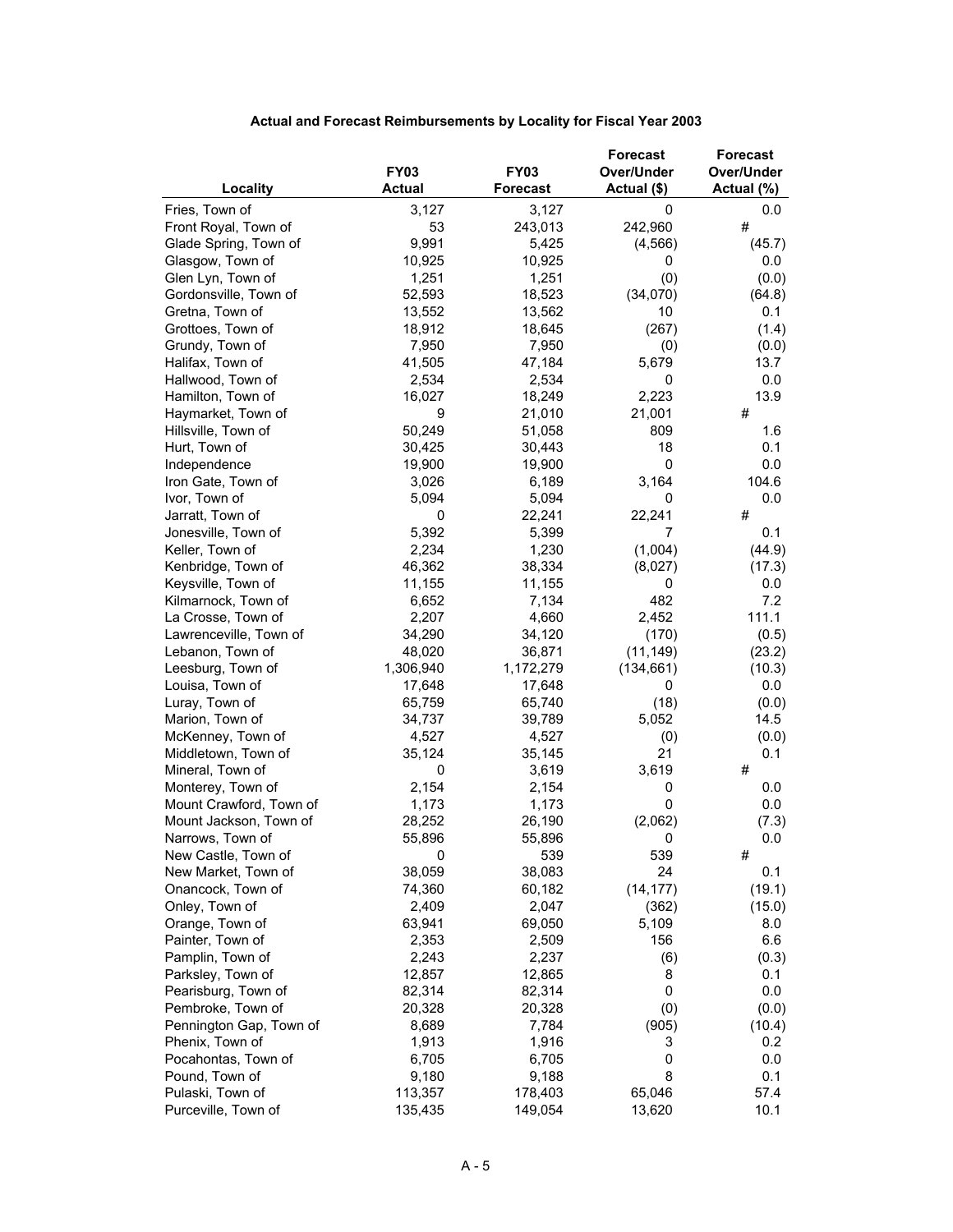**Actual and Forecast Reimbursements by Locality for Fiscal Year 2003**

| Locality | FY03 Actual | FY03 Forecast | Forecast Over/Under Actual ($) | Forecast Over/Under Actual (%) |
|---|---|---|---|---|
| Fries, Town of | 3,127 | 3,127 | 0 | 0.0 |
| Front Royal, Town of | 53 | 243,013 | 242,960 | # |
| Glade Spring, Town of | 9,991 | 5,425 | (4,566) | (45.7) |
| Glasgow, Town of | 10,925 | 10,925 | 0 | 0.0 |
| Glen Lyn, Town of | 1,251 | 1,251 | (0) | (0.0) |
| Gordonsville, Town of | 52,593 | 18,523 | (34,070) | (64.8) |
| Gretna, Town of | 13,552 | 13,562 | 10 | 0.1 |
| Grottoes, Town of | 18,912 | 18,645 | (267) | (1.4) |
| Grundy, Town of | 7,950 | 7,950 | (0) | (0.0) |
| Halifax, Town of | 41,505 | 47,184 | 5,679 | 13.7 |
| Hallwood, Town of | 2,534 | 2,534 | 0 | 0.0 |
| Hamilton, Town of | 16,027 | 18,249 | 2,223 | 13.9 |
| Haymarket, Town of | 9 | 21,010 | 21,001 | # |
| Hillsville, Town of | 50,249 | 51,058 | 809 | 1.6 |
| Hurt, Town of | 30,425 | 30,443 | 18 | 0.1 |
| Independence | 19,900 | 19,900 | 0 | 0.0 |
| Iron Gate, Town of | 3,026 | 6,189 | 3,164 | 104.6 |
| Ivor, Town of | 5,094 | 5,094 | 0 | 0.0 |
| Jarratt, Town of | 0 | 22,241 | 22,241 | # |
| Jonesville, Town of | 5,392 | 5,399 | 7 | 0.1 |
| Keller, Town of | 2,234 | 1,230 | (1,004) | (44.9) |
| Kenbridge, Town of | 46,362 | 38,334 | (8,027) | (17.3) |
| Keysville, Town of | 11,155 | 11,155 | 0 | 0.0 |
| Kilmarnock, Town of | 6,652 | 7,134 | 482 | 7.2 |
| La Crosse, Town of | 2,207 | 4,660 | 2,452 | 111.1 |
| Lawrenceville, Town of | 34,290 | 34,120 | (170) | (0.5) |
| Lebanon, Town of | 48,020 | 36,871 | (11,149) | (23.2) |
| Leesburg, Town of | 1,306,940 | 1,172,279 | (134,661) | (10.3) |
| Louisa, Town of | 17,648 | 17,648 | 0 | 0.0 |
| Luray, Town of | 65,759 | 65,740 | (18) | (0.0) |
| Marion, Town of | 34,737 | 39,789 | 5,052 | 14.5 |
| McKenney, Town of | 4,527 | 4,527 | (0) | (0.0) |
| Middletown, Town of | 35,124 | 35,145 | 21 | 0.1 |
| Mineral, Town of | 0 | 3,619 | 3,619 | # |
| Monterey, Town of | 2,154 | 2,154 | 0 | 0.0 |
| Mount Crawford, Town of | 1,173 | 1,173 | 0 | 0.0 |
| Mount Jackson, Town of | 28,252 | 26,190 | (2,062) | (7.3) |
| Narrows, Town of | 55,896 | 55,896 | 0 | 0.0 |
| New Castle, Town of | 0 | 539 | 539 | # |
| New Market, Town of | 38,059 | 38,083 | 24 | 0.1 |
| Onancock, Town of | 74,360 | 60,182 | (14,177) | (19.1) |
| Onley, Town of | 2,409 | 2,047 | (362) | (15.0) |
| Orange, Town of | 63,941 | 69,050 | 5,109 | 8.0 |
| Painter, Town of | 2,353 | 2,509 | 156 | 6.6 |
| Pamplin, Town of | 2,243 | 2,237 | (6) | (0.3) |
| Parksley, Town of | 12,857 | 12,865 | 8 | 0.1 |
| Pearisburg, Town of | 82,314 | 82,314 | 0 | 0.0 |
| Pembroke, Town of | 20,328 | 20,328 | (0) | (0.0) |
| Pennington Gap, Town of | 8,689 | 7,784 | (905) | (10.4) |
| Phenix, Town of | 1,913 | 1,916 | 3 | 0.2 |
| Pocahontas, Town of | 6,705 | 6,705 | 0 | 0.0 |
| Pound, Town of | 9,180 | 9,188 | 8 | 0.1 |
| Pulaski, Town of | 113,357 | 178,403 | 65,046 | 57.4 |
| Purceville, Town of | 135,435 | 149,054 | 13,620 | 10.1 |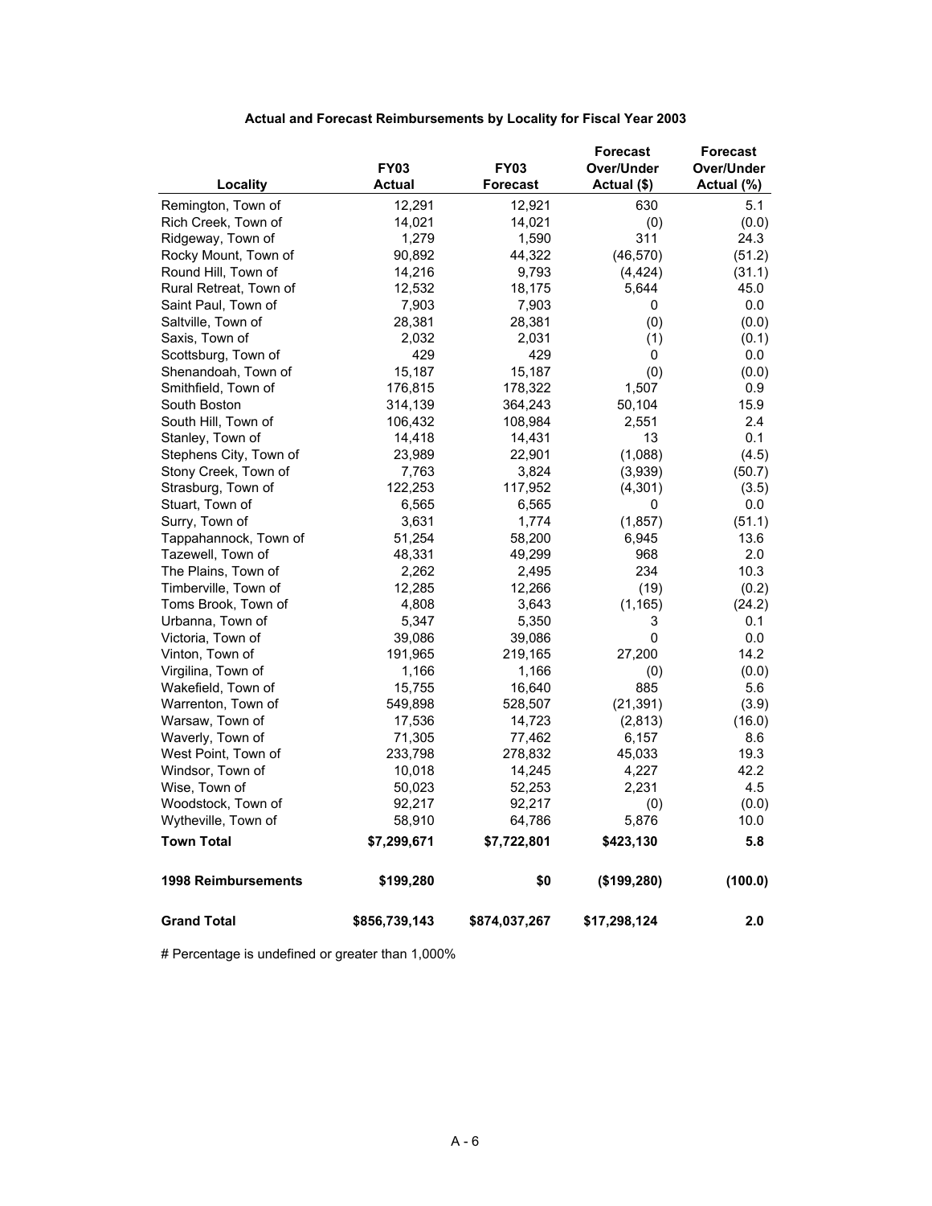**Actual and Forecast Reimbursements by Locality for Fiscal Year 2003**

| Locality | FY03 Actual | FY03 Forecast | Forecast Over/Under Actual ($) | Forecast Over/Under Actual (%) |
|---|---|---|---|---|
| Remington, Town of | 12,291 | 12,921 | 630 | 5.1 |
| Rich Creek, Town of | 14,021 | 14,021 | (0) | (0.0) |
| Ridgeway, Town of | 1,279 | 1,590 | 311 | 24.3 |
| Rocky Mount, Town of | 90,892 | 44,322 | (46,570) | (51.2) |
| Round Hill, Town of | 14,216 | 9,793 | (4,424) | (31.1) |
| Rural Retreat, Town of | 12,532 | 18,175 | 5,644 | 45.0 |
| Saint Paul, Town of | 7,903 | 7,903 | 0 | 0.0 |
| Saltville, Town of | 28,381 | 28,381 | (0) | (0.0) |
| Saxis, Town of | 2,032 | 2,031 | (1) | (0.1) |
| Scottsburg, Town of | 429 | 429 | 0 | 0.0 |
| Shenandoah, Town of | 15,187 | 15,187 | (0) | (0.0) |
| Smithfield, Town of | 176,815 | 178,322 | 1,507 | 0.9 |
| South Boston | 314,139 | 364,243 | 50,104 | 15.9 |
| South Hill, Town of | 106,432 | 108,984 | 2,551 | 2.4 |
| Stanley, Town of | 14,418 | 14,431 | 13 | 0.1 |
| Stephens City, Town of | 23,989 | 22,901 | (1,088) | (4.5) |
| Stony Creek, Town of | 7,763 | 3,824 | (3,939) | (50.7) |
| Strasburg, Town of | 122,253 | 117,952 | (4,301) | (3.5) |
| Stuart, Town of | 6,565 | 6,565 | 0 | 0.0 |
| Surry, Town of | 3,631 | 1,774 | (1,857) | (51.1) |
| Tappahannock, Town of | 51,254 | 58,200 | 6,945 | 13.6 |
| Tazewell, Town of | 48,331 | 49,299 | 968 | 2.0 |
| The Plains, Town of | 2,262 | 2,495 | 234 | 10.3 |
| Timberville, Town of | 12,285 | 12,266 | (19) | (0.2) |
| Toms Brook, Town of | 4,808 | 3,643 | (1,165) | (24.2) |
| Urbanna, Town of | 5,347 | 5,350 | 3 | 0.1 |
| Victoria, Town of | 39,086 | 39,086 | 0 | 0.0 |
| Vinton, Town of | 191,965 | 219,165 | 27,200 | 14.2 |
| Virgilina, Town of | 1,166 | 1,166 | (0) | (0.0) |
| Wakefield, Town of | 15,755 | 16,640 | 885 | 5.6 |
| Warrenton, Town of | 549,898 | 528,507 | (21,391) | (3.9) |
| Warsaw, Town of | 17,536 | 14,723 | (2,813) | (16.0) |
| Waverly, Town of | 71,305 | 77,462 | 6,157 | 8.6 |
| West Point, Town of | 233,798 | 278,832 | 45,033 | 19.3 |
| Windsor, Town of | 10,018 | 14,245 | 4,227 | 42.2 |
| Wise, Town of | 50,023 | 52,253 | 2,231 | 4.5 |
| Woodstock, Town of | 92,217 | 92,217 | (0) | (0.0) |
| Wytheville, Town of | 58,910 | 64,786 | 5,876 | 10.0 |
| **Town Total** | **$7,299,671** | **$7,722,801** | **$423,130** | **5.8** |
| **1998 Reimbursements** | **$199,280** | **$0** | **($199,280)** | **(100.0)** |
| **Grand Total** | **$856,739,143** | **$874,037,267** | **$17,298,124** | **2.0** |

# Percentage is undefined or greater than 1,000%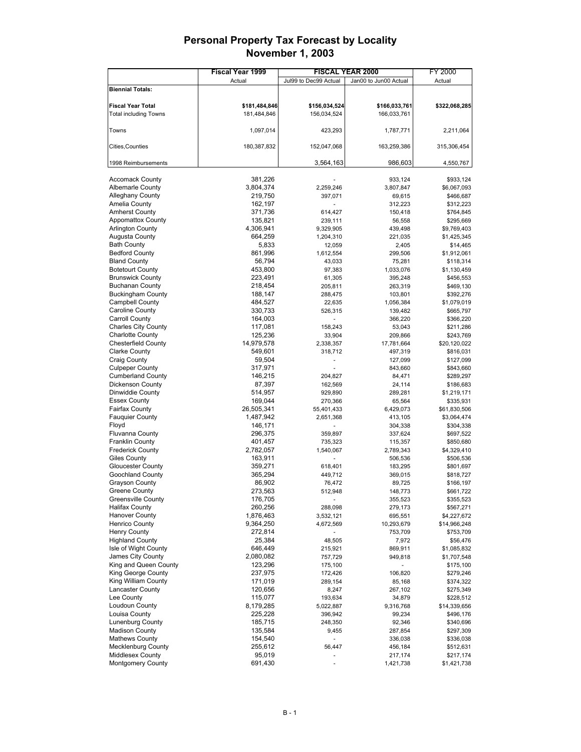# Personal Property Tax Forecast by Locality
## November 1, 2003

| | Fiscal Year 1999 | FISCAL YEAR 2000 | | FY 2000 |
|---|---|---|---|---|
| | Actual | Jul99 to Dec99 Actual | Jan00 to Jun00 Actual | Actual |
| **Biennial Totals:** | | | | |
| **Fiscal Year Total** | **$181,484,846** | **$156,034,524** | **$166,033,761** | **$322,068,285** |
| Total including Towns | 181,484,846 | 156,034,524 | 166,033,761 | |
| Towns | 1,097,014 | 423,293 | 1,787,771 | 2,211,064 |
| Cities,Counties | 180,387,832 | 152,047,068 | 163,259,386 | 315,306,454 |
| 1998 Reimbursements | | 3,564,163 | 986,603 | 4,550,767 |
| Accomack County | 381,226 | - | 933,124 | $933,124 |
| Albemarle County | 3,804,374 | 2,259,246 | 3,807,847 | $6,067,093 |
| Alleghany County | 219,750 | 397,071 | 69,615 | $466,687 |
| Amelia County | 162,197 | - | 312,223 | $312,223 |
| Amherst County | 371,736 | 614,427 | 150,418 | $764,845 |
| Appomattox County | 135,821 | 239,111 | 56,558 | $295,669 |
| Arlington County | 4,306,941 | 9,329,905 | 439,498 | $9,769,403 |
| Augusta County | 664,259 | 1,204,310 | 221,035 | $1,425,345 |
| Bath County | 5,833 | 12,059 | 2,405 | $14,465 |
| Bedford County | 861,996 | 1,612,554 | 299,506 | $1,912,061 |
| Bland County | 56,794 | 43,033 | 75,281 | $118,314 |
| Botetourt County | 453,800 | 97,383 | 1,033,076 | $1,130,459 |
| Brunswick County | 223,491 | 61,305 | 395,248 | $456,553 |
| Buchanan County | 218,454 | 205,811 | 263,319 | $469,130 |
| Buckingham County | 188,147 | 288,475 | 103,801 | $392,276 |
| Campbell County | 484,527 | 22,635 | 1,056,384 | $1,079,019 |
| Caroline County | 330,733 | 526,315 | 139,482 | $665,797 |
| Carroll County | 164,003 | - | 366,220 | $366,220 |
| Charles City County | 117,081 | 158,243 | 53,043 | $211,286 |
| Charlotte County | 125,236 | 33,904 | 209,866 | $243,769 |
| Chesterfield County | 14,979,578 | 2,338,357 | 17,781,664 | $20,120,022 |
| Clarke County | 549,601 | 318,712 | 497,319 | $816,031 |
| Craig County | 59,504 | - | 127,099 | $127,099 |
| Culpeper County | 317,971 | - | 843,660 | $843,660 |
| Cumberland County | 146,215 | 204,827 | 84,471 | $289,297 |
| Dickenson County | 87,397 | 162,569 | 24,114 | $186,683 |
| Dinwiddie County | 514,957 | 929,890 | 289,281 | $1,219,171 |
| Essex County | 169,044 | 270,366 | 65,564 | $335,931 |
| Fairfax County | 26,505,341 | 55,401,433 | 6,429,073 | $61,830,506 |
| Fauquier County | 1,487,942 | 2,651,368 | 413,105 | $3,064,474 |
| Floyd | 146,171 | - | 304,338 | $304,338 |
| Fluvanna County | 296,375 | 359,897 | 337,624 | $697,522 |
| Franklin County | 401,457 | 735,323 | 115,357 | $850,680 |
| Frederick County | 2,782,057 | 1,540,067 | 2,789,343 | $4,329,410 |
| Giles County | 163,911 | - | 506,536 | $506,536 |
| Gloucester County | 359,271 | 618,401 | 183,295 | $801,697 |
| Goochland County | 365,294 | 449,712 | 369,015 | $818,727 |
| Grayson County | 86,902 | 76,472 | 89,725 | $166,197 |
| Greene County | 273,563 | 512,948 | 148,773 | $661,722 |
| Greensville County | 176,705 | - | 355,523 | $355,523 |
| Halifax County | 260,256 | 288,098 | 279,173 | $567,271 |
| Hanover County | 1,876,463 | 3,532,121 | 695,551 | $4,227,672 |
| Henrico County | 9,364,250 | 4,672,569 | 10,293,679 | $14,966,248 |
| Henry County | 272,814 | - | 753,709 | $753,709 |
| Highland County | 25,384 | 48,505 | 7,972 | $56,476 |
| Isle of Wight County | 646,449 | 215,921 | 869,911 | $1,085,832 |
| James City County | 2,080,082 | 757,729 | 949,818 | $1,707,548 |
| King and Queen County | 123,296 | 175,100 | - | $175,100 |
| King George County | 237,975 | 172,426 | 106,820 | $279,246 |
| King William County | 171,019 | 289,154 | 85,168 | $374,322 |
| Lancaster County | 120,656 | 8,247 | 267,102 | $275,349 |
| Lee County | 115,077 | 193,634 | 34,879 | $228,512 |
| Loudoun County | 8,179,285 | 5,022,887 | 9,316,768 | $14,339,656 |
| Louisa County | 225,228 | 396,942 | 99,234 | $496,176 |
| Lunenburg County | 185,715 | 248,350 | 92,346 | $340,696 |
| Madison County | 135,584 | 9,455 | 287,854 | $297,309 |
| Mathews County | 154,540 | - | 336,038 | $336,038 |
| Mecklenburg County | 255,612 | 56,447 | 456,184 | $512,631 |
| Middlesex County | 95,019 | - | 217,174 | $217,174 |
| Montgomery County | 691,430 | - | 1,421,738 | $1,421,738 |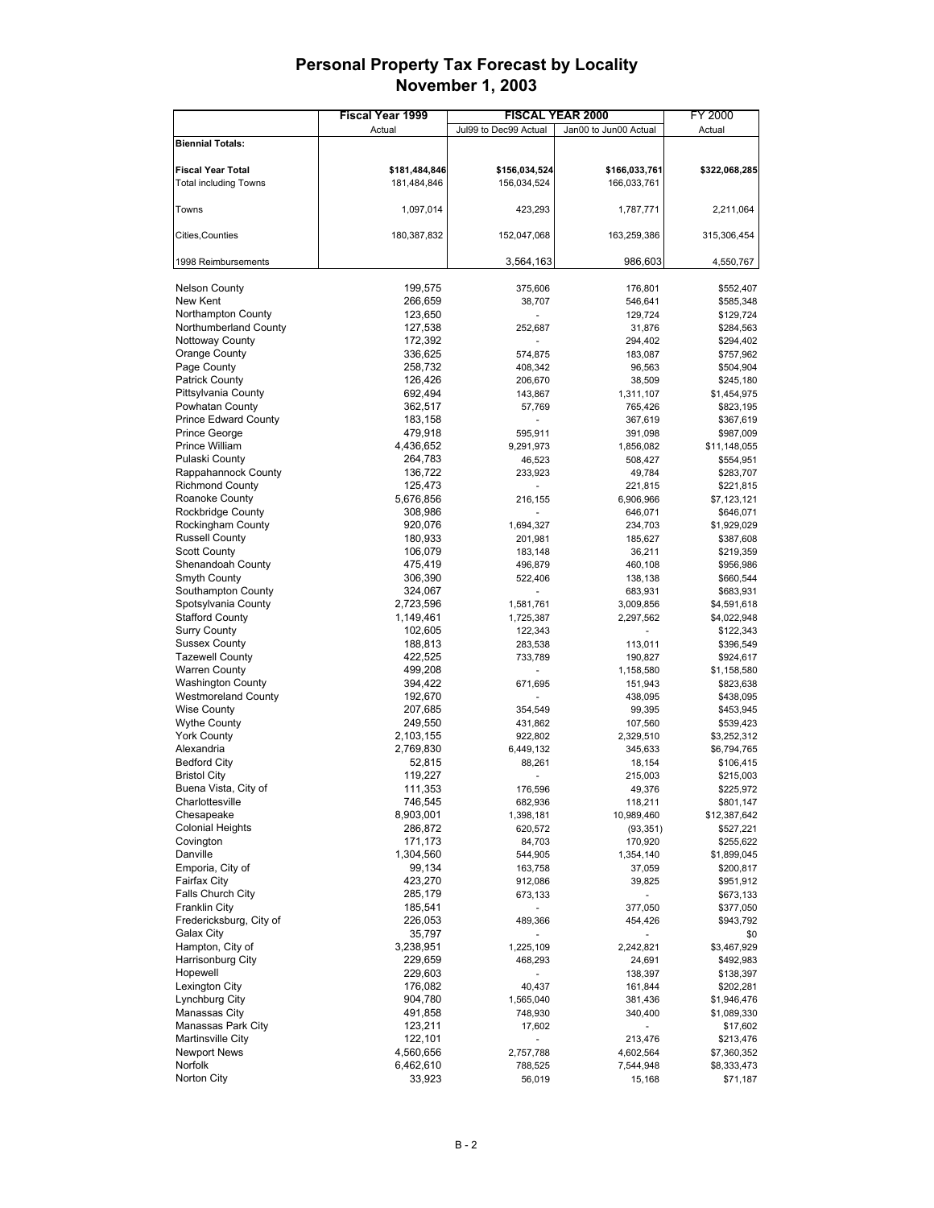# Personal Property Tax Forecast by Locality
## November 1, 2003

| | Fiscal Year 1999 | FISCAL YEAR 2000 | | FY 2000 |
|---|---|---|---|---|
| | Actual | Jul99 to Dec99 Actual | Jan00 to Jun00 Actual | Actual |
| **Biennial Totals:** | | | | |
| **Fiscal Year Total** | **$181,484,846** | **$156,034,524** | **$166,033,761** | **$322,068,285** |
| Total including Towns | 181,484,846 | 156,034,524 | 166,033,761 | |
| Towns | 1,097,014 | 423,293 | 1,787,771 | 2,211,064 |
| Cities,Counties | 180,387,832 | 152,047,068 | 163,259,386 | 315,306,454 |
| 1998 Reimbursements | | 3,564,163 | 986,603 | 4,550,767 |
| Nelson County | 199,575 | 375,606 | 176,801 | $552,407 |
| New Kent | 266,659 | 38,707 | 546,641 | $585,348 |
| Northampton County | 123,650 | - | 129,724 | $129,724 |
| Northumberland County | 127,538 | 252,687 | 31,876 | $284,563 |
| Nottoway County | 172,392 | - | 294,402 | $294,402 |
| Orange County | 336,625 | 574,875 | 183,087 | $757,962 |
| Page County | 258,732 | 408,342 | 96,563 | $504,904 |
| Patrick County | 126,426 | 206,670 | 38,509 | $245,180 |
| Pittsylvania County | 692,494 | 143,867 | 1,311,107 | $1,454,975 |
| Powhatan County | 362,517 | 57,769 | 765,426 | $823,195 |
| Prince Edward County | 183,158 | - | 367,619 | $367,619 |
| Prince George | 479,918 | 595,911 | 391,098 | $987,009 |
| Prince William | 4,436,652 | 9,291,973 | 1,856,082 | $11,148,055 |
| Pulaski County | 264,783 | 46,523 | 508,427 | $554,951 |
| Rappahannock County | 136,722 | 233,923 | 49,784 | $283,707 |
| Richmond County | 125,473 | - | 221,815 | $221,815 |
| Roanoke County | 5,676,856 | 216,155 | 6,906,966 | $7,123,121 |
| Rockbridge County | 308,986 | - | 646,071 | $646,071 |
| Rockingham County | 920,076 | 1,694,327 | 234,703 | $1,929,029 |
| Russell County | 180,933 | 201,981 | 185,627 | $387,608 |
| Scott County | 106,079 | 183,148 | 36,211 | $219,359 |
| Shenandoah County | 475,419 | 496,879 | 460,108 | $956,986 |
| Smyth County | 306,390 | 522,406 | 138,138 | $660,544 |
| Southampton County | 324,067 | - | 683,931 | $683,931 |
| Spotsylvania County | 2,723,596 | 1,581,761 | 3,009,856 | $4,591,618 |
| Stafford County | 1,149,461 | 1,725,387 | 2,297,562 | $4,022,948 |
| Surry County | 102,605 | 122,343 | - | $122,343 |
| Sussex County | 188,813 | 283,538 | 113,011 | $396,549 |
| Tazewell County | 422,525 | 733,789 | 190,827 | $924,617 |
| Warren County | 499,208 | - | 1,158,580 | $1,158,580 |
| Washington County | 394,422 | 671,695 | 151,943 | $823,638 |
| Westmoreland County | 192,670 | - | 438,095 | $438,095 |
| Wise County | 207,685 | 354,549 | 99,395 | $453,945 |
| Wythe County | 249,550 | 431,862 | 107,560 | $539,423 |
| York County | 2,103,155 | 922,802 | 2,329,510 | $3,252,312 |
| Alexandria | 2,769,830 | 6,449,132 | 345,633 | $6,794,765 |
| Bedford City | 52,815 | 88,261 | 18,154 | $106,415 |
| Bristol City | 119,227 | - | 215,003 | $215,003 |
| Buena Vista, City of | 111,353 | 176,596 | 49,376 | $225,972 |
| Charlottesville | 746,545 | 682,936 | 118,211 | $801,147 |
| Chesapeake | 8,903,001 | 1,398,181 | 10,989,460 | $12,387,642 |
| Colonial Heights | 286,872 | 620,572 | (93,351) | $527,221 |
| Covington | 171,173 | 84,703 | 170,920 | $255,622 |
| Danville | 1,304,560 | 544,905 | 1,354,140 | $1,899,045 |
| Emporia, City of | 99,134 | 163,758 | 37,059 | $200,817 |
| Fairfax City | 423,270 | 912,086 | 39,825 | $951,912 |
| Falls Church City | 285,179 | 673,133 | - | $673,133 |
| Franklin City | 185,541 | - | 377,050 | $377,050 |
| Fredericksburg, City of | 226,053 | 489,366 | 454,426 | $943,792 |
| Galax City | 35,797 | - | - | $0 |
| Hampton, City of | 3,238,951 | 1,225,109 | 2,242,821 | $3,467,929 |
| Harrisonburg City | 229,659 | 468,293 | 24,691 | $492,983 |
| Hopewell | 229,603 | - | 138,397 | $138,397 |
| Lexington City | 176,082 | 40,437 | 161,844 | $202,281 |
| Lynchburg City | 904,780 | 1,565,040 | 381,436 | $1,946,476 |
| Manassas City | 491,858 | 748,930 | 340,400 | $1,089,330 |
| Manassas Park City | 123,211 | 17,602 | - | $17,602 |
| Martinsville City | 122,101 | - | 213,476 | $213,476 |
| Newport News | 4,560,656 | 2,757,788 | 4,602,564 | $7,360,352 |
| Norfolk | 6,462,610 | 788,525 | 7,544,948 | $8,333,473 |
| Norton City | 33,923 | 56,019 | 15,168 | $71,187 |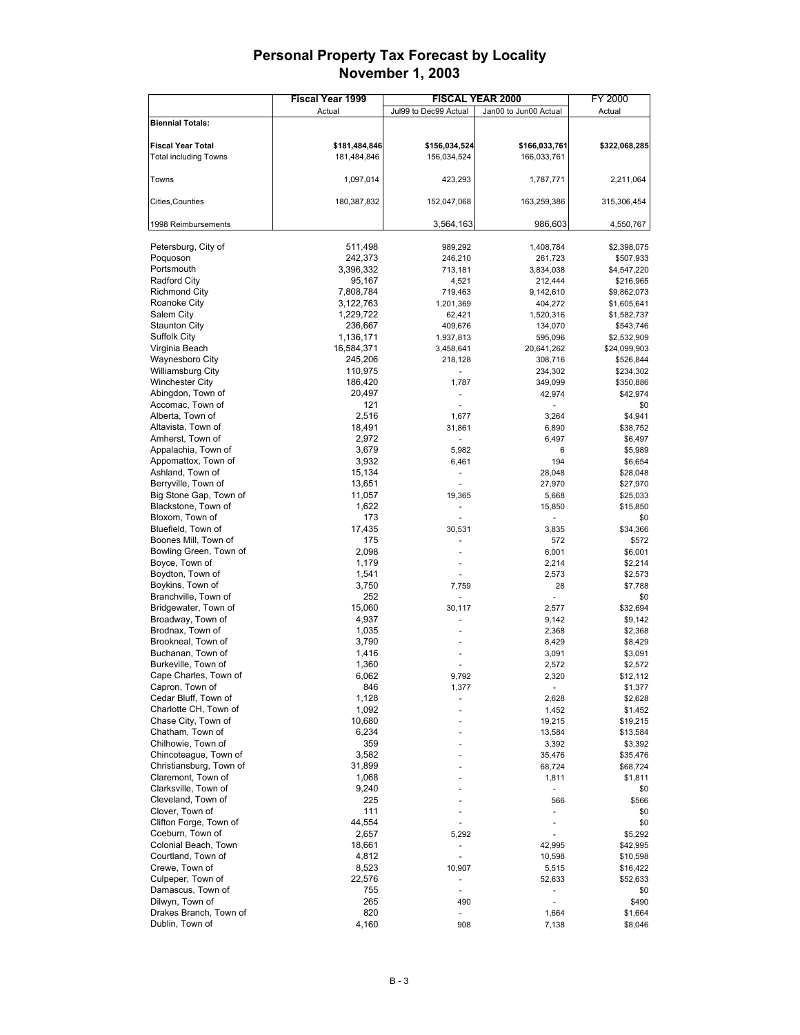# Personal Property Tax Forecast by Locality
## November 1, 2003

| | Fiscal Year 1999 | FISCAL YEAR 2000 | | FY 2000 |
|---|---|---|---|---|
| | Actual | Jul99 to Dec99 Actual | Jan00 to Jun00 Actual | Actual |
| **Biennial Totals:** | | | | |
| **Fiscal Year Total** | **$181,484,846** | **$156,034,524** | **$166,033,761** | **$322,068,285** |
| Total including Towns | 181,484,846 | 156,034,524 | 166,033,761 | |
| Towns | 1,097,014 | 423,293 | 1,787,771 | 2,211,064 |
| Cities,Counties | 180,387,832 | 152,047,068 | 163,259,386 | 315,306,454 |
| 1998 Reimbursements | | 3,564,163 | 986,603 | 4,550,767 |
| Petersburg, City of | 511,498 | 989,292 | 1,408,784 | $2,398,075 |
| Poquoson | 242,373 | 246,210 | 261,723 | $507,933 |
| Portsmouth | 3,396,332 | 713,181 | 3,834,038 | $4,547,220 |
| Radford City | 95,167 | 4,521 | 212,444 | $216,965 |
| Richmond City | 7,808,784 | 719,463 | 9,142,610 | $9,862,073 |
| Roanoke City | 3,122,763 | 1,201,369 | 404,272 | $1,605,641 |
| Salem City | 1,229,722 | 62,421 | 1,520,316 | $1,582,737 |
| Staunton City | 236,667 | 409,676 | 134,070 | $543,746 |
| Suffolk City | 1,136,171 | 1,937,813 | 595,096 | $2,532,909 |
| Virginia Beach | 16,584,371 | 3,458,641 | 20,641,262 | $24,099,903 |
| Waynesboro City | 245,206 | 218,128 | 308,716 | $526,844 |
| Williamsburg City | 110,975 | - | 234,302 | $234,302 |
| Winchester City | 186,420 | 1,787 | 349,099 | $350,886 |
| Abingdon, Town of | 20,497 | - | 42,974 | $42,974 |
| Accomac, Town of | 121 | - | - | $0 |
| Alberta, Town of | 2,516 | 1,677 | 3,264 | $4,941 |
| Altavista, Town of | 18,491 | 31,861 | 6,890 | $38,752 |
| Amherst, Town of | 2,972 | - | 6,497 | $6,497 |
| Appalachia, Town of | 3,679 | 5,982 | 6 | $5,989 |
| Appomattox, Town of | 3,932 | 6,461 | 194 | $6,654 |
| Ashland, Town of | 15,134 | - | 28,048 | $28,048 |
| Berryville, Town of | 13,651 | - | 27,970 | $27,970 |
| Big Stone Gap, Town of | 11,057 | 19,365 | 5,668 | $25,033 |
| Blackstone, Town of | 1,622 | - | 15,850 | $15,850 |
| Bloxom, Town of | 173 | - | - | $0 |
| Bluefield, Town of | 17,435 | 30,531 | 3,835 | $34,366 |
| Boones Mill, Town of | 175 | - | 572 | $572 |
| Bowling Green, Town of | 2,098 | - | 6,001 | $6,001 |
| Boyce, Town of | 1,179 | - | 2,214 | $2,214 |
| Boydton, Town of | 1,541 | - | 2,573 | $2,573 |
| Boykins, Town of | 3,750 | 7,759 | 28 | $7,788 |
| Branchville, Town of | 252 | - | - | $0 |
| Bridgewater, Town of | 15,060 | 30,117 | 2,577 | $32,694 |
| Broadway, Town of | 4,937 | - | 9,142 | $9,142 |
| Brodnax, Town of | 1,035 | - | 2,368 | $2,368 |
| Brookneal, Town of | 3,790 | - | 8,429 | $8,429 |
| Buchanan, Town of | 1,416 | - | 3,091 | $3,091 |
| Burkeville, Town of | 1,360 | - | 2,572 | $2,572 |
| Cape Charles, Town of | 6,062 | 9,792 | 2,320 | $12,112 |
| Capron, Town of | 846 | 1,377 | - | $1,377 |
| Cedar Bluff, Town of | 1,128 | - | 2,628 | $2,628 |
| Charlotte CH, Town of | 1,092 | - | 1,452 | $1,452 |
| Chase City, Town of | 10,680 | - | 19,215 | $19,215 |
| Chatham, Town of | 6,234 | - | 13,584 | $13,584 |
| Chilhowie, Town of | 359 | - | 3,392 | $3,392 |
| Chincoteague, Town of | 3,582 | - | 35,476 | $35,476 |
| Christiansburg, Town of | 31,899 | - | 68,724 | $68,724 |
| Claremont, Town of | 1,068 | - | 1,811 | $1,811 |
| Clarksville, Town of | 9,240 | - | - | $0 |
| Cleveland, Town of | 225 | - | 566 | $566 |
| Clover, Town of | 111 | - | - | $0 |
| Clifton Forge, Town of | 44,554 | - | - | $0 |
| Coeburn, Town of | 2,657 | 5,292 | - | $5,292 |
| Colonial Beach, Town | 18,661 | - | 42,995 | $42,995 |
| Courtland, Town of | 4,812 | - | 10,598 | $10,598 |
| Crewe, Town of | 8,523 | 10,907 | 5,515 | $16,422 |
| Culpeper, Town of | 22,576 | - | 52,633 | $52,633 |
| Damascus, Town of | 755 | - | - | $0 |
| Dilwyn, Town of | 265 | 490 | - | $490 |
| Drakes Branch, Town of | 820 | - | 1,664 | $1,664 |
| Dublin, Town of | 4,160 | 908 | 7,138 | $8,046 |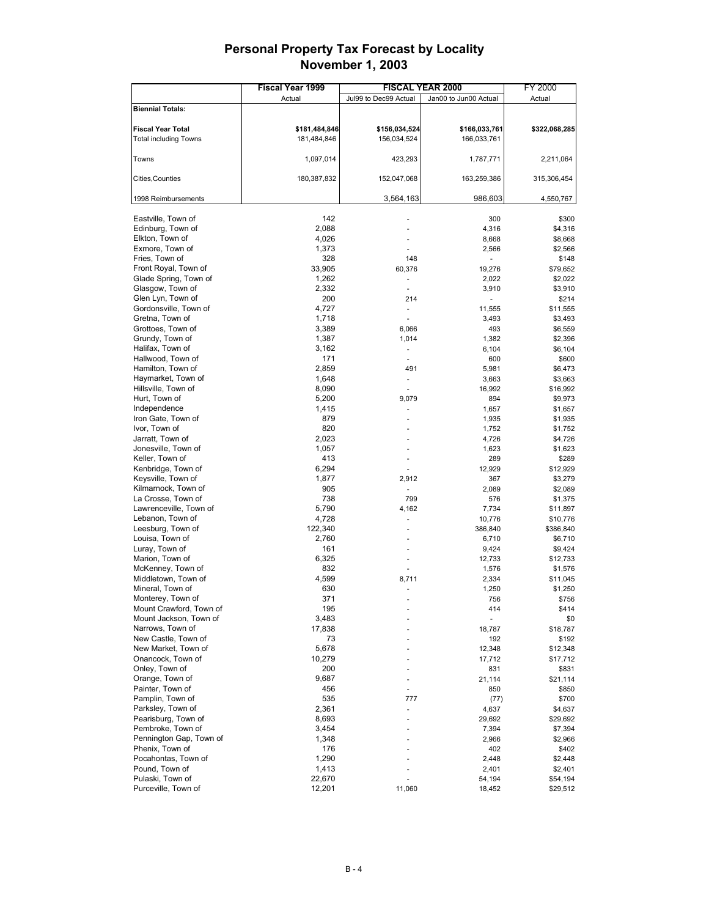# Personal Property Tax Forecast by Locality
## November 1, 2003

| | Fiscal Year 1999 | FISCAL YEAR 2000 | | FY 2000 |
|---|---|---|---|---|
| | Actual | Jul99 to Dec99 Actual | Jan00 to Jun00 Actual | Actual |
| **Biennial Totals:** | | | | |
| **Fiscal Year Total** | **$181,484,846** | **$156,034,524** | **$166,033,761** | **$322,068,285** |
| Total including Towns | 181,484,846 | 156,034,524 | 166,033,761 | |
| Towns | 1,097,014 | 423,293 | 1,787,771 | 2,211,064 |
| Cities,Counties | 180,387,832 | 152,047,068 | 163,259,386 | 315,306,454 |
| 1998 Reimbursements | | 3,564,163 | 986,603 | 4,550,767 |
| Eastville, Town of | 142 | - | 300 | $300 |
| Edinburg, Town of | 2,088 | - | 4,316 | $4,316 |
| Elkton, Town of | 4,026 | - | 8,668 | $8,668 |
| Exmore, Town of | 1,373 | - | 2,566 | $2,566 |
| Fries, Town of | 328 | 148 | - | $148 |
| Front Royal, Town of | 33,905 | 60,376 | 19,276 | $79,652 |
| Glade Spring, Town of | 1,262 | - | 2,022 | $2,022 |
| Glasgow, Town of | 2,332 | - | 3,910 | $3,910 |
| Glen Lyn, Town of | 200 | 214 | - | $214 |
| Gordonsville, Town of | 4,727 | - | 11,555 | $11,555 |
| Gretna, Town of | 1,718 | - | 3,493 | $3,493 |
| Grottoes, Town of | 3,389 | 6,066 | 493 | $6,559 |
| Grundy, Town of | 1,387 | 1,014 | 1,382 | $2,396 |
| Halifax, Town of | 3,162 | - | 6,104 | $6,104 |
| Hallwood, Town of | 171 | - | 600 | $600 |
| Hamilton, Town of | 2,859 | 491 | 5,981 | $6,473 |
| Haymarket, Town of | 1,648 | - | 3,663 | $3,663 |
| Hillsville, Town of | 8,090 | - | 16,992 | $16,992 |
| Hurt, Town of | 5,200 | 9,079 | 894 | $9,973 |
| Independence | 1,415 | - | 1,657 | $1,657 |
| Iron Gate, Town of | 879 | - | 1,935 | $1,935 |
| Ivor, Town of | 820 | - | 1,752 | $1,752 |
| Jarratt, Town of | 2,023 | - | 4,726 | $4,726 |
| Jonesville, Town of | 1,057 | - | 1,623 | $1,623 |
| Keller, Town of | 413 | - | 289 | $289 |
| Kenbridge, Town of | 6,294 | - | 12,929 | $12,929 |
| Keysville, Town of | 1,877 | 2,912 | 367 | $3,279 |
| Kilmarnock, Town of | 905 | - | 2,089 | $2,089 |
| La Crosse, Town of | 738 | 799 | 576 | $1,375 |
| Lawrenceville, Town of | 5,790 | 4,162 | 7,734 | $11,897 |
| Lebanon, Town of | 4,728 | - | 10,776 | $10,776 |
| Leesburg, Town of | 122,340 | - | 386,840 | $386,840 |
| Louisa, Town of | 2,760 | - | 6,710 | $6,710 |
| Luray, Town of | 161 | - | 9,424 | $9,424 |
| Marion, Town of | 6,325 | - | 12,733 | $12,733 |
| McKenney, Town of | 832 | - | 1,576 | $1,576 |
| Middletown, Town of | 4,599 | 8,711 | 2,334 | $11,045 |
| Mineral, Town of | 630 | - | 1,250 | $1,250 |
| Monterey, Town of | 371 | - | 756 | $756 |
| Mount Crawford, Town of | 195 | - | 414 | $414 |
| Mount Jackson, Town of | 3,483 | - | - | $0 |
| Narrows, Town of | 17,838 | - | 18,787 | $18,787 |
| New Castle, Town of | 73 | - | 192 | $192 |
| New Market, Town of | 5,678 | - | 12,348 | $12,348 |
| Onancock, Town of | 10,279 | - | 17,712 | $17,712 |
| Onley, Town of | 200 | - | 831 | $831 |
| Orange, Town of | 9,687 | - | 21,114 | $21,114 |
| Painter, Town of | 456 | - | 850 | $850 |
| Pamplin, Town of | 535 | 777 | (77) | $700 |
| Parksley, Town of | 2,361 | - | 4,637 | $4,637 |
| Pearisburg, Town of | 8,693 | - | 29,692 | $29,692 |
| Pembroke, Town of | 3,454 | - | 7,394 | $7,394 |
| Pennington Gap, Town of | 1,348 | - | 2,966 | $2,966 |
| Phenix, Town of | 176 | - | 402 | $402 |
| Pocahontas, Town of | 1,290 | - | 2,448 | $2,448 |
| Pound, Town of | 1,413 | - | 2,401 | $2,401 |
| Pulaski, Town of | 22,670 | - | 54,194 | $54,194 |
| Purceville, Town of | 12,201 | 11,060 | 18,452 | $29,512 |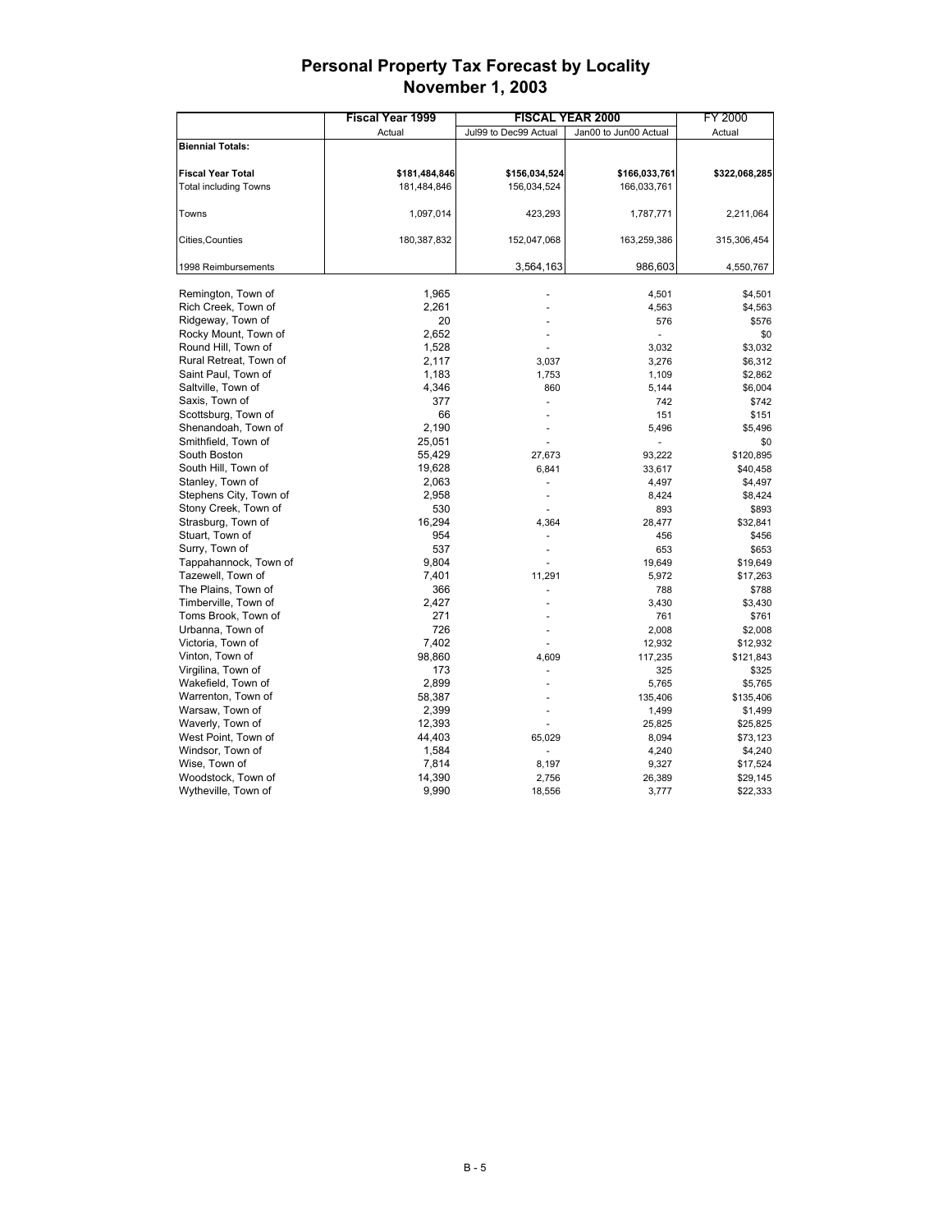# Personal Property Tax Forecast by Locality
## November 1, 2003

| | Fiscal Year 1999 | FISCAL YEAR 2000 | | FY 2000 |
|---|---|---|---|---|
| | Actual | Jul99 to Dec99 Actual | Jan00 to Jun00 Actual | Actual |
| **Biennial Totals:** | | | | |
| **Fiscal Year Total** | **$181,484,846** | **$156,034,524** | **$166,033,761** | **$322,068,285** |
| Total including Towns | 181,484,846 | 156,034,524 | 166,033,761 | |
| Towns | 1,097,014 | 423,293 | 1,787,771 | 2,211,064 |
| Cities,Counties | 180,387,832 | 152,047,068 | 163,259,386 | 315,306,454 |
| 1998 Reimbursements | | 3,564,163 | 986,603 | 4,550,767 |
| Remington, Town of | 1,965 | - | 4,501 | $4,501 |
| Rich Creek, Town of | 2,261 | - | 4,563 | $4,563 |
| Ridgeway, Town of | 20 | - | 576 | $576 |
| Rocky Mount, Town of | 2,652 | - | - | $0 |
| Round Hill, Town of | 1,528 | - | 3,032 | $3,032 |
| Rural Retreat, Town of | 2,117 | 3,037 | 3,276 | $6,312 |
| Saint Paul, Town of | 1,183 | 1,753 | 1,109 | $2,862 |
| Saltville, Town of | 4,346 | 860 | 5,144 | $6,004 |
| Saxis, Town of | 377 | - | 742 | $742 |
| Scottsburg, Town of | 66 | - | 151 | $151 |
| Shenandoah, Town of | 2,190 | - | 5,496 | $5,496 |
| Smithfield, Town of | 25,051 | - | - | $0 |
| South Boston | 55,429 | 27,673 | 93,222 | $120,895 |
| South Hill, Town of | 19,628 | 6,841 | 33,617 | $40,458 |
| Stanley, Town of | 2,063 | - | 4,497 | $4,497 |
| Stephens City, Town of | 2,958 | - | 8,424 | $8,424 |
| Stony Creek, Town of | 530 | - | 893 | $893 |
| Strasburg, Town of | 16,294 | 4,364 | 28,477 | $32,841 |
| Stuart, Town of | 954 | - | 456 | $456 |
| Surry, Town of | 537 | - | 653 | $653 |
| Tappahannock, Town of | 9,804 | - | 19,649 | $19,649 |
| Tazewell, Town of | 7,401 | 11,291 | 5,972 | $17,263 |
| The Plains, Town of | 366 | - | 788 | $788 |
| Timberville, Town of | 2,427 | - | 3,430 | $3,430 |
| Toms Brook, Town of | 271 | - | 761 | $761 |
| Urbanna, Town of | 726 | - | 2,008 | $2,008 |
| Victoria, Town of | 7,402 | - | 12,932 | $12,932 |
| Vinton, Town of | 98,860 | 4,609 | 117,235 | $121,843 |
| Virgilina, Town of | 173 | - | 325 | $325 |
| Wakefield, Town of | 2,899 | - | 5,765 | $5,765 |
| Warrenton, Town of | 58,387 | - | 135,406 | $135,406 |
| Warsaw, Town of | 2,399 | - | 1,499 | $1,499 |
| Waverly, Town of | 12,393 | - | 25,825 | $25,825 |
| West Point, Town of | 44,403 | 65,029 | 8,094 | $73,123 |
| Windsor, Town of | 1,584 | - | 4,240 | $4,240 |
| Wise, Town of | 7,814 | 8,197 | 9,327 | $17,524 |
| Woodstock, Town of | 14,390 | 2,756 | 26,389 | $29,145 |
| Wytheville, Town of | 9,990 | 18,556 | 3,777 | $22,333 |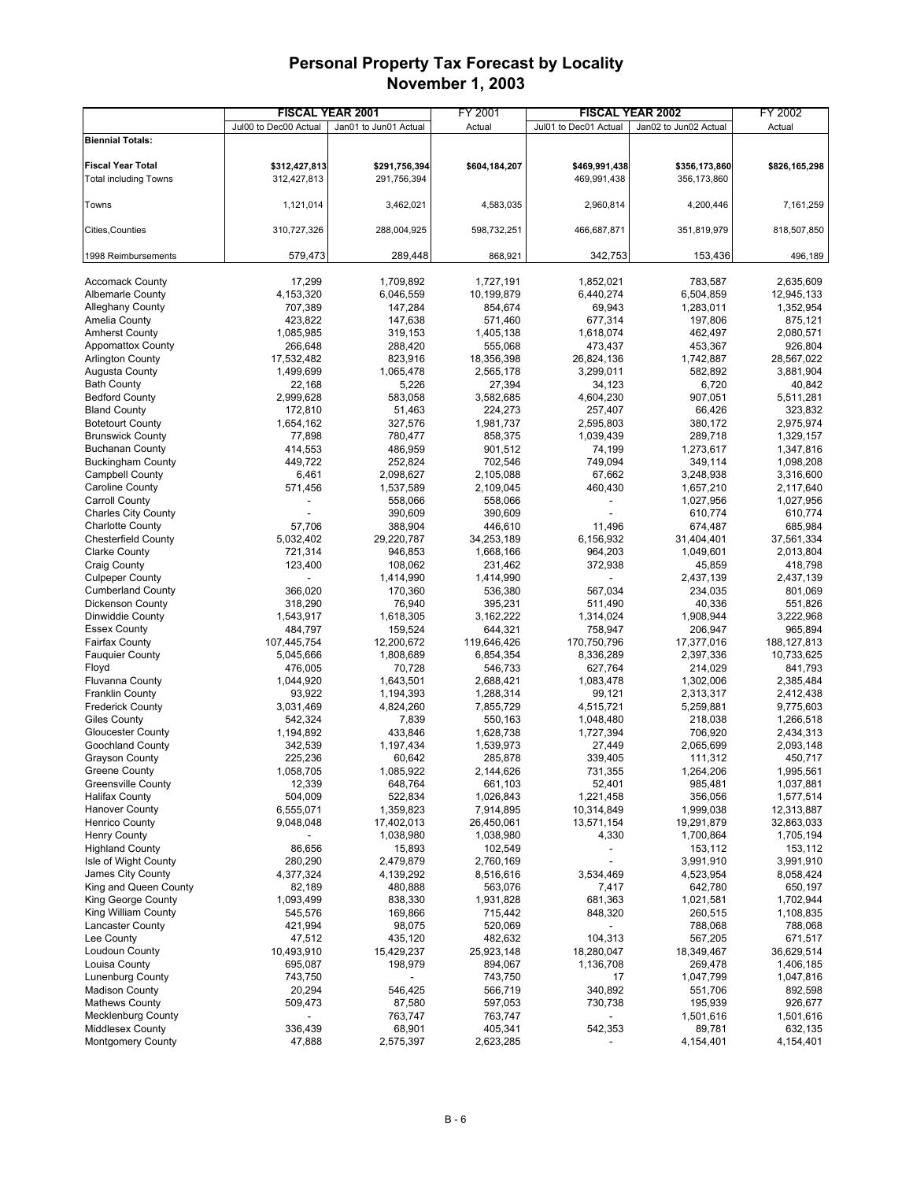# Personal Property Tax Forecast by Locality
## November 1, 2003

| | FISCAL YEAR 2001 | | FY 2001 | FISCAL YEAR 2002 | | FY 2002 |
|---|---|---|---|---|---|---|
| | Jul00 to Dec00 Actual | Jan01 to Jun01 Actual | Actual | Jul01 to Dec01 Actual | Jan02 to Jun02 Actual | Actual |
| **Biennial Totals:** | | | | | | |
| **Fiscal Year Total** | **$312,427,813** | **$291,756,394** | **$604,184,207** | **$469,991,438** | **$356,173,860** | **$826,165,298** |
| Total including Towns | 312,427,813 | 291,756,394 | | 469,991,438 | 356,173,860 | |
| Towns | 1,121,014 | 3,462,021 | 4,583,035 | 2,960,814 | 4,200,446 | 7,161,259 |
| Cities,Counties | 310,727,326 | 288,004,925 | 598,732,251 | 466,687,871 | 351,819,979 | 818,507,850 |
| 1998 Reimbursements | 579,473 | 289,448 | 868,921 | 342,753 | 153,436 | 496,189 |
| Accomack County | 17,299 | 1,709,892 | 1,727,191 | 1,852,021 | 783,587 | 2,635,609 |
| Albemarle County | 4,153,320 | 6,046,559 | 10,199,879 | 6,440,274 | 6,504,859 | 12,945,133 |
| Alleghany County | 707,389 | 147,284 | 854,674 | 69,943 | 1,283,011 | 1,352,954 |
| Amelia County | 423,822 | 147,638 | 571,460 | 677,314 | 197,806 | 875,121 |
| Amherst County | 1,085,985 | 319,153 | 1,405,138 | 1,618,074 | 462,497 | 2,080,571 |
| Appomattox County | 266,648 | 288,420 | 555,068 | 473,437 | 453,367 | 926,804 |
| Arlington County | 17,532,482 | 823,916 | 18,356,398 | 26,824,136 | 1,742,887 | 28,567,022 |
| Augusta County | 1,499,699 | 1,065,478 | 2,565,178 | 3,299,011 | 582,892 | 3,881,904 |
| Bath County | 22,168 | 5,226 | 27,394 | 34,123 | 6,720 | 40,842 |
| Bedford County | 2,999,628 | 583,058 | 3,582,685 | 4,604,230 | 907,051 | 5,511,281 |
| Bland County | 172,810 | 51,463 | 224,273 | 257,407 | 66,426 | 323,832 |
| Botetourt County | 1,654,162 | 327,576 | 1,981,737 | 2,595,803 | 380,172 | 2,975,974 |
| Brunswick County | 77,898 | 780,477 | 858,375 | 1,039,439 | 289,718 | 1,329,157 |
| Buchanan County | 414,553 | 486,959 | 901,512 | 74,199 | 1,273,617 | 1,347,816 |
| Buckingham County | 449,722 | 252,824 | 702,546 | 749,094 | 349,114 | 1,098,208 |
| Campbell County | 6,461 | 2,098,627 | 2,105,088 | 67,662 | 3,248,938 | 3,316,600 |
| Caroline County | 571,456 | 1,537,589 | 2,109,045 | 460,430 | 1,657,210 | 2,117,640 |
| Carroll County | - | 558,066 | 558,066 | - | 1,027,956 | 1,027,956 |
| Charles City County | - | 390,609 | 390,609 | - | 610,774 | 610,774 |
| Charlotte County | 57,706 | 388,904 | 446,610 | 11,496 | 674,487 | 685,984 |
| Chesterfield County | 5,032,402 | 29,220,787 | 34,253,189 | 6,156,932 | 31,404,401 | 37,561,334 |
| Clarke County | 721,314 | 946,853 | 1,668,166 | 964,203 | 1,049,601 | 2,013,804 |
| Craig County | 123,400 | 108,062 | 231,462 | 372,938 | 45,859 | 418,798 |
| Culpeper County | - | 1,414,990 | 1,414,990 | - | 2,437,139 | 2,437,139 |
| Cumberland County | 366,020 | 170,360 | 536,380 | 567,034 | 234,035 | 801,069 |
| Dickenson County | 318,290 | 76,940 | 395,231 | 511,490 | 40,336 | 551,826 |
| Dinwiddie County | 1,543,917 | 1,618,305 | 3,162,222 | 1,314,024 | 1,908,944 | 3,222,968 |
| Essex County | 484,797 | 159,524 | 644,321 | 758,947 | 206,947 | 965,894 |
| Fairfax County | 107,445,754 | 12,200,672 | 119,646,426 | 170,750,796 | 17,377,016 | 188,127,813 |
| Fauquier County | 5,045,666 | 1,808,689 | 6,854,354 | 8,336,289 | 2,397,336 | 10,733,625 |
| Floyd | 476,005 | 70,728 | 546,733 | 627,764 | 214,029 | 841,793 |
| Fluvanna County | 1,044,920 | 1,643,501 | 2,688,421 | 1,083,478 | 1,302,006 | 2,385,484 |
| Franklin County | 93,922 | 1,194,393 | 1,288,314 | 99,121 | 2,313,317 | 2,412,438 |
| Frederick County | 3,031,469 | 4,824,260 | 7,855,729 | 4,515,721 | 5,259,881 | 9,775,603 |
| Giles County | 542,324 | 7,839 | 550,163 | 1,048,480 | 218,038 | 1,266,518 |
| Gloucester County | 1,194,892 | 433,846 | 1,628,738 | 1,727,394 | 706,920 | 2,434,313 |
| Goochland County | 342,539 | 1,197,434 | 1,539,973 | 27,449 | 2,065,699 | 2,093,148 |
| Grayson County | 225,236 | 60,642 | 285,878 | 339,405 | 111,312 | 450,717 |
| Greene County | 1,058,705 | 1,085,922 | 2,144,626 | 731,355 | 1,264,206 | 1,995,561 |
| Greensville County | 12,339 | 648,764 | 661,103 | 52,401 | 985,481 | 1,037,881 |
| Halifax County | 504,009 | 522,834 | 1,026,843 | 1,221,458 | 356,056 | 1,577,514 |
| Hanover County | 6,555,071 | 1,359,823 | 7,914,895 | 10,314,849 | 1,999,038 | 12,313,887 |
| Henrico County | 9,048,048 | 17,402,013 | 26,450,061 | 13,571,154 | 19,291,879 | 32,863,033 |
| Henry County | - | 1,038,980 | 1,038,980 | 4,330 | 1,700,864 | 1,705,194 |
| Highland County | 86,656 | 15,893 | 102,549 | - | 153,112 | 153,112 |
| Isle of Wight County | 280,290 | 2,479,879 | 2,760,169 | - | 3,991,910 | 3,991,910 |
| James City County | 4,377,324 | 4,139,292 | 8,516,616 | 3,534,469 | 4,523,954 | 8,058,424 |
| King and Queen County | 82,189 | 480,888 | 563,076 | 7,417 | 642,780 | 650,197 |
| King George County | 1,093,499 | 838,330 | 1,931,828 | 681,363 | 1,021,581 | 1,702,944 |
| King William County | 545,576 | 169,866 | 715,442 | 848,320 | 260,515 | 1,108,835 |
| Lancaster County | 421,994 | 98,075 | 520,069 | - | 788,068 | 788,068 |
| Lee County | 47,512 | 435,120 | 482,632 | 104,313 | 567,205 | 671,517 |
| Loudoun County | 10,493,910 | 15,429,237 | 25,923,148 | 18,280,047 | 18,349,467 | 36,629,514 |
| Louisa County | 695,087 | 198,979 | 894,067 | 1,136,708 | 269,478 | 1,406,185 |
| Lunenburg County | 743,750 | - | 743,750 | 17 | 1,047,799 | 1,047,816 |
| Madison County | 20,294 | 546,425 | 566,719 | 340,892 | 551,706 | 892,598 |
| Mathews County | 509,473 | 87,580 | 597,053 | 730,738 | 195,939 | 926,677 |
| Mecklenburg County | - | 763,747 | 763,747 | - | 1,501,616 | 1,501,616 |
| Middlesex County | 336,439 | 68,901 | 405,341 | 542,353 | 89,781 | 632,135 |
| Montgomery County | 47,888 | 2,575,397 | 2,623,285 | - | 4,154,401 | 4,154,401 |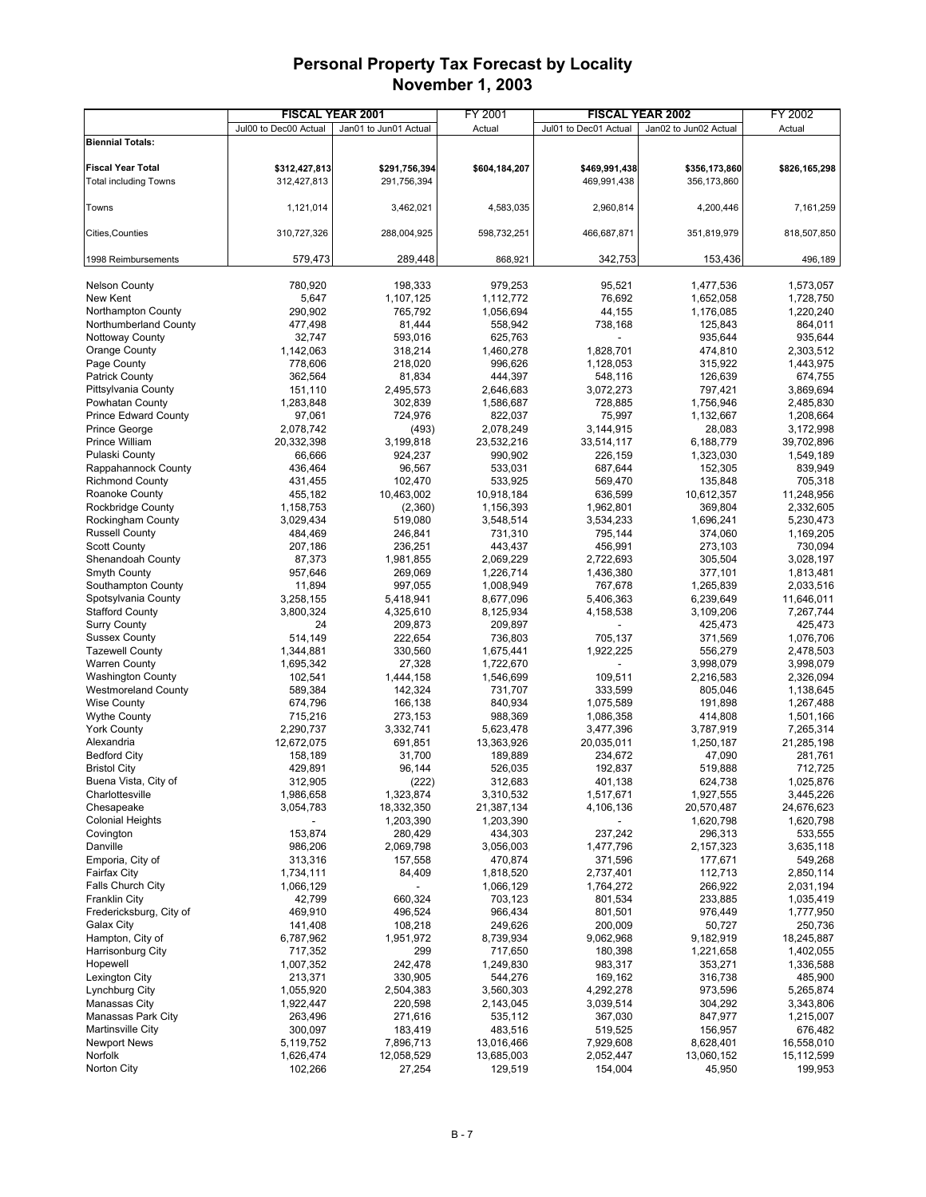# Personal Property Tax Forecast by Locality
# November 1, 2003

| | FISCAL YEAR 2001 | | FY 2001 | FISCAL YEAR 2002 | | FY 2002 |
|---|---|---|---|---|---|---|
| | Jul00 to Dec00 Actual | Jan01 to Jun01 Actual | Actual | Jul01 to Dec01 Actual | Jan02 to Jun02 Actual | Actual |
| **Biennial Totals:** | | | | | | |
| **Fiscal Year Total** | **$312,427,813** | **$291,756,394** | **$604,184,207** | **$469,991,438** | **$356,173,860** | **$826,165,298** |
| Total including Towns | 312,427,813 | 291,756,394 | | 469,991,438 | 356,173,860 | |
| Towns | 1,121,014 | 3,462,021 | 4,583,035 | 2,960,814 | 4,200,446 | 7,161,259 |
| Cities,Counties | 310,727,326 | 288,004,925 | 598,732,251 | 466,687,871 | 351,819,979 | 818,507,850 |
| 1998 Reimbursements | 579,473 | 289,448 | 868,921 | 342,753 | 153,436 | 496,189 |
| Nelson County | 780,920 | 198,333 | 979,253 | 95,521 | 1,477,536 | 1,573,057 |
| New Kent | 5,647 | 1,107,125 | 1,112,772 | 76,692 | 1,652,058 | 1,728,750 |
| Northampton County | 290,902 | 765,792 | 1,056,694 | 44,155 | 1,176,085 | 1,220,240 |
| Northumberland County | 477,498 | 81,444 | 558,942 | 738,168 | 125,843 | 864,011 |
| Nottoway County | 32,747 | 593,016 | 625,763 | - | 935,644 | 935,644 |
| Orange County | 1,142,063 | 318,214 | 1,460,278 | 1,828,701 | 474,810 | 2,303,512 |
| Page County | 778,606 | 218,020 | 996,626 | 1,128,053 | 315,922 | 1,443,975 |
| Patrick County | 362,564 | 81,834 | 444,397 | 548,116 | 126,639 | 674,755 |
| Pittsylvania County | 151,110 | 2,495,573 | 2,646,683 | 3,072,273 | 797,421 | 3,869,694 |
| Powhatan County | 1,283,848 | 302,839 | 1,586,687 | 728,885 | 1,756,946 | 2,485,830 |
| Prince Edward County | 97,061 | 724,976 | 822,037 | 75,997 | 1,132,667 | 1,208,664 |
| Prince George | 2,078,742 | (493) | 2,078,249 | 3,144,915 | 28,083 | 3,172,998 |
| Prince William | 20,332,398 | 3,199,818 | 23,532,216 | 33,514,117 | 6,188,779 | 39,702,896 |
| Pulaski County | 66,666 | 924,237 | 990,902 | 226,159 | 1,323,030 | 1,549,189 |
| Rappahannock County | 436,464 | 96,567 | 533,031 | 687,644 | 152,305 | 839,949 |
| Richmond County | 431,455 | 102,470 | 533,925 | 569,470 | 135,848 | 705,318 |
| Roanoke County | 455,182 | 10,463,002 | 10,918,184 | 636,599 | 10,612,357 | 11,248,956 |
| Rockbridge County | 1,158,753 | (2,360) | 1,156,393 | 1,962,801 | 369,804 | 2,332,605 |
| Rockingham County | 3,029,434 | 519,080 | 3,548,514 | 3,534,233 | 1,696,241 | 5,230,473 |
| Russell County | 484,469 | 246,841 | 731,310 | 795,144 | 374,060 | 1,169,205 |
| Scott County | 207,186 | 236,251 | 443,437 | 456,991 | 273,103 | 730,094 |
| Shenandoah County | 87,373 | 1,981,855 | 2,069,229 | 2,722,693 | 305,504 | 3,028,197 |
| Smyth County | 957,646 | 269,069 | 1,226,714 | 1,436,380 | 377,101 | 1,813,481 |
| Southampton County | 11,894 | 997,055 | 1,008,949 | 767,678 | 1,265,839 | 2,033,516 |
| Spotsylvania County | 3,258,155 | 5,418,941 | 8,677,096 | 5,406,363 | 6,239,649 | 11,646,011 |
| Stafford County | 3,800,324 | 4,325,610 | 8,125,934 | 4,158,538 | 3,109,206 | 7,267,744 |
| Surry County | 24 | 209,873 | 209,897 | - | 425,473 | 425,473 |
| Sussex County | 514,149 | 222,654 | 736,803 | 705,137 | 371,569 | 1,076,706 |
| Tazewell County | 1,344,881 | 330,560 | 1,675,441 | 1,922,225 | 556,279 | 2,478,503 |
| Warren County | 1,695,342 | 27,328 | 1,722,670 | - | 3,998,079 | 3,998,079 |
| Washington County | 102,541 | 1,444,158 | 1,546,699 | 109,511 | 2,216,583 | 2,326,094 |
| Westmoreland County | 589,384 | 142,324 | 731,707 | 333,599 | 805,046 | 1,138,645 |
| Wise County | 674,796 | 166,138 | 840,934 | 1,075,589 | 191,898 | 1,267,488 |
| Wythe County | 715,216 | 273,153 | 988,369 | 1,086,358 | 414,808 | 1,501,166 |
| York County | 2,290,737 | 3,332,741 | 5,623,478 | 3,477,396 | 3,787,919 | 7,265,314 |
| Alexandria | 12,672,075 | 691,851 | 13,363,926 | 20,035,011 | 1,250,187 | 21,285,198 |
| Bedford City | 158,189 | 31,700 | 189,889 | 234,672 | 47,090 | 281,761 |
| Bristol City | 429,891 | 96,144 | 526,035 | 192,837 | 519,888 | 712,725 |
| Buena Vista, City of | 312,905 | (222) | 312,683 | 401,138 | 624,738 | 1,025,876 |
| Charlottesville | 1,986,658 | 1,323,874 | 3,310,532 | 1,517,671 | 1,927,555 | 3,445,226 |
| Chesapeake | 3,054,783 | 18,332,350 | 21,387,134 | 4,106,136 | 20,570,487 | 24,676,623 |
| Colonial Heights | - | 1,203,390 | 1,203,390 | - | 1,620,798 | 1,620,798 |
| Covington | 153,874 | 280,429 | 434,303 | 237,242 | 296,313 | 533,555 |
| Danville | 986,206 | 2,069,798 | 3,056,003 | 1,477,796 | 2,157,323 | 3,635,118 |
| Emporia, City of | 313,316 | 157,558 | 470,874 | 371,596 | 177,671 | 549,268 |
| Fairfax City | 1,734,111 | 84,409 | 1,818,520 | 2,737,401 | 112,713 | 2,850,114 |
| Falls Church City | 1,066,129 | - | 1,066,129 | 1,764,272 | 266,922 | 2,031,194 |
| Franklin City | 42,799 | 660,324 | 703,123 | 801,534 | 233,885 | 1,035,419 |
| Fredericksburg, City of | 469,910 | 496,524 | 966,434 | 801,501 | 976,449 | 1,777,950 |
| Galax City | 141,408 | 108,218 | 249,626 | 200,009 | 50,727 | 250,736 |
| Hampton, City of | 6,787,962 | 1,951,972 | 8,739,934 | 9,062,968 | 9,182,919 | 18,245,887 |
| Harrisonburg City | 717,352 | 299 | 717,650 | 180,398 | 1,221,658 | 1,402,055 |
| Hopewell | 1,007,352 | 242,478 | 1,249,830 | 983,317 | 353,271 | 1,336,588 |
| Lexington City | 213,371 | 330,905 | 544,276 | 169,162 | 316,738 | 485,900 |
| Lynchburg City | 1,055,920 | 2,504,383 | 3,560,303 | 4,292,278 | 973,596 | 5,265,874 |
| Manassas City | 1,922,447 | 220,598 | 2,143,045 | 3,039,514 | 304,292 | 3,343,806 |
| Manassas Park City | 263,496 | 271,616 | 535,112 | 367,030 | 847,977 | 1,215,007 |
| Martinsville City | 300,097 | 183,419 | 483,516 | 519,525 | 156,957 | 676,482 |
| Newport News | 5,119,752 | 7,896,713 | 13,016,466 | 7,929,608 | 8,628,401 | 16,558,010 |
| Norfolk | 1,626,474 | 12,058,529 | 13,685,003 | 2,052,447 | 13,060,152 | 15,112,599 |
| Norton City | 102,266 | 27,254 | 129,519 | 154,004 | 45,950 | 199,953 |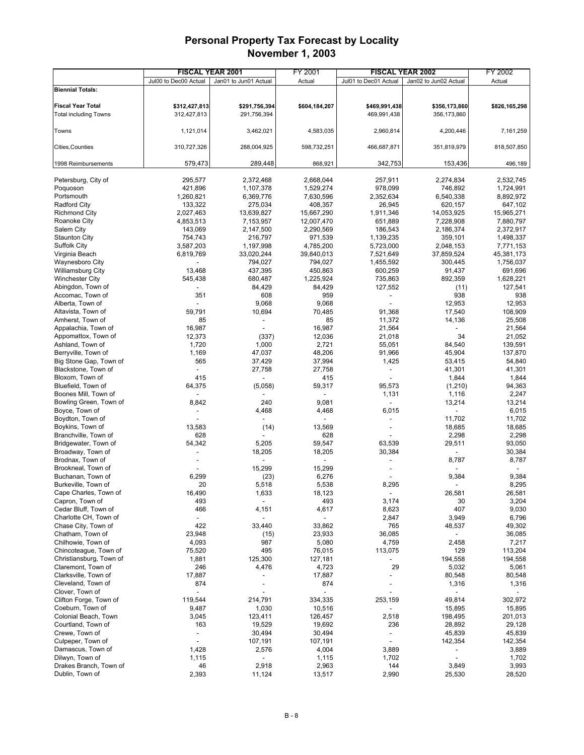# Personal Property Tax Forecast by Locality
## November 1, 2003

| | FISCAL YEAR 2001 | | FY 2001 | FISCAL YEAR 2002 | | FY 2002 |
|---|---|---|---|---|---|---|
| | Jul00 to Dec00 Actual | Jan01 to Jun01 Actual | Actual | Jul01 to Dec01 Actual | Jan02 to Jun02 Actual | Actual |
| **Biennial Totals:** | | | | | | |
| **Fiscal Year Total** | **$312,427,813** | **$291,756,394** | **$604,184,207** | **$469,991,438** | **$356,173,860** | **$826,165,298** |
| Total including Towns | 312,427,813 | 291,756,394 | | 469,991,438 | 356,173,860 | |
| Towns | 1,121,014 | 3,462,021 | 4,583,035 | 2,960,814 | 4,200,446 | 7,161,259 |
| Cities,Counties | 310,727,326 | 288,004,925 | 598,732,251 | 466,687,871 | 351,819,979 | 818,507,850 |
| 1998 Reimbursements | 579,473 | 289,448 | 868,921 | 342,753 | 153,436 | 496,189 |
| Petersburg, City of | 295,577 | 2,372,468 | 2,668,044 | 257,911 | 2,274,834 | 2,532,745 |
| Poquoson | 421,896 | 1,107,378 | 1,529,274 | 978,099 | 746,892 | 1,724,991 |
| Portsmouth | 1,260,821 | 6,369,776 | 7,630,596 | 2,352,634 | 6,540,338 | 8,892,972 |
| Radford City | 133,322 | 275,034 | 408,357 | 26,945 | 620,157 | 647,102 |
| Richmond City | 2,027,463 | 13,639,827 | 15,667,290 | 1,911,346 | 14,053,925 | 15,965,271 |
| Roanoke City | 4,853,513 | 7,153,957 | 12,007,470 | 651,889 | 7,228,908 | 7,880,797 |
| Salem City | 143,069 | 2,147,500 | 2,290,569 | 186,543 | 2,186,374 | 2,372,917 |
| Staunton City | 754,743 | 216,797 | 971,539 | 1,139,235 | 359,101 | 1,498,337 |
| Suffolk City | 3,587,203 | 1,197,998 | 4,785,200 | 5,723,000 | 2,048,153 | 7,771,153 |
| Virginia Beach | 6,819,769 | 33,020,244 | 39,840,013 | 7,521,649 | 37,859,524 | 45,381,173 |
| Waynesboro City | - | 794,027 | 794,027 | 1,455,592 | 300,445 | 1,756,037 |
| Williamsburg City | 13,468 | 437,395 | 450,863 | 600,259 | 91,437 | 691,696 |
| Winchester City | 545,438 | 680,487 | 1,225,924 | 735,863 | 892,359 | 1,628,221 |
| Abingdon, Town of | - | 84,429 | 84,429 | 127,552 | (11) | 127,541 |
| Accomac, Town of | 351 | 608 | 959 | - | 938 | 938 |
| Alberta, Town of | - | 9,068 | 9,068 | - | 12,953 | 12,953 |
| Altavista, Town of | 59,791 | 10,694 | 70,485 | 91,368 | 17,540 | 108,909 |
| Amherst, Town of | 85 | - | 85 | 11,372 | 14,136 | 25,508 |
| Appalachia, Town of | 16,987 | - | 16,987 | 21,564 | - | 21,564 |
| Appomattox, Town of | 12,373 | (337) | 12,036 | 21,018 | 34 | 21,052 |
| Ashland, Town of | 1,720 | 1,000 | 2,721 | 55,051 | 84,540 | 139,591 |
| Berryville, Town of | 1,169 | 47,037 | 48,206 | 91,966 | 45,904 | 137,870 |
| Big Stone Gap, Town of | 565 | 37,429 | 37,994 | 1,425 | 53,415 | 54,840 |
| Blackstone, Town of | - | 27,758 | 27,758 | - | 41,301 | 41,301 |
| Bloxom, Town of | 415 | - | 415 | - | 1,844 | 1,844 |
| Bluefield, Town of | 64,375 | (5,058) | 59,317 | 95,573 | (1,210) | 94,363 |
| Boones Mill, Town of | - | - | - | 1,131 | 1,116 | 2,247 |
| Bowling Green, Town of | 8,842 | 240 | 9,081 | - | 13,214 | 13,214 |
| Boyce, Town of | - | 4,468 | 4,468 | 6,015 | - | 6,015 |
| Boydton, Town of | - | - | - | - | 11,702 | 11,702 |
| Boykins, Town of | 13,583 | (14) | 13,569 | - | 18,685 | 18,685 |
| Branchville, Town of | 628 | - | 628 | - | 2,298 | 2,298 |
| Bridgewater, Town of | 54,342 | 5,205 | 59,547 | 63,539 | 29,511 | 93,050 |
| Broadway, Town of | - | 18,205 | 18,205 | 30,384 | - | 30,384 |
| Brodnax, Town of | - | - | - | - | 8,787 | 8,787 |
| Brookneal, Town of | - | 15,299 | 15,299 | - | - | - |
| Buchanan, Town of | 6,299 | (23) | 6,276 | - | 9,384 | 9,384 |
| Burkeville, Town of | 20 | 5,518 | 5,538 | 8,295 | - | 8,295 |
| Cape Charles, Town of | 16,490 | 1,633 | 18,123 | - | 26,581 | 26,581 |
| Capron, Town of | 493 | - | 493 | 3,174 | 30 | 3,204 |
| Cedar Bluff, Town of | 466 | 4,151 | 4,617 | 8,623 | 407 | 9,030 |
| Charlotte CH, Town of | - | - | - | 2,847 | 3,949 | 6,796 |
| Chase City, Town of | 422 | 33,440 | 33,862 | 765 | 48,537 | 49,302 |
| Chatham, Town of | 23,948 | (15) | 23,933 | 36,085 | - | 36,085 |
| Chilhowie, Town of | 4,093 | 987 | 5,080 | 4,759 | 2,458 | 7,217 |
| Chincoteague, Town of | 75,520 | 495 | 76,015 | 113,075 | 129 | 113,204 |
| Christiansburg, Town of | 1,881 | 125,300 | 127,181 | - | 194,558 | 194,558 |
| Claremont, Town of | 246 | 4,476 | 4,723 | 29 | 5,032 | 5,061 |
| Clarksville, Town of | 17,887 | - | 17,887 | - | 80,548 | 80,548 |
| Cleveland, Town of | 874 | - | 874 | - | 1,316 | 1,316 |
| Clover, Town of | - | - | - | - | - | - |
| Clifton Forge, Town of | 119,544 | 214,791 | 334,335 | 253,159 | 49,814 | 302,972 |
| Coeburn, Town of | 9,487 | 1,030 | 10,516 | - | 15,895 | 15,895 |
| Colonial Beach, Town | 3,045 | 123,411 | 126,457 | 2,518 | 198,495 | 201,013 |
| Courtland, Town of | 163 | 19,529 | 19,692 | 236 | 28,892 | 29,128 |
| Crewe, Town of | - | 30,494 | 30,494 | - | 45,839 | 45,839 |
| Culpeper, Town of | - | 107,191 | 107,191 | - | 142,354 | 142,354 |
| Damascus, Town of | 1,428 | 2,576 | 4,004 | 3,889 | - | 3,889 |
| Dilwyn, Town of | 1,115 | - | 1,115 | 1,702 | - | 1,702 |
| Drakes Branch, Town of | 46 | 2,918 | 2,963 | 144 | 3,849 | 3,993 |
| Dublin, Town of | 2,393 | 11,124 | 13,517 | 2,990 | 25,530 | 28,520 |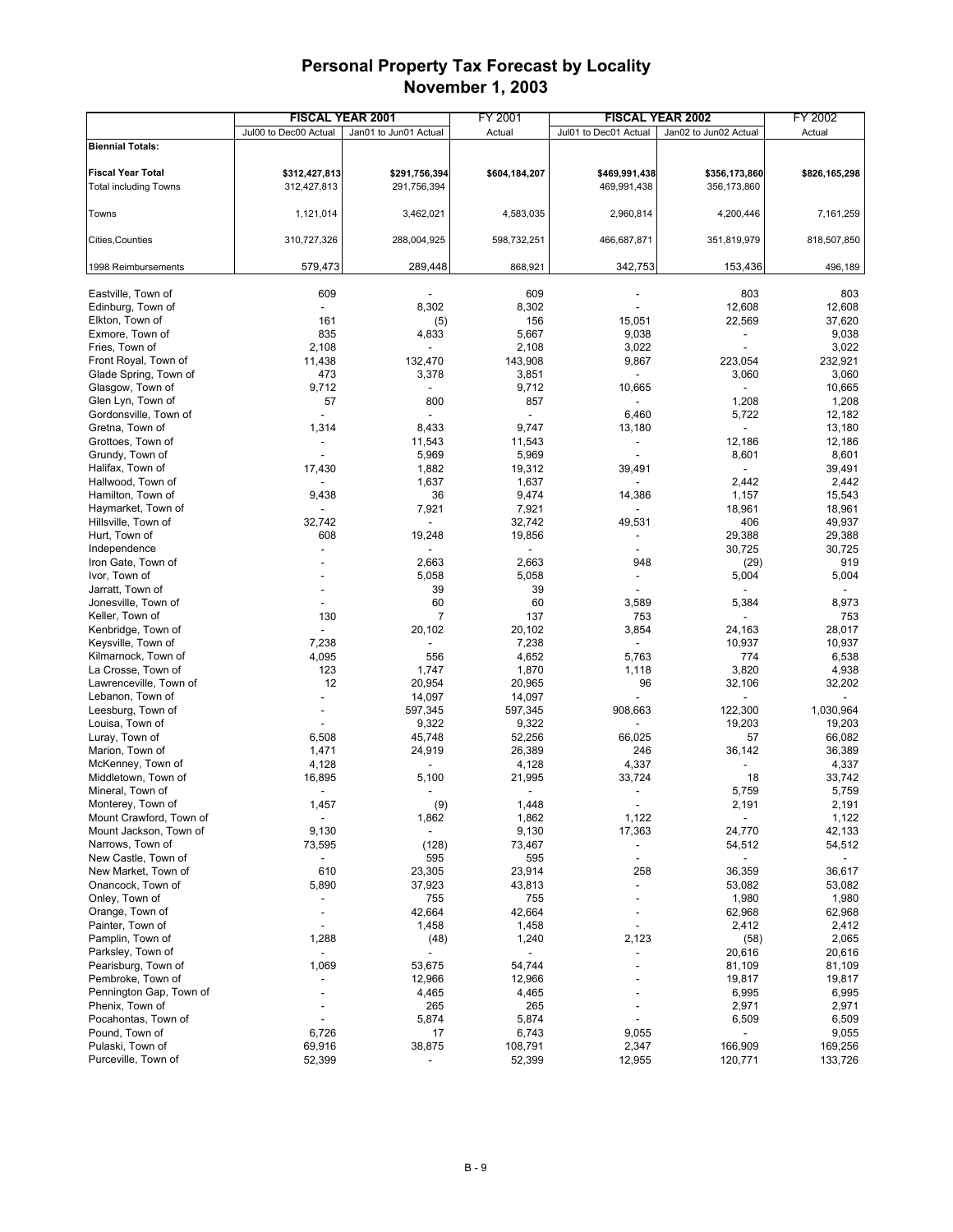# Personal Property Tax Forecast by Locality
## November 1, 2003

| | FISCAL YEAR 2001 | | FY 2001 | FISCAL YEAR 2002 | | FY 2002 |
|---|---|---|---|---|---|---|
| | Jul00 to Dec00 Actual | Jan01 to Jun01 Actual | Actual | Jul01 to Dec01 Actual | Jan02 to Jun02 Actual | Actual |
| **Biennial Totals:** | | | | | | |
| **Fiscal Year Total** | **$312,427,813** | **$291,756,394** | **$604,184,207** | **$469,991,438** | **$356,173,860** | **$826,165,298** |
| Total including Towns | 312,427,813 | 291,756,394 | | 469,991,438 | 356,173,860 | |
| Towns | 1,121,014 | 3,462,021 | 4,583,035 | 2,960,814 | 4,200,446 | 7,161,259 |
| Cities,Counties | 310,727,326 | 288,004,925 | 598,732,251 | 466,687,871 | 351,819,979 | 818,507,850 |
| 1998 Reimbursements | 579,473 | 289,448 | 868,921 | 342,753 | 153,436 | 496,189 |
| Eastville, Town of | 609 | - | 609 | - | 803 | 803 |
| Edinburg, Town of | - | 8,302 | 8,302 | - | 12,608 | 12,608 |
| Elkton, Town of | 161 | (5) | 156 | 15,051 | 22,569 | 37,620 |
| Exmore, Town of | 835 | 4,833 | 5,667 | 9,038 | - | 9,038 |
| Fries, Town of | 2,108 | - | 2,108 | 3,022 | - | 3,022 |
| Front Royal, Town of | 11,438 | 132,470 | 143,908 | 9,867 | 223,054 | 232,921 |
| Glade Spring, Town of | 473 | 3,378 | 3,851 | - | 3,060 | 3,060 |
| Glasgow, Town of | 9,712 | - | 9,712 | 10,665 | - | 10,665 |
| Glen Lyn, Town of | 57 | 800 | 857 | - | 1,208 | 1,208 |
| Gordonsville, Town of | - | - | - | 6,460 | 5,722 | 12,182 |
| Gretna, Town of | 1,314 | 8,433 | 9,747 | 13,180 | - | 13,180 |
| Grottoes, Town of | - | 11,543 | 11,543 | - | 12,186 | 12,186 |
| Grundy, Town of | - | 5,969 | 5,969 | - | 8,601 | 8,601 |
| Halifax, Town of | 17,430 | 1,882 | 19,312 | 39,491 | - | 39,491 |
| Hallwood, Town of | - | 1,637 | 1,637 | - | 2,442 | 2,442 |
| Hamilton, Town of | 9,438 | 36 | 9,474 | 14,386 | 1,157 | 15,543 |
| Haymarket, Town of | - | 7,921 | 7,921 | - | 18,961 | 18,961 |
| Hillsville, Town of | 32,742 | - | 32,742 | 49,531 | 406 | 49,937 |
| Hurt, Town of | 608 | 19,248 | 19,856 | - | 29,388 | 29,388 |
| Independence | - | - | - | - | 30,725 | 30,725 |
| Iron Gate, Town of | - | 2,663 | 2,663 | 948 | (29) | 919 |
| Ivor, Town of | - | 5,058 | 5,058 | - | 5,004 | 5,004 |
| Jarratt, Town of | - | 39 | 39 | - | - | - |
| Jonesville, Town of | - | 60 | 60 | 3,589 | 5,384 | 8,973 |
| Keller, Town of | 130 | 7 | 137 | 753 | - | 753 |
| Kenbridge, Town of | - | 20,102 | 20,102 | 3,854 | 24,163 | 28,017 |
| Keysville, Town of | 7,238 | - | 7,238 | - | 10,937 | 10,937 |
| Kilmarnock, Town of | 4,095 | 556 | 4,652 | 5,763 | 774 | 6,538 |
| La Crosse, Town of | 123 | 1,747 | 1,870 | 1,118 | 3,820 | 4,938 |
| Lawrenceville, Town of | 12 | 20,954 | 20,965 | 96 | 32,106 | 32,202 |
| Lebanon, Town of | - | 14,097 | 14,097 | - | - | - |
| Leesburg, Town of | - | 597,345 | 597,345 | 908,663 | 122,300 | 1,030,964 |
| Louisa, Town of | - | 9,322 | 9,322 | - | 19,203 | 19,203 |
| Luray, Town of | 6,508 | 45,748 | 52,256 | 66,025 | 57 | 66,082 |
| Marion, Town of | 1,471 | 24,919 | 26,389 | 246 | 36,142 | 36,389 |
| McKenney, Town of | 4,128 | - | 4,128 | 4,337 | - | 4,337 |
| Middletown, Town of | 16,895 | 5,100 | 21,995 | 33,724 | 18 | 33,742 |
| Mineral, Town of | - | - | - | - | 5,759 | 5,759 |
| Monterey, Town of | 1,457 | (9) | 1,448 | - | 2,191 | 2,191 |
| Mount Crawford, Town of | - | 1,862 | 1,862 | 1,122 | - | 1,122 |
| Mount Jackson, Town of | 9,130 | - | 9,130 | 17,363 | 24,770 | 42,133 |
| Narrows, Town of | 73,595 | (128) | 73,467 | - | 54,512 | 54,512 |
| New Castle, Town of | - | 595 | 595 | - | - | - |
| New Market, Town of | 610 | 23,305 | 23,914 | 258 | 36,359 | 36,617 |
| Onancock, Town of | 5,890 | 37,923 | 43,813 | - | 53,082 | 53,082 |
| Onley, Town of | - | 755 | 755 | - | 1,980 | 1,980 |
| Orange, Town of | - | 42,664 | 42,664 | - | 62,968 | 62,968 |
| Painter, Town of | - | 1,458 | 1,458 | - | 2,412 | 2,412 |
| Pamplin, Town of | 1,288 | (48) | 1,240 | 2,123 | (58) | 2,065 |
| Parksley, Town of | - | - | - | - | 20,616 | 20,616 |
| Pearisburg, Town of | 1,069 | 53,675 | 54,744 | - | 81,109 | 81,109 |
| Pembroke, Town of | - | 12,966 | 12,966 | - | 19,817 | 19,817 |
| Pennington Gap, Town of | - | 4,465 | 4,465 | - | 6,995 | 6,995 |
| Phenix, Town of | - | 265 | 265 | - | 2,971 | 2,971 |
| Pocahontas, Town of | - | 5,874 | 5,874 | - | 6,509 | 6,509 |
| Pound, Town of | 6,726 | 17 | 6,743 | 9,055 | - | 9,055 |
| Pulaski, Town of | 69,916 | 38,875 | 108,791 | 2,347 | 166,909 | 169,256 |
| Purceville, Town of | 52,399 | - | 52,399 | 12,955 | 120,771 | 133,726 |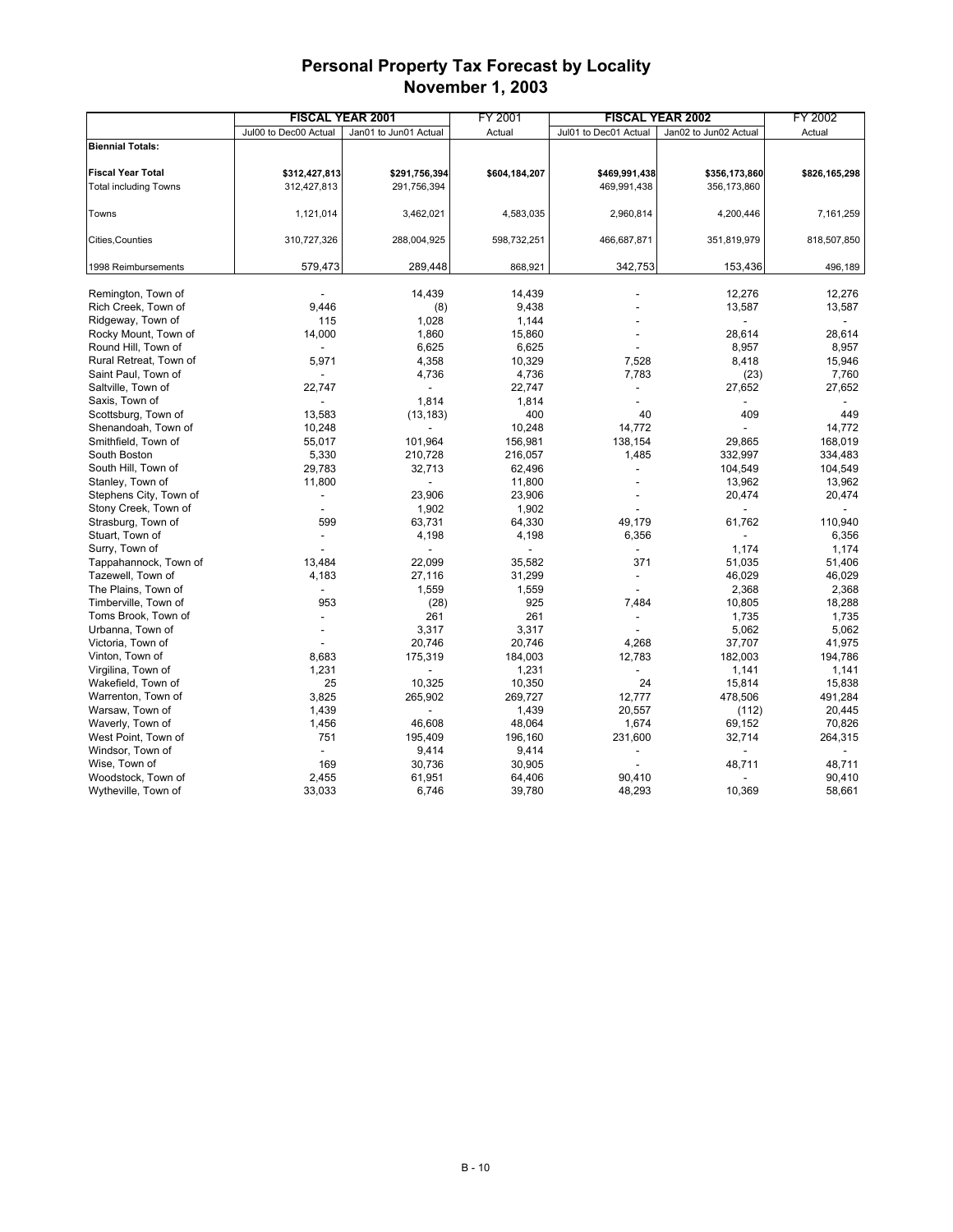# Personal Property Tax Forecast by Locality
## November 1, 2003

| | FISCAL YEAR 2001 | | FY 2001 | FISCAL YEAR 2002 | | FY 2002 |
|---|---|---|---|---|---|---|
| | Jul00 to Dec00 Actual | Jan01 to Jun01 Actual | Actual | Jul01 to Dec01 Actual | Jan02 to Jun02 Actual | Actual |
| **Biennial Totals:** | | | | | | |
| **Fiscal Year Total** | **$312,427,813** | **$291,756,394** | **$604,184,207** | **$469,991,438** | **$356,173,860** | **$826,165,298** |
| Total including Towns | 312,427,813 | 291,756,394 | | 469,991,438 | 356,173,860 | |
| Towns | 1,121,014 | 3,462,021 | 4,583,035 | 2,960,814 | 4,200,446 | 7,161,259 |
| Cities,Counties | 310,727,326 | 288,004,925 | 598,732,251 | 466,687,871 | 351,819,979 | 818,507,850 |
| 1998 Reimbursements | 579,473 | 289,448 | 868,921 | 342,753 | 153,436 | 496,189 |
| Remington, Town of | - | 14,439 | 14,439 | - | 12,276 | 12,276 |
| Rich Creek, Town of | 9,446 | (8) | 9,438 | - | 13,587 | 13,587 |
| Ridgeway, Town of | 115 | 1,028 | 1,144 | - | - | - |
| Rocky Mount, Town of | 14,000 | 1,860 | 15,860 | - | 28,614 | 28,614 |
| Round Hill, Town of | - | 6,625 | 6,625 | - | 8,957 | 8,957 |
| Rural Retreat, Town of | 5,971 | 4,358 | 10,329 | 7,528 | 8,418 | 15,946 |
| Saint Paul, Town of | - | 4,736 | 4,736 | 7,783 | (23) | 7,760 |
| Saltville, Town of | 22,747 | - | 22,747 | - | 27,652 | 27,652 |
| Saxis, Town of | - | 1,814 | 1,814 | - | - | - |
| Scottsburg, Town of | 13,583 | (13,183) | 400 | 40 | 409 | 449 |
| Shenandoah, Town of | 10,248 | - | 10,248 | 14,772 | - | 14,772 |
| Smithfield, Town of | 55,017 | 101,964 | 156,981 | 138,154 | 29,865 | 168,019 |
| South Boston | 5,330 | 210,728 | 216,057 | 1,485 | 332,997 | 334,483 |
| South Hill, Town of | 29,783 | 32,713 | 62,496 | - | 104,549 | 104,549 |
| Stanley, Town of | 11,800 | - | 11,800 | - | 13,962 | 13,962 |
| Stephens City, Town of | - | 23,906 | 23,906 | - | 20,474 | 20,474 |
| Stony Creek, Town of | - | 1,902 | 1,902 | - | - | - |
| Strasburg, Town of | 599 | 63,731 | 64,330 | 49,179 | 61,762 | 110,940 |
| Stuart, Town of | - | 4,198 | 4,198 | 6,356 | - | 6,356 |
| Surry, Town of | - | - | - | - | 1,174 | 1,174 |
| Tappahannock, Town of | 13,484 | 22,099 | 35,582 | 371 | 51,035 | 51,406 |
| Tazewell, Town of | 4,183 | 27,116 | 31,299 | - | 46,029 | 46,029 |
| The Plains, Town of | - | 1,559 | 1,559 | - | 2,368 | 2,368 |
| Timberville, Town of | 953 | (28) | 925 | 7,484 | 10,805 | 18,288 |
| Toms Brook, Town of | - | 261 | 261 | - | 1,735 | 1,735 |
| Urbanna, Town of | - | 3,317 | 3,317 | - | 5,062 | 5,062 |
| Victoria, Town of | - | 20,746 | 20,746 | 4,268 | 37,707 | 41,975 |
| Vinton, Town of | 8,683 | 175,319 | 184,003 | 12,783 | 182,003 | 194,786 |
| Virgilina, Town of | 1,231 | - | 1,231 | - | 1,141 | 1,141 |
| Wakefield, Town of | 25 | 10,325 | 10,350 | 24 | 15,814 | 15,838 |
| Warrenton, Town of | 3,825 | 265,902 | 269,727 | 12,777 | 478,506 | 491,284 |
| Warsaw, Town of | 1,439 | - | 1,439 | 20,557 | (112) | 20,445 |
| Waverly, Town of | 1,456 | 46,608 | 48,064 | 1,674 | 69,152 | 70,826 |
| West Point, Town of | 751 | 195,409 | 196,160 | 231,600 | 32,714 | 264,315 |
| Windsor, Town of | - | 9,414 | 9,414 | - | - | - |
| Wise, Town of | 169 | 30,736 | 30,905 | - | 48,711 | 48,711 |
| Woodstock, Town of | 2,455 | 61,951 | 64,406 | 90,410 | - | 90,410 |
| Wytheville, Town of | 33,033 | 6,746 | 39,780 | 48,293 | 10,369 | 58,661 |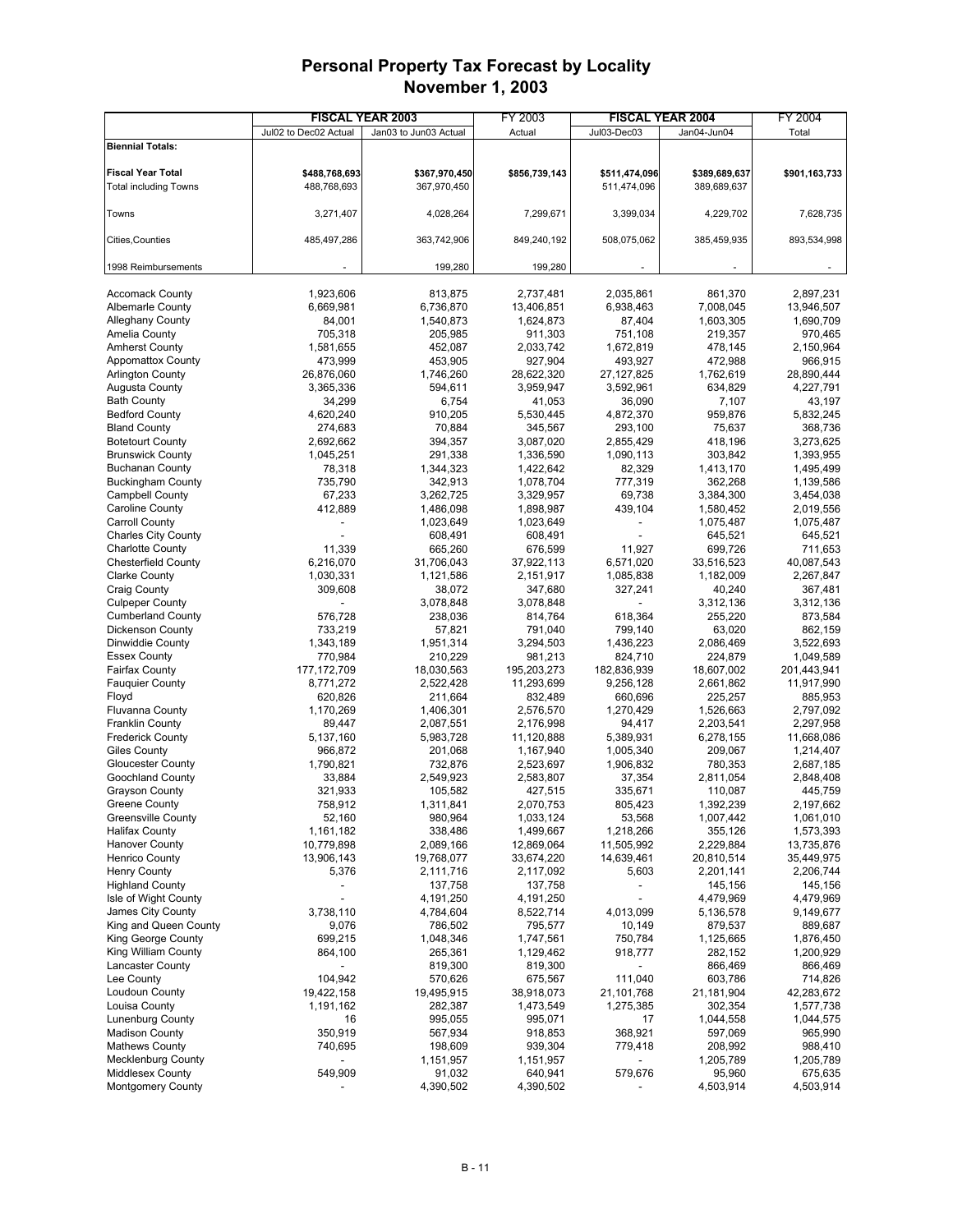# Personal Property Tax Forecast by Locality
## November 1, 2003

| | FISCAL YEAR 2003 | | FY 2003 | FISCAL YEAR 2004 | | FY 2004 |
|---|---|---|---|---|---|---|
| | Jul02 to Dec02 Actual | Jan03 to Jun03 Actual | Actual | Jul03-Dec03 | Jan04-Jun04 | Total |
| **Biennial Totals:** | | | | | | |
| **Fiscal Year Total** | **$488,768,693** | **$367,970,450** | **$856,739,143** | **$511,474,096** | **$389,689,637** | **$901,163,733** |
| Total including Towns | 488,768,693 | 367,970,450 | | 511,474,096 | 389,689,637 | |
| Towns | 3,271,407 | 4,028,264 | 7,299,671 | 3,399,034 | 4,229,702 | 7,628,735 |
| Cities,Counties | 485,497,286 | 363,742,906 | 849,240,192 | 508,075,062 | 385,459,935 | 893,534,998 |
| 1998 Reimbursements | - | 199,280 | 199,280 | - | - | - |
| Accomack County | 1,923,606 | 813,875 | 2,737,481 | 2,035,861 | 861,370 | 2,897,231 |
| Albemarle County | 6,669,981 | 6,736,870 | 13,406,851 | 6,938,463 | 7,008,045 | 13,946,507 |
| Alleghany County | 84,001 | 1,540,873 | 1,624,873 | 87,404 | 1,603,305 | 1,690,709 |
| Amelia County | 705,318 | 205,985 | 911,303 | 751,108 | 219,357 | 970,465 |
| Amherst County | 1,581,655 | 452,087 | 2,033,742 | 1,672,819 | 478,145 | 2,150,964 |
| Appomattox County | 473,999 | 453,905 | 927,904 | 493,927 | 472,988 | 966,915 |
| Arlington County | 26,876,060 | 1,746,260 | 28,622,320 | 27,127,825 | 1,762,619 | 28,890,444 |
| Augusta County | 3,365,336 | 594,611 | 3,959,947 | 3,592,961 | 634,829 | 4,227,791 |
| Bath County | 34,299 | 6,754 | 41,053 | 36,090 | 7,107 | 43,197 |
| Bedford County | 4,620,240 | 910,205 | 5,530,445 | 4,872,370 | 959,876 | 5,832,245 |
| Bland County | 274,683 | 70,884 | 345,567 | 293,100 | 75,637 | 368,736 |
| Botetourt County | 2,692,662 | 394,357 | 3,087,020 | 2,855,429 | 418,196 | 3,273,625 |
| Brunswick County | 1,045,251 | 291,338 | 1,336,590 | 1,090,113 | 303,842 | 1,393,955 |
| Buchanan County | 78,318 | 1,344,323 | 1,422,642 | 82,329 | 1,413,170 | 1,495,499 |
| Buckingham County | 735,790 | 342,913 | 1,078,704 | 777,319 | 362,268 | 1,139,586 |
| Campbell County | 67,233 | 3,262,725 | 3,329,957 | 69,738 | 3,384,300 | 3,454,038 |
| Caroline County | 412,889 | 1,486,098 | 1,898,987 | 439,104 | 1,580,452 | 2,019,556 |
| Carroll County | - | 1,023,649 | 1,023,649 | - | 1,075,487 | 1,075,487 |
| Charles City County | - | 608,491 | 608,491 | - | 645,521 | 645,521 |
| Charlotte County | 11,339 | 665,260 | 676,599 | 11,927 | 699,726 | 711,653 |
| Chesterfield County | 6,216,070 | 31,706,043 | 37,922,113 | 6,571,020 | 33,516,523 | 40,087,543 |
| Clarke County | 1,030,331 | 1,121,586 | 2,151,917 | 1,085,838 | 1,182,009 | 2,267,847 |
| Craig County | 309,608 | 38,072 | 347,680 | 327,241 | 40,240 | 367,481 |
| Culpeper County | - | 3,078,848 | 3,078,848 | - | 3,312,136 | 3,312,136 |
| Cumberland County | 576,728 | 238,036 | 814,764 | 618,364 | 255,220 | 873,584 |
| Dickenson County | 733,219 | 57,821 | 791,040 | 799,140 | 63,020 | 862,159 |
| Dinwiddie County | 1,343,189 | 1,951,314 | 3,294,503 | 1,436,223 | 2,086,469 | 3,522,693 |
| Essex County | 770,984 | 210,229 | 981,213 | 824,710 | 224,879 | 1,049,589 |
| Fairfax County | 177,172,709 | 18,030,563 | 195,203,273 | 182,836,939 | 18,607,002 | 201,443,941 |
| Fauquier County | 8,771,272 | 2,522,428 | 11,293,699 | 9,256,128 | 2,661,862 | 11,917,990 |
| Floyd | 620,826 | 211,664 | 832,489 | 660,696 | 225,257 | 885,953 |
| Fluvanna County | 1,170,269 | 1,406,301 | 2,576,570 | 1,270,429 | 1,526,663 | 2,797,092 |
| Franklin County | 89,447 | 2,087,551 | 2,176,998 | 94,417 | 2,203,541 | 2,297,958 |
| Frederick County | 5,137,160 | 5,983,728 | 11,120,888 | 5,389,931 | 6,278,155 | 11,668,086 |
| Giles County | 966,872 | 201,068 | 1,167,940 | 1,005,340 | 209,067 | 1,214,407 |
| Gloucester County | 1,790,821 | 732,876 | 2,523,697 | 1,906,832 | 780,353 | 2,687,185 |
| Goochland County | 33,884 | 2,549,923 | 2,583,807 | 37,354 | 2,811,054 | 2,848,408 |
| Grayson County | 321,933 | 105,582 | 427,515 | 335,671 | 110,087 | 445,759 |
| Greene County | 758,912 | 1,311,841 | 2,070,753 | 805,423 | 1,392,239 | 2,197,662 |
| Greensville County | 52,160 | 980,964 | 1,033,124 | 53,568 | 1,007,442 | 1,061,010 |
| Halifax County | 1,161,182 | 338,486 | 1,499,667 | 1,218,266 | 355,126 | 1,573,393 |
| Hanover County | 10,779,898 | 2,089,166 | 12,869,064 | 11,505,992 | 2,229,884 | 13,735,876 |
| Henrico County | 13,906,143 | 19,768,077 | 33,674,220 | 14,639,461 | 20,810,514 | 35,449,975 |
| Henry County | 5,376 | 2,111,716 | 2,117,092 | 5,603 | 2,201,141 | 2,206,744 |
| Highland County | - | 137,758 | 137,758 | - | 145,156 | 145,156 |
| Isle of Wight County | - | 4,191,250 | 4,191,250 | - | 4,479,969 | 4,479,969 |
| James City County | 3,738,110 | 4,784,604 | 8,522,714 | 4,013,099 | 5,136,578 | 9,149,677 |
| King and Queen County | 9,076 | 786,502 | 795,577 | 10,149 | 879,537 | 889,687 |
| King George County | 699,215 | 1,048,346 | 1,747,561 | 750,784 | 1,125,665 | 1,876,450 |
| King William County | 864,100 | 265,361 | 1,129,462 | 918,777 | 282,152 | 1,200,929 |
| Lancaster County | - | 819,300 | 819,300 | - | 866,469 | 866,469 |
| Lee County | 104,942 | 570,626 | 675,567 | 111,040 | 603,786 | 714,826 |
| Loudoun County | 19,422,158 | 19,495,915 | 38,918,073 | 21,101,768 | 21,181,904 | 42,283,672 |
| Louisa County | 1,191,162 | 282,387 | 1,473,549 | 1,275,385 | 302,354 | 1,577,738 |
| Lunenburg County | 16 | 995,055 | 995,071 | 17 | 1,044,558 | 1,044,575 |
| Madison County | 350,919 | 567,934 | 918,853 | 368,921 | 597,069 | 965,990 |
| Mathews County | 740,695 | 198,609 | 939,304 | 779,418 | 208,992 | 988,410 |
| Mecklenburg County | - | 1,151,957 | 1,151,957 | - | 1,205,789 | 1,205,789 |
| Middlesex County | 549,909 | 91,032 | 640,941 | 579,676 | 95,960 | 675,635 |
| Montgomery County | - | 4,390,502 | 4,390,502 | - | 4,503,914 | 4,503,914 |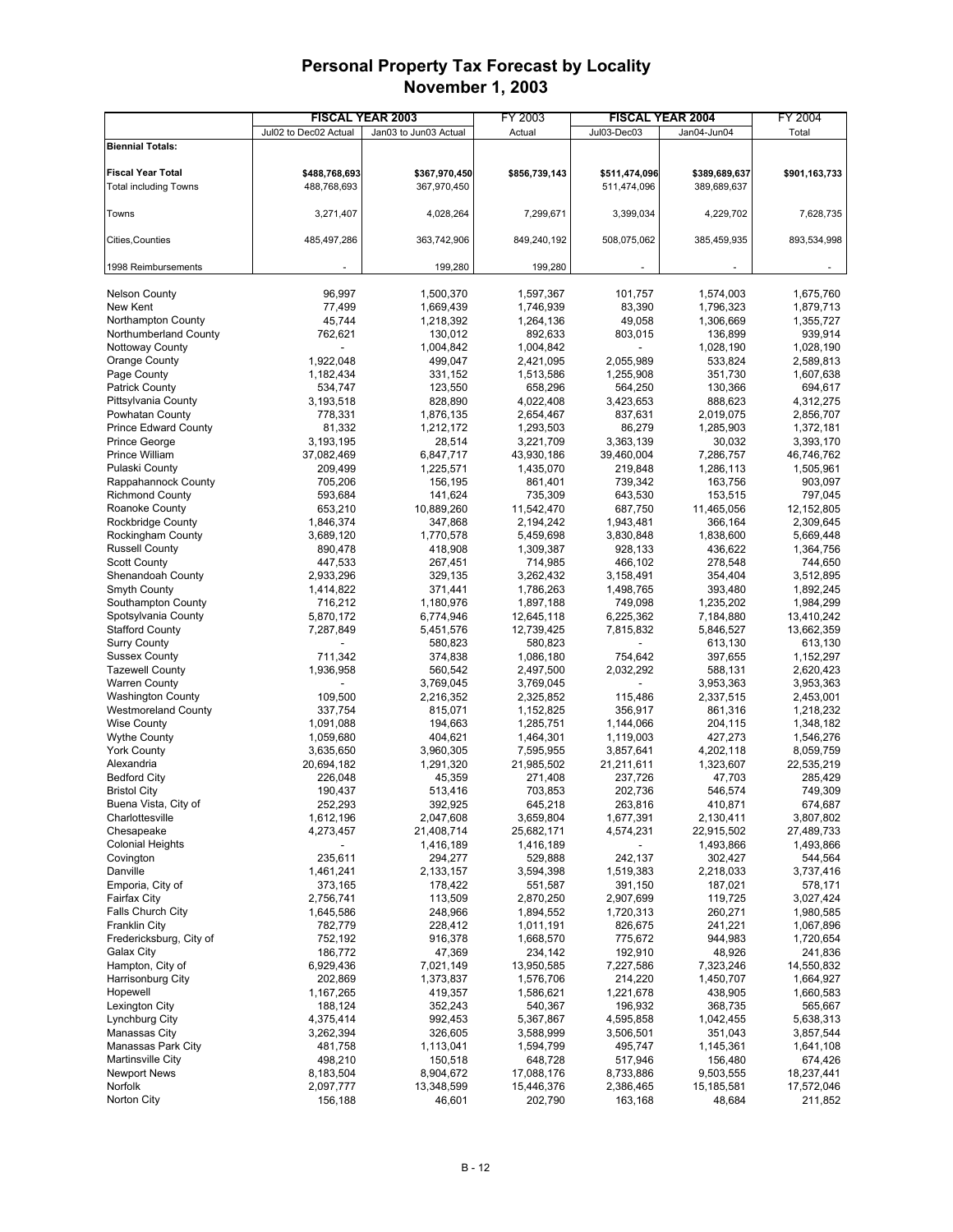# Personal Property Tax Forecast by Locality
# November 1, 2003

| | FISCAL YEAR 2003 | | FY 2003 | FISCAL YEAR 2004 | | FY 2004 |
|---|---|---|---|---|---|---|
| | Jul02 to Dec02 Actual | Jan03 to Jun03 Actual | Actual | Jul03-Dec03 | Jan04-Jun04 | Total |
| **Biennial Totals:** | | | | | | |
| **Fiscal Year Total** | **$488,768,693** | **$367,970,450** | **$856,739,143** | **$511,474,096** | **$389,689,637** | **$901,163,733** |
| Total including Towns | 488,768,693 | 367,970,450 | | 511,474,096 | 389,689,637 | |
| Towns | 3,271,407 | 4,028,264 | 7,299,671 | 3,399,034 | 4,229,702 | 7,628,735 |
| Cities,Counties | 485,497,286 | 363,742,906 | 849,240,192 | 508,075,062 | 385,459,935 | 893,534,998 |
| 1998 Reimbursements | - | 199,280 | 199,280 | - | - | - |
| Nelson County | 96,997 | 1,500,370 | 1,597,367 | 101,757 | 1,574,003 | 1,675,760 |
| New Kent | 77,499 | 1,669,439 | 1,746,939 | 83,390 | 1,796,323 | 1,879,713 |
| Northampton County | 45,744 | 1,218,392 | 1,264,136 | 49,058 | 1,306,669 | 1,355,727 |
| Northumberland County | 762,621 | 130,012 | 892,633 | 803,015 | 136,899 | 939,914 |
| Nottoway County | - | 1,004,842 | 1,004,842 | - | 1,028,190 | 1,028,190 |
| Orange County | 1,922,048 | 499,047 | 2,421,095 | 2,055,989 | 533,824 | 2,589,813 |
| Page County | 1,182,434 | 331,152 | 1,513,586 | 1,255,908 | 351,730 | 1,607,638 |
| Patrick County | 534,747 | 123,550 | 658,296 | 564,250 | 130,366 | 694,617 |
| Pittsylvania County | 3,193,518 | 828,890 | 4,022,408 | 3,423,653 | 888,623 | 4,312,275 |
| Powhatan County | 778,331 | 1,876,135 | 2,654,467 | 837,631 | 2,019,075 | 2,856,707 |
| Prince Edward County | 81,332 | 1,212,172 | 1,293,503 | 86,279 | 1,285,903 | 1,372,181 |
| Prince George | 3,193,195 | 28,514 | 3,221,709 | 3,363,139 | 30,032 | 3,393,170 |
| Prince William | 37,082,469 | 6,847,717 | 43,930,186 | 39,460,004 | 7,286,757 | 46,746,762 |
| Pulaski County | 209,499 | 1,225,571 | 1,435,070 | 219,848 | 1,286,113 | 1,505,961 |
| Rappahannock County | 705,206 | 156,195 | 861,401 | 739,342 | 163,756 | 903,097 |
| Richmond County | 593,684 | 141,624 | 735,309 | 643,530 | 153,515 | 797,045 |
| Roanoke County | 653,210 | 10,889,260 | 11,542,470 | 687,750 | 11,465,056 | 12,152,805 |
| Rockbridge County | 1,846,374 | 347,868 | 2,194,242 | 1,943,481 | 366,164 | 2,309,645 |
| Rockingham County | 3,689,120 | 1,770,578 | 5,459,698 | 3,830,848 | 1,838,600 | 5,669,448 |
| Russell County | 890,478 | 418,908 | 1,309,387 | 928,133 | 436,622 | 1,364,756 |
| Scott County | 447,533 | 267,451 | 714,985 | 466,102 | 278,548 | 744,650 |
| Shenandoah County | 2,933,296 | 329,135 | 3,262,432 | 3,158,491 | 354,404 | 3,512,895 |
| Smyth County | 1,414,822 | 371,441 | 1,786,263 | 1,498,765 | 393,480 | 1,892,245 |
| Southampton County | 716,212 | 1,180,976 | 1,897,188 | 749,098 | 1,235,202 | 1,984,299 |
| Spotsylvania County | 5,870,172 | 6,774,946 | 12,645,118 | 6,225,362 | 7,184,880 | 13,410,242 |
| Stafford County | 7,287,849 | 5,451,576 | 12,739,425 | 7,815,832 | 5,846,527 | 13,662,359 |
| Surry County | - | 580,823 | 580,823 | - | 613,130 | 613,130 |
| Sussex County | 711,342 | 374,838 | 1,086,180 | 754,642 | 397,655 | 1,152,297 |
| Tazewell County | 1,936,958 | 560,542 | 2,497,500 | 2,032,292 | 588,131 | 2,620,423 |
| Warren County | - | 3,769,045 | 3,769,045 | - | 3,953,363 | 3,953,363 |
| Washington County | 109,500 | 2,216,352 | 2,325,852 | 115,486 | 2,337,515 | 2,453,001 |
| Westmoreland County | 337,754 | 815,071 | 1,152,825 | 356,917 | 861,316 | 1,218,232 |
| Wise County | 1,091,088 | 194,663 | 1,285,751 | 1,144,066 | 204,115 | 1,348,182 |
| Wythe County | 1,059,680 | 404,621 | 1,464,301 | 1,119,003 | 427,273 | 1,546,276 |
| York County | 3,635,650 | 3,960,305 | 7,595,955 | 3,857,641 | 4,202,118 | 8,059,759 |
| Alexandria | 20,694,182 | 1,291,320 | 21,985,502 | 21,211,611 | 1,323,607 | 22,535,219 |
| Bedford City | 226,048 | 45,359 | 271,408 | 237,726 | 47,703 | 285,429 |
| Bristol City | 190,437 | 513,416 | 703,853 | 202,736 | 546,574 | 749,309 |
| Buena Vista, City of | 252,293 | 392,925 | 645,218 | 263,816 | 410,871 | 674,687 |
| Charlottesville | 1,612,196 | 2,047,608 | 3,659,804 | 1,677,391 | 2,130,411 | 3,807,802 |
| Chesapeake | 4,273,457 | 21,408,714 | 25,682,171 | 4,574,231 | 22,915,502 | 27,489,733 |
| Colonial Heights | - | 1,416,189 | 1,416,189 | - | 1,493,866 | 1,493,866 |
| Covington | 235,611 | 294,277 | 529,888 | 242,137 | 302,427 | 544,564 |
| Danville | 1,461,241 | 2,133,157 | 3,594,398 | 1,519,383 | 2,218,033 | 3,737,416 |
| Emporia, City of | 373,165 | 178,422 | 551,587 | 391,150 | 187,021 | 578,171 |
| Fairfax City | 2,756,741 | 113,509 | 2,870,250 | 2,907,699 | 119,725 | 3,027,424 |
| Falls Church City | 1,645,586 | 248,966 | 1,894,552 | 1,720,313 | 260,271 | 1,980,585 |
| Franklin City | 782,779 | 228,412 | 1,011,191 | 826,675 | 241,221 | 1,067,896 |
| Fredericksburg, City of | 752,192 | 916,378 | 1,668,570 | 775,672 | 944,983 | 1,720,654 |
| Galax City | 186,772 | 47,369 | 234,142 | 192,910 | 48,926 | 241,836 |
| Hampton, City of | 6,929,436 | 7,021,149 | 13,950,585 | 7,227,586 | 7,323,246 | 14,550,832 |
| Harrisonburg City | 202,869 | 1,373,837 | 1,576,706 | 214,220 | 1,450,707 | 1,664,927 |
| Hopewell | 1,167,265 | 419,357 | 1,586,621 | 1,221,678 | 438,905 | 1,660,583 |
| Lexington City | 188,124 | 352,243 | 540,367 | 196,932 | 368,735 | 565,667 |
| Lynchburg City | 4,375,414 | 992,453 | 5,367,867 | 4,595,858 | 1,042,455 | 5,638,313 |
| Manassas City | 3,262,394 | 326,605 | 3,588,999 | 3,506,501 | 351,043 | 3,857,544 |
| Manassas Park City | 481,758 | 1,113,041 | 1,594,799 | 495,747 | 1,145,361 | 1,641,108 |
| Martinsville City | 498,210 | 150,518 | 648,728 | 517,946 | 156,480 | 674,426 |
| Newport News | 8,183,504 | 8,904,672 | 17,088,176 | 8,733,886 | 9,503,555 | 18,237,441 |
| Norfolk | 2,097,777 | 13,348,599 | 15,446,376 | 2,386,465 | 15,185,581 | 17,572,046 |
| Norton City | 156,188 | 46,601 | 202,790 | 163,168 | 48,684 | 211,852 |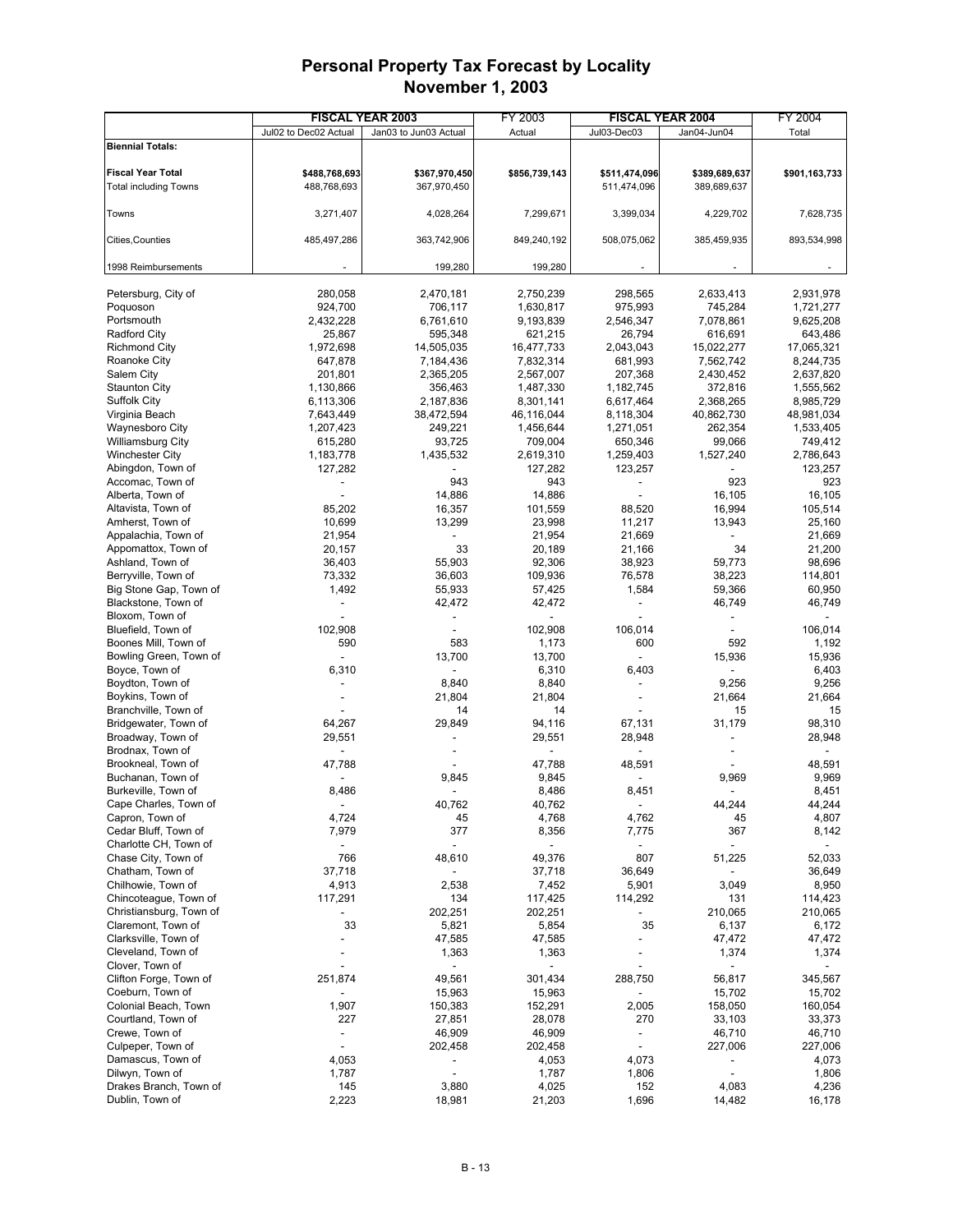# Personal Property Tax Forecast by Locality
## November 1, 2003

| | FISCAL YEAR 2003 | | FY 2003 | FISCAL YEAR 2004 | | FY 2004 |
|---|---|---|---|---|---|---|
| | Jul02 to Dec02 Actual | Jan03 to Jun03 Actual | Actual | Jul03-Dec03 | Jan04-Jun04 | Total |
| **Biennial Totals:** | | | | | | |
| **Fiscal Year Total** | **$488,768,693** | **$367,970,450** | **$856,739,143** | **$511,474,096** | **$389,689,637** | **$901,163,733** |
| Total including Towns | 488,768,693 | 367,970,450 | | 511,474,096 | 389,689,637 | |
| Towns | 3,271,407 | 4,028,264 | 7,299,671 | 3,399,034 | 4,229,702 | 7,628,735 |
| Cities,Counties | 485,497,286 | 363,742,906 | 849,240,192 | 508,075,062 | 385,459,935 | 893,534,998 |
| 1998 Reimbursements | - | 199,280 | 199,280 | - | - | - |
| Petersburg, City of | 280,058 | 2,470,181 | 2,750,239 | 298,565 | 2,633,413 | 2,931,978 |
| Poquoson | 924,700 | 706,117 | 1,630,817 | 975,993 | 745,284 | 1,721,277 |
| Portsmouth | 2,432,228 | 6,761,610 | 9,193,839 | 2,546,347 | 7,078,861 | 9,625,208 |
| Radford City | 25,867 | 595,348 | 621,215 | 26,794 | 616,691 | 643,486 |
| Richmond City | 1,972,698 | 14,505,035 | 16,477,733 | 2,043,043 | 15,022,277 | 17,065,321 |
| Roanoke City | 647,878 | 7,184,436 | 7,832,314 | 681,993 | 7,562,742 | 8,244,735 |
| Salem City | 201,801 | 2,365,205 | 2,567,007 | 207,368 | 2,430,452 | 2,637,820 |
| Staunton City | 1,130,866 | 356,463 | 1,487,330 | 1,182,745 | 372,816 | 1,555,562 |
| Suffolk City | 6,113,306 | 2,187,836 | 8,301,141 | 6,617,464 | 2,368,265 | 8,985,729 |
| Virginia Beach | 7,643,449 | 38,472,594 | 46,116,044 | 8,118,304 | 40,862,730 | 48,981,034 |
| Waynesboro City | 1,207,423 | 249,221 | 1,456,644 | 1,271,051 | 262,354 | 1,533,405 |
| Williamsburg City | 615,280 | 93,725 | 709,004 | 650,346 | 99,066 | 749,412 |
| Winchester City | 1,183,778 | 1,435,532 | 2,619,310 | 1,259,403 | 1,527,240 | 2,786,643 |
| Abingdon, Town of | 127,282 | - | 127,282 | 123,257 | - | 123,257 |
| Accomac, Town of | - | 943 | 943 | - | 923 | 923 |
| Alberta, Town of | - | 14,886 | 14,886 | - | 16,105 | 16,105 |
| Altavista, Town of | 85,202 | 16,357 | 101,559 | 88,520 | 16,994 | 105,514 |
| Amherst, Town of | 10,699 | 13,299 | 23,998 | 11,217 | 13,943 | 25,160 |
| Appalachia, Town of | 21,954 | - | 21,954 | 21,669 | - | 21,669 |
| Appomattox, Town of | 20,157 | 33 | 20,189 | 21,166 | 34 | 21,200 |
| Ashland, Town of | 36,403 | 55,903 | 92,306 | 38,923 | 59,773 | 98,696 |
| Berryville, Town of | 73,332 | 36,603 | 109,936 | 76,578 | 38,223 | 114,801 |
| Big Stone Gap, Town of | 1,492 | 55,933 | 57,425 | 1,584 | 59,366 | 60,950 |
| Blackstone, Town of | - | 42,472 | 42,472 | - | 46,749 | 46,749 |
| Bloxom, Town of | - | - | - | - | - | - |
| Bluefield, Town of | 102,908 | - | 102,908 | 106,014 | - | 106,014 |
| Boones Mill, Town of | 590 | 583 | 1,173 | 600 | 592 | 1,192 |
| Bowling Green, Town of | - | 13,700 | 13,700 | - | 15,936 | 15,936 |
| Boyce, Town of | 6,310 | - | 6,310 | 6,403 | - | 6,403 |
| Boydton, Town of | - | 8,840 | 8,840 | - | 9,256 | 9,256 |
| Boykins, Town of | - | 21,804 | 21,804 | - | 21,664 | 21,664 |
| Branchville, Town of | - | 14 | 14 | - | 15 | 15 |
| Bridgewater, Town of | 64,267 | 29,849 | 94,116 | 67,131 | 31,179 | 98,310 |
| Broadway, Town of | 29,551 | - | 29,551 | 28,948 | - | 28,948 |
| Brodnax, Town of | - | - | - | - | - | - |
| Brookneal, Town of | 47,788 | - | 47,788 | 48,591 | - | 48,591 |
| Buchanan, Town of | - | 9,845 | 9,845 | - | 9,969 | 9,969 |
| Burkeville, Town of | 8,486 | - | 8,486 | 8,451 | - | 8,451 |
| Cape Charles, Town of | - | 40,762 | 40,762 | - | 44,244 | 44,244 |
| Capron, Town of | 4,724 | 45 | 4,768 | 4,762 | 45 | 4,807 |
| Cedar Bluff, Town of | 7,979 | 377 | 8,356 | 7,775 | 367 | 8,142 |
| Charlotte CH, Town of | - | - | - | - | - | - |
| Chase City, Town of | 766 | 48,610 | 49,376 | 807 | 51,225 | 52,033 |
| Chatham, Town of | 37,718 | - | 37,718 | 36,649 | - | 36,649 |
| Chilhowie, Town of | 4,913 | 2,538 | 7,452 | 5,901 | 3,049 | 8,950 |
| Chincoteague, Town of | 117,291 | 134 | 117,425 | 114,292 | 131 | 114,423 |
| Christiansburg, Town of | - | 202,251 | 202,251 | - | 210,065 | 210,065 |
| Claremont, Town of | 33 | 5,821 | 5,854 | 35 | 6,137 | 6,172 |
| Clarksville, Town of | - | 47,585 | 47,585 | - | 47,472 | 47,472 |
| Cleveland, Town of | - | 1,363 | 1,363 | - | 1,374 | 1,374 |
| Clover, Town of | - | - | - | - | - | - |
| Clifton Forge, Town of | 251,874 | 49,561 | 301,434 | 288,750 | 56,817 | 345,567 |
| Coeburn, Town of | - | 15,963 | 15,963 | - | 15,702 | 15,702 |
| Colonial Beach, Town | 1,907 | 150,383 | 152,291 | 2,005 | 158,050 | 160,054 |
| Courtland, Town of | 227 | 27,851 | 28,078 | 270 | 33,103 | 33,373 |
| Crewe, Town of | - | 46,909 | 46,909 | - | 46,710 | 46,710 |
| Culpeper, Town of | - | 202,458 | 202,458 | - | 227,006 | 227,006 |
| Damascus, Town of | 4,053 | - | 4,053 | 4,073 | - | 4,073 |
| Dilwyn, Town of | 1,787 | - | 1,787 | 1,806 | - | 1,806 |
| Drakes Branch, Town of | 145 | 3,880 | 4,025 | 152 | 4,083 | 4,236 |
| Dublin, Town of | 2,223 | 18,981 | 21,203 | 1,696 | 14,482 | 16,178 |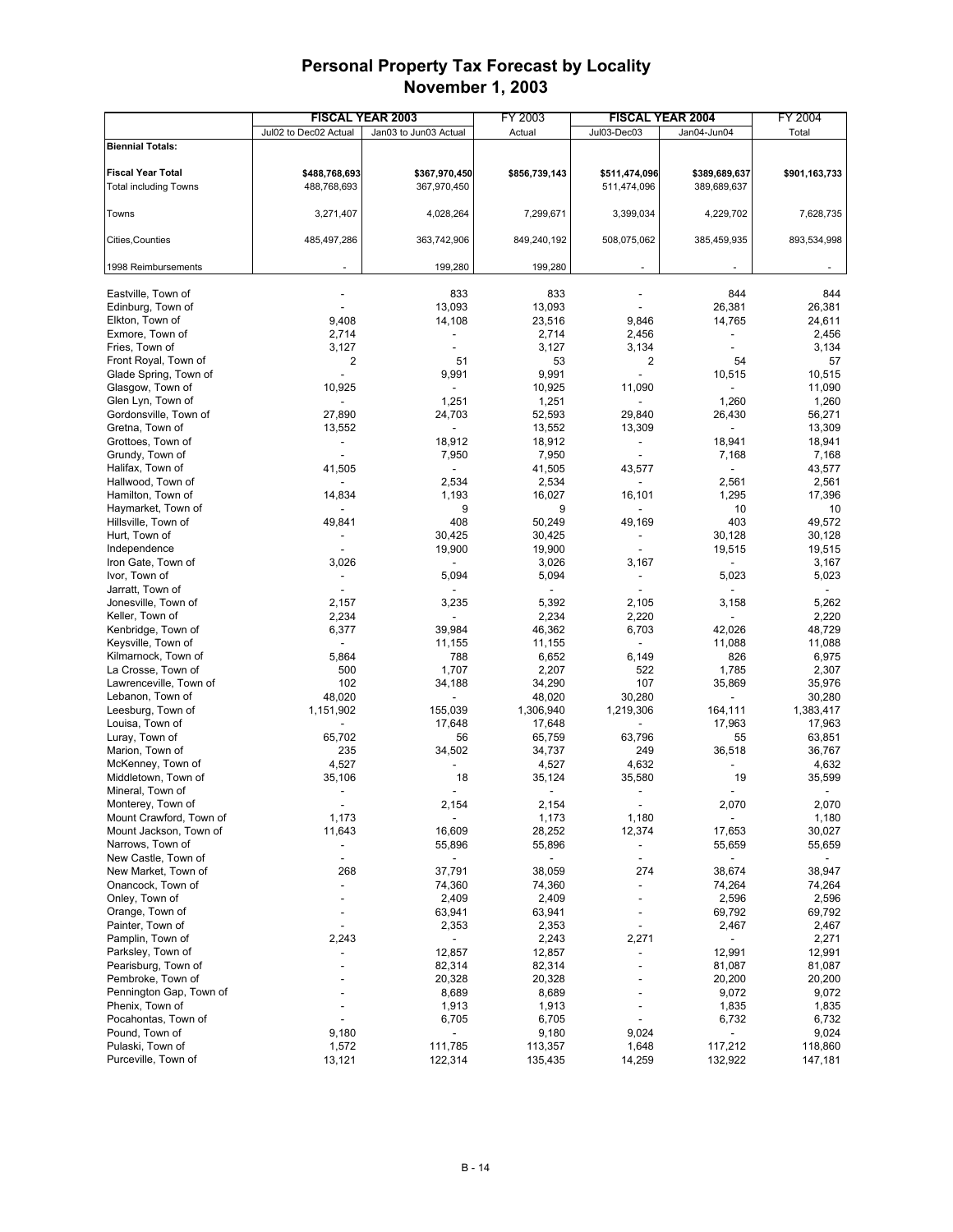# Personal Property Tax Forecast by Locality
# November 1, 2003

| | FISCAL YEAR 2003 | | FY 2003 | FISCAL YEAR 2004 | | FY 2004 |
|---|---|---|---|---|---|---|
| | Jul02 to Dec02 Actual | Jan03 to Jun03 Actual | Actual | Jul03-Dec03 | Jan04-Jun04 | Total |
| **Biennial Totals:** | | | | | | |
| **Fiscal Year Total** | **$488,768,693** | **$367,970,450** | **$856,739,143** | **$511,474,096** | **$389,689,637** | **$901,163,733** |
| Total including Towns | 488,768,693 | 367,970,450 | | 511,474,096 | 389,689,637 | |
| Towns | 3,271,407 | 4,028,264 | 7,299,671 | 3,399,034 | 4,229,702 | 7,628,735 |
| Cities,Counties | 485,497,286 | 363,742,906 | 849,240,192 | 508,075,062 | 385,459,935 | 893,534,998 |
| 1998 Reimbursements | - | 199,280 | 199,280 | - | - | - |
| Eastville, Town of | - | 833 | 833 | - | 844 | 844 |
| Edinburg, Town of | - | 13,093 | 13,093 | - | 26,381 | 26,381 |
| Elkton, Town of | 9,408 | 14,108 | 23,516 | 9,846 | 14,765 | 24,611 |
| Exmore, Town of | 2,714 | - | 2,714 | 2,456 | - | 2,456 |
| Fries, Town of | 3,127 | - | 3,127 | 3,134 | - | 3,134 |
| Front Royal, Town of | 2 | 51 | 53 | 2 | 54 | 57 |
| Glade Spring, Town of | - | 9,991 | 9,991 | - | 10,515 | 10,515 |
| Glasgow, Town of | 10,925 | - | 10,925 | 11,090 | - | 11,090 |
| Glen Lyn, Town of | - | 1,251 | 1,251 | - | 1,260 | 1,260 |
| Gordonsville, Town of | 27,890 | 24,703 | 52,593 | 29,840 | 26,430 | 56,271 |
| Gretna, Town of | 13,552 | - | 13,552 | 13,309 | - | 13,309 |
| Grottoes, Town of | - | 18,912 | 18,912 | - | 18,941 | 18,941 |
| Grundy, Town of | - | 7,950 | 7,950 | - | 7,168 | 7,168 |
| Halifax, Town of | 41,505 | - | 41,505 | 43,577 | - | 43,577 |
| Hallwood, Town of | - | 2,534 | 2,534 | - | 2,561 | 2,561 |
| Hamilton, Town of | 14,834 | 1,193 | 16,027 | 16,101 | 1,295 | 17,396 |
| Haymarket, Town of | - | 9 | 9 | - | 10 | 10 |
| Hillsville, Town of | 49,841 | 408 | 50,249 | 49,169 | 403 | 49,572 |
| Hurt, Town of | - | 30,425 | 30,425 | - | 30,128 | 30,128 |
| Independence | - | 19,900 | 19,900 | - | 19,515 | 19,515 |
| Iron Gate, Town of | 3,026 | - | 3,026 | 3,167 | - | 3,167 |
| Ivor, Town of | - | 5,094 | 5,094 | - | 5,023 | 5,023 |
| Jarratt, Town of | - | - | - | - | - | - |
| Jonesville, Town of | 2,157 | 3,235 | 5,392 | 2,105 | 3,158 | 5,262 |
| Keller, Town of | 2,234 | - | 2,234 | 2,220 | - | 2,220 |
| Kenbridge, Town of | 6,377 | 39,984 | 46,362 | 6,703 | 42,026 | 48,729 |
| Keysville, Town of | - | 11,155 | 11,155 | - | 11,088 | 11,088 |
| Kilmarnock, Town of | 5,864 | 788 | 6,652 | 6,149 | 826 | 6,975 |
| La Crosse, Town of | 500 | 1,707 | 2,207 | 522 | 1,785 | 2,307 |
| Lawrenceville, Town of | 102 | 34,188 | 34,290 | 107 | 35,869 | 35,976 |
| Lebanon, Town of | 48,020 | - | 48,020 | 30,280 | - | 30,280 |
| Leesburg, Town of | 1,151,902 | 155,039 | 1,306,940 | 1,219,306 | 164,111 | 1,383,417 |
| Louisa, Town of | - | 17,648 | 17,648 | - | 17,963 | 17,963 |
| Luray, Town of | 65,702 | 56 | 65,759 | 63,796 | 55 | 63,851 |
| Marion, Town of | 235 | 34,502 | 34,737 | 249 | 36,518 | 36,767 |
| McKenney, Town of | 4,527 | - | 4,527 | 4,632 | - | 4,632 |
| Middletown, Town of | 35,106 | 18 | 35,124 | 35,580 | 19 | 35,599 |
| Mineral, Town of | - | - | - | - | - | - |
| Monterey, Town of | - | 2,154 | 2,154 | - | 2,070 | 2,070 |
| Mount Crawford, Town of | 1,173 | - | 1,173 | 1,180 | - | 1,180 |
| Mount Jackson, Town of | 11,643 | 16,609 | 28,252 | 12,374 | 17,653 | 30,027 |
| Narrows, Town of | - | 55,896 | 55,896 | - | 55,659 | 55,659 |
| New Castle, Town of | - | - | - | - | - | - |
| New Market, Town of | 268 | 37,791 | 38,059 | 274 | 38,674 | 38,947 |
| Onancock, Town of | - | 74,360 | 74,360 | - | 74,264 | 74,264 |
| Onley, Town of | - | 2,409 | 2,409 | - | 2,596 | 2,596 |
| Orange, Town of | - | 63,941 | 63,941 | - | 69,792 | 69,792 |
| Painter, Town of | - | 2,353 | 2,353 | - | 2,467 | 2,467 |
| Pamplin, Town of | 2,243 | - | 2,243 | 2,271 | - | 2,271 |
| Parksley, Town of | - | 12,857 | 12,857 | - | 12,991 | 12,991 |
| Pearisburg, Town of | - | 82,314 | 82,314 | - | 81,087 | 81,087 |
| Pembroke, Town of | - | 20,328 | 20,328 | - | 20,200 | 20,200 |
| Pennington Gap, Town of | - | 8,689 | 8,689 | - | 9,072 | 9,072 |
| Phenix, Town of | - | 1,913 | 1,913 | - | 1,835 | 1,835 |
| Pocahontas, Town of | - | 6,705 | 6,705 | - | 6,732 | 6,732 |
| Pound, Town of | 9,180 | - | 9,180 | 9,024 | - | 9,024 |
| Pulaski, Town of | 1,572 | 111,785 | 113,357 | 1,648 | 117,212 | 118,860 |
| Purceville, Town of | 13,121 | 122,314 | 135,435 | 14,259 | 132,922 | 147,181 |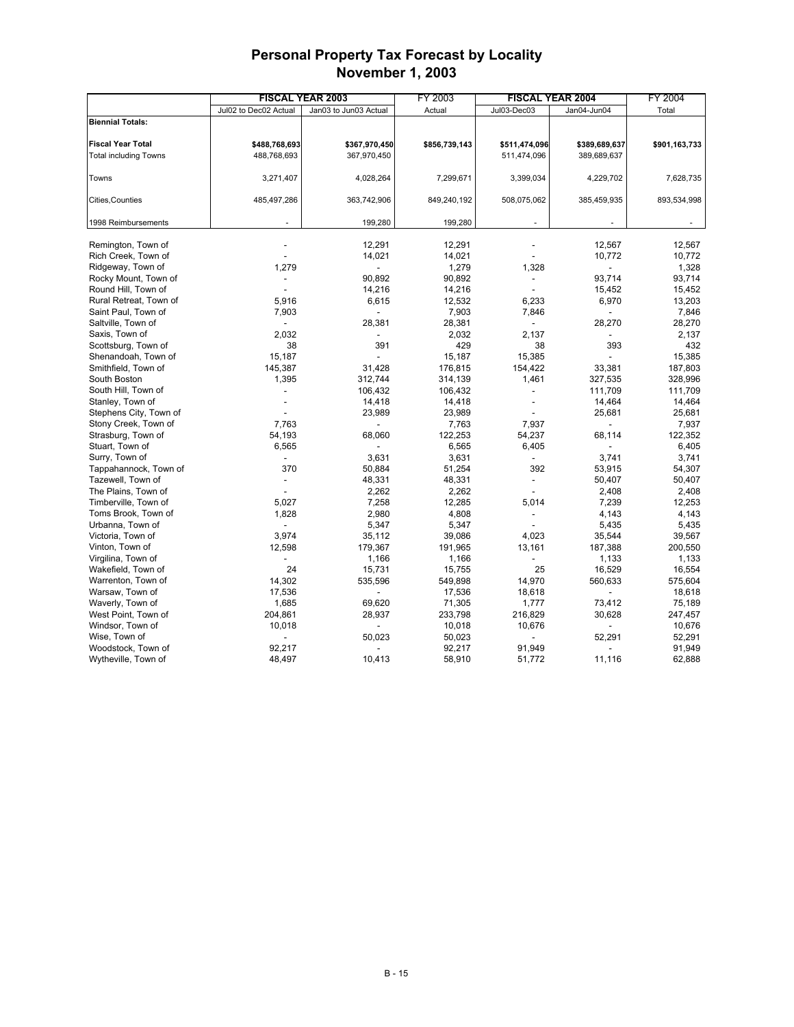# Personal Property Tax Forecast by Locality
## November 1, 2003

| | FISCAL YEAR 2003 | | FY 2003 | FISCAL YEAR 2004 | | FY 2004 |
|---|---|---|---|---|---|---|
| | Jul02 to Dec02 Actual | Jan03 to Jun03 Actual | Actual | Jul03-Dec03 | Jan04-Jun04 | Total |
| **Biennial Totals:** | | | | | | |
| **Fiscal Year Total** | **$488,768,693** | **$367,970,450** | **$856,739,143** | **$511,474,096** | **$389,689,637** | **$901,163,733** |
| Total including Towns | 488,768,693 | 367,970,450 | | 511,474,096 | 389,689,637 | |
| Towns | 3,271,407 | 4,028,264 | 7,299,671 | 3,399,034 | 4,229,702 | 7,628,735 |
| Cities,Counties | 485,497,286 | 363,742,906 | 849,240,192 | 508,075,062 | 385,459,935 | 893,534,998 |
| 1998 Reimbursements | - | 199,280 | 199,280 | - | - | - |
| Remington, Town of | - | 12,291 | 12,291 | - | 12,567 | 12,567 |
| Rich Creek, Town of | - | 14,021 | 14,021 | - | 10,772 | 10,772 |
| Ridgeway, Town of | 1,279 | - | 1,279 | 1,328 | - | 1,328 |
| Rocky Mount, Town of | - | 90,892 | 90,892 | - | 93,714 | 93,714 |
| Round Hill, Town of | - | 14,216 | 14,216 | - | 15,452 | 15,452 |
| Rural Retreat, Town of | 5,916 | 6,615 | 12,532 | 6,233 | 6,970 | 13,203 |
| Saint Paul, Town of | 7,903 | - | 7,903 | 7,846 | - | 7,846 |
| Saltville, Town of | - | 28,381 | 28,381 | - | 28,270 | 28,270 |
| Saxis, Town of | 2,032 | - | 2,032 | 2,137 | - | 2,137 |
| Scottsburg, Town of | 38 | 391 | 429 | 38 | 393 | 432 |
| Shenandoah, Town of | 15,187 | - | 15,187 | 15,385 | - | 15,385 |
| Smithfield, Town of | 145,387 | 31,428 | 176,815 | 154,422 | 33,381 | 187,803 |
| South Boston | 1,395 | 312,744 | 314,139 | 1,461 | 327,535 | 328,996 |
| South Hill, Town of | - | 106,432 | 106,432 | - | 111,709 | 111,709 |
| Stanley, Town of | - | 14,418 | 14,418 | - | 14,464 | 14,464 |
| Stephens City, Town of | - | 23,989 | 23,989 | - | 25,681 | 25,681 |
| Stony Creek, Town of | 7,763 | - | 7,763 | 7,937 | - | 7,937 |
| Strasburg, Town of | 54,193 | 68,060 | 122,253 | 54,237 | 68,114 | 122,352 |
| Stuart, Town of | 6,565 | - | 6,565 | 6,405 | - | 6,405 |
| Surry, Town of | - | 3,631 | 3,631 | - | 3,741 | 3,741 |
| Tappahannock, Town of | 370 | 50,884 | 51,254 | 392 | 53,915 | 54,307 |
| Tazewell, Town of | - | 48,331 | 48,331 | - | 50,407 | 50,407 |
| The Plains, Town of | - | 2,262 | 2,262 | - | 2,408 | 2,408 |
| Timberville, Town of | 5,027 | 7,258 | 12,285 | 5,014 | 7,239 | 12,253 |
| Toms Brook, Town of | 1,828 | 2,980 | 4,808 | - | 4,143 | 4,143 |
| Urbanna, Town of | - | 5,347 | 5,347 | - | 5,435 | 5,435 |
| Victoria, Town of | 3,974 | 35,112 | 39,086 | 4,023 | 35,544 | 39,567 |
| Vinton, Town of | 12,598 | 179,367 | 191,965 | 13,161 | 187,388 | 200,550 |
| Virgilina, Town of | - | 1,166 | 1,166 | - | 1,133 | 1,133 |
| Wakefield, Town of | 24 | 15,731 | 15,755 | 25 | 16,529 | 16,554 |
| Warrenton, Town of | 14,302 | 535,596 | 549,898 | 14,970 | 560,633 | 575,604 |
| Warsaw, Town of | 17,536 | - | 17,536 | 18,618 | - | 18,618 |
| Waverly, Town of | 1,685 | 69,620 | 71,305 | 1,777 | 73,412 | 75,189 |
| West Point, Town of | 204,861 | 28,937 | 233,798 | 216,829 | 30,628 | 247,457 |
| Windsor, Town of | 10,018 | - | 10,018 | 10,676 | - | 10,676 |
| Wise, Town of | - | 50,023 | 50,023 | - | 52,291 | 52,291 |
| Woodstock, Town of | 92,217 | - | 92,217 | 91,949 | - | 91,949 |
| Wytheville, Town of | 48,497 | 10,413 | 58,910 | 51,772 | 11,116 | 62,888 |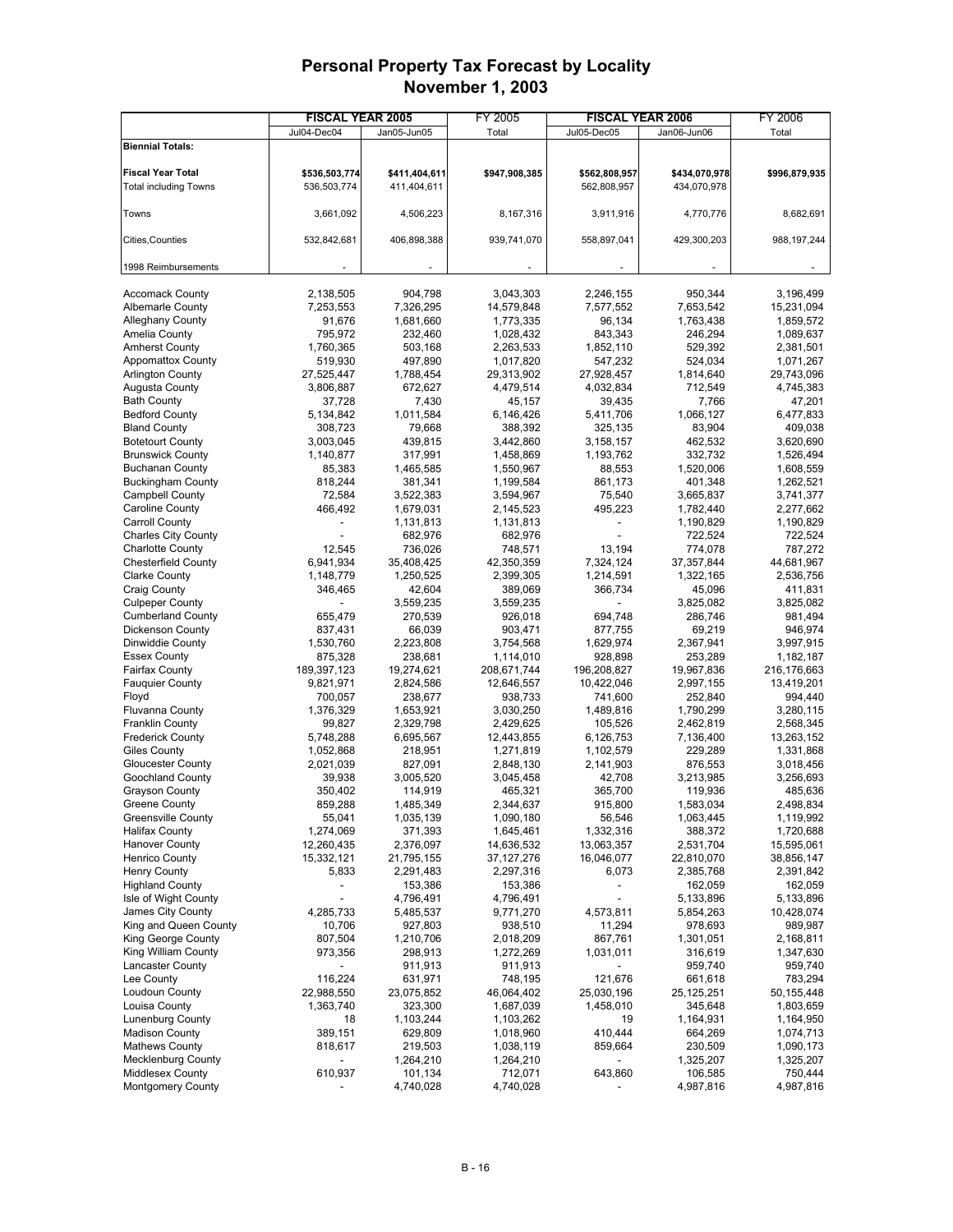# Personal Property Tax Forecast by Locality
## November 1, 2003

| | FISCAL YEAR 2005 | | FY 2005 | FISCAL YEAR 2006 | | FY 2006 |
|---|---|---|---|---|---|---|
| | Jul04-Dec04 | Jan05-Jun05 | Total | Jul05-Dec05 | Jan06-Jun06 | Total |
| **Biennial Totals:** | | | | | | |
| **Fiscal Year Total** | **$536,503,774** | **$411,404,611** | **$947,908,385** | **$562,808,957** | **$434,070,978** | **$996,879,935** |
| Total including Towns | 536,503,774 | 411,404,611 | | 562,808,957 | 434,070,978 | |
| Towns | 3,661,092 | 4,506,223 | 8,167,316 | 3,911,916 | 4,770,776 | 8,682,691 |
| Cities,Counties | 532,842,681 | 406,898,388 | 939,741,070 | 558,897,041 | 429,300,203 | 988,197,244 |
| 1998 Reimbursements | - | - | - | - | - | - |
| Accomack County | 2,138,505 | 904,798 | 3,043,303 | 2,246,155 | 950,344 | 3,196,499 |
| Albemarle County | 7,253,553 | 7,326,295 | 14,579,848 | 7,577,552 | 7,653,542 | 15,231,094 |
| Alleghany County | 91,676 | 1,681,660 | 1,773,335 | 96,134 | 1,763,438 | 1,859,572 |
| Amelia County | 795,972 | 232,460 | 1,028,432 | 843,343 | 246,294 | 1,089,637 |
| Amherst County | 1,760,365 | 503,168 | 2,263,533 | 1,852,110 | 529,392 | 2,381,501 |
| Appomattox County | 519,930 | 497,890 | 1,017,820 | 547,232 | 524,034 | 1,071,267 |
| Arlington County | 27,525,447 | 1,788,454 | 29,313,902 | 27,928,457 | 1,814,640 | 29,743,096 |
| Augusta County | 3,806,887 | 672,627 | 4,479,514 | 4,032,834 | 712,549 | 4,745,383 |
| Bath County | 37,728 | 7,430 | 45,157 | 39,435 | 7,766 | 47,201 |
| Bedford County | 5,134,842 | 1,011,584 | 6,146,426 | 5,411,706 | 1,066,127 | 6,477,833 |
| Bland County | 308,723 | 79,668 | 388,392 | 325,135 | 83,904 | 409,038 |
| Botetourt County | 3,003,045 | 439,815 | 3,442,860 | 3,158,157 | 462,532 | 3,620,690 |
| Brunswick County | 1,140,877 | 317,991 | 1,458,869 | 1,193,762 | 332,732 | 1,526,494 |
| Buchanan County | 85,383 | 1,465,585 | 1,550,967 | 88,553 | 1,520,006 | 1,608,559 |
| Buckingham County | 818,244 | 381,341 | 1,199,584 | 861,173 | 401,348 | 1,262,521 |
| Campbell County | 72,584 | 3,522,383 | 3,594,967 | 75,540 | 3,665,837 | 3,741,377 |
| Caroline County | 466,492 | 1,679,031 | 2,145,523 | 495,223 | 1,782,440 | 2,277,662 |
| Carroll County | - | 1,131,813 | 1,131,813 | - | 1,190,829 | 1,190,829 |
| Charles City County | - | 682,976 | 682,976 | - | 722,524 | 722,524 |
| Charlotte County | 12,545 | 736,026 | 748,571 | 13,194 | 774,078 | 787,272 |
| Chesterfield County | 6,941,934 | 35,408,425 | 42,350,359 | 7,324,124 | 37,357,844 | 44,681,967 |
| Clarke County | 1,148,779 | 1,250,525 | 2,399,305 | 1,214,591 | 1,322,165 | 2,536,756 |
| Craig County | 346,465 | 42,604 | 389,069 | 366,734 | 45,096 | 411,831 |
| Culpeper County | - | 3,559,235 | 3,559,235 | - | 3,825,082 | 3,825,082 |
| Cumberland County | 655,479 | 270,539 | 926,018 | 694,748 | 286,746 | 981,494 |
| Dickenson County | 837,431 | 66,039 | 903,471 | 877,755 | 69,219 | 946,974 |
| Dinwiddie County | 1,530,760 | 2,223,808 | 3,754,568 | 1,629,974 | 2,367,941 | 3,997,915 |
| Essex County | 875,328 | 238,681 | 1,114,010 | 928,898 | 253,289 | 1,182,187 |
| Fairfax County | 189,397,123 | 19,274,621 | 208,671,744 | 196,208,827 | 19,967,836 | 216,176,663 |
| Fauquier County | 9,821,971 | 2,824,586 | 12,646,557 | 10,422,046 | 2,997,155 | 13,419,201 |
| Floyd | 700,057 | 238,677 | 938,733 | 741,600 | 252,840 | 994,440 |
| Fluvanna County | 1,376,329 | 1,653,921 | 3,030,250 | 1,489,816 | 1,790,299 | 3,280,115 |
| Franklin County | 99,827 | 2,329,798 | 2,429,625 | 105,526 | 2,462,819 | 2,568,345 |
| Frederick County | 5,748,288 | 6,695,567 | 12,443,855 | 6,126,753 | 7,136,400 | 13,263,152 |
| Giles County | 1,052,868 | 218,951 | 1,271,819 | 1,102,579 | 229,289 | 1,331,868 |
| Gloucester County | 2,021,039 | 827,091 | 2,848,130 | 2,141,903 | 876,553 | 3,018,456 |
| Goochland County | 39,938 | 3,005,520 | 3,045,458 | 42,708 | 3,213,985 | 3,256,693 |
| Grayson County | 350,402 | 114,919 | 465,321 | 365,700 | 119,936 | 485,636 |
| Greene County | 859,288 | 1,485,349 | 2,344,637 | 915,800 | 1,583,034 | 2,498,834 |
| Greensville County | 55,041 | 1,035,139 | 1,090,180 | 56,546 | 1,063,445 | 1,119,992 |
| Halifax County | 1,274,069 | 371,393 | 1,645,461 | 1,332,316 | 388,372 | 1,720,688 |
| Hanover County | 12,260,435 | 2,376,097 | 14,636,532 | 13,063,357 | 2,531,704 | 15,595,061 |
| Henrico County | 15,332,121 | 21,795,155 | 37,127,276 | 16,046,077 | 22,810,070 | 38,856,147 |
| Henry County | 5,833 | 2,291,483 | 2,297,316 | 6,073 | 2,385,768 | 2,391,842 |
| Highland County | - | 153,386 | 153,386 | - | 162,059 | 162,059 |
| Isle of Wight County | - | 4,796,491 | 4,796,491 | - | 5,133,896 | 5,133,896 |
| James City County | 4,285,733 | 5,485,537 | 9,771,270 | 4,573,811 | 5,854,263 | 10,428,074 |
| King and Queen County | 10,706 | 927,803 | 938,510 | 11,294 | 978,693 | 989,987 |
| King George County | 807,504 | 1,210,706 | 2,018,209 | 867,761 | 1,301,051 | 2,168,811 |
| King William County | 973,356 | 298,913 | 1,272,269 | 1,031,011 | 316,619 | 1,347,630 |
| Lancaster County | - | 911,913 | 911,913 | - | 959,740 | 959,740 |
| Lee County | 116,224 | 631,971 | 748,195 | 121,676 | 661,618 | 783,294 |
| Loudoun County | 22,988,550 | 23,075,852 | 46,064,402 | 25,030,196 | 25,125,251 | 50,155,448 |
| Louisa County | 1,363,740 | 323,300 | 1,687,039 | 1,458,010 | 345,648 | 1,803,659 |
| Lunenburg County | 18 | 1,103,244 | 1,103,262 | 19 | 1,164,931 | 1,164,950 |
| Madison County | 389,151 | 629,809 | 1,018,960 | 410,444 | 664,269 | 1,074,713 |
| Mathews County | 818,617 | 219,503 | 1,038,119 | 859,664 | 230,509 | 1,090,173 |
| Mecklenburg County | - | 1,264,210 | 1,264,210 | - | 1,325,207 | 1,325,207 |
| Middlesex County | 610,937 | 101,134 | 712,071 | 643,860 | 106,585 | 750,444 |
| Montgomery County | - | 4,740,028 | 4,740,028 | - | 4,987,816 | 4,987,816 |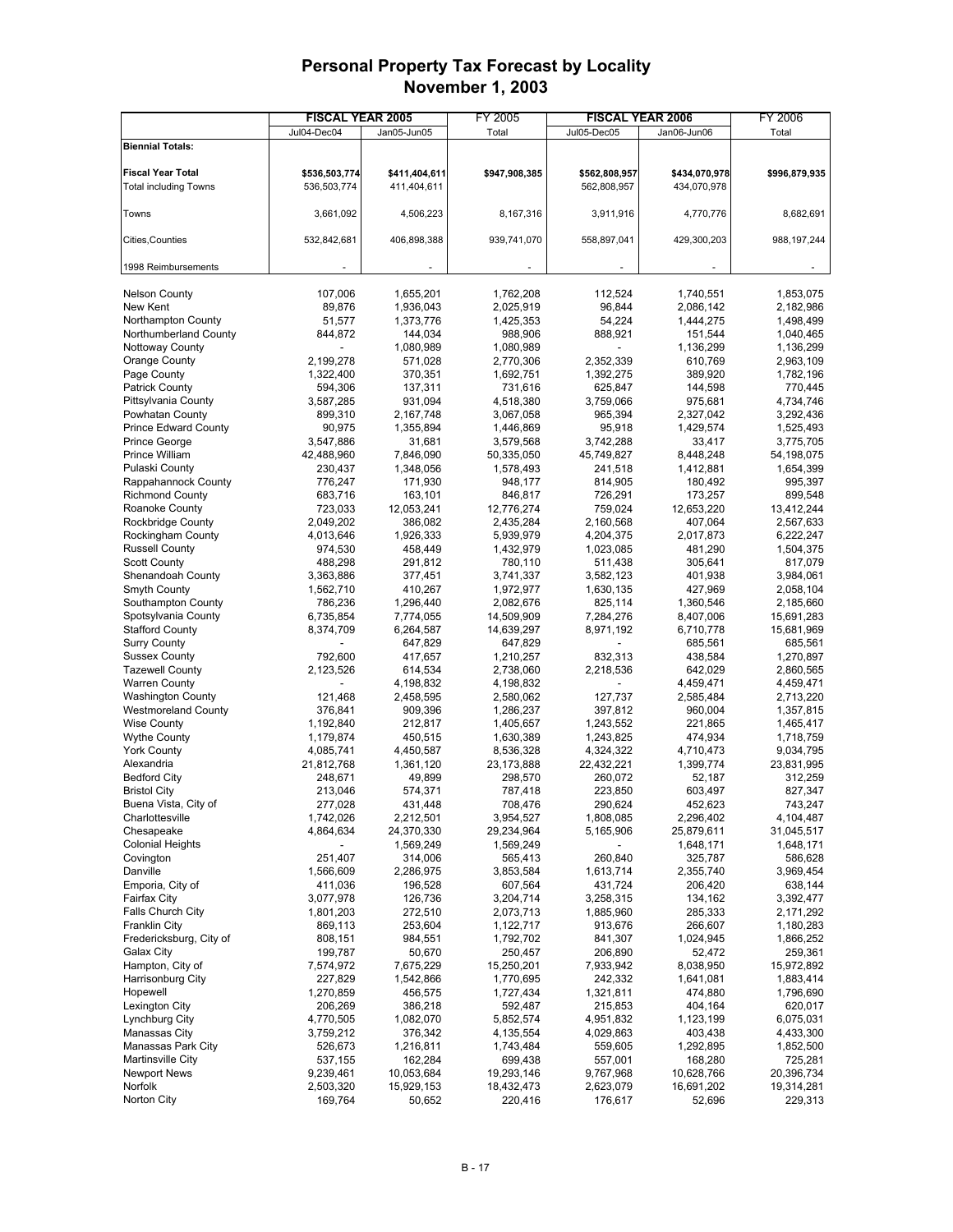# Personal Property Tax Forecast by Locality
## November 1, 2003

| | FISCAL YEAR 2005 | | FY 2005 | FISCAL YEAR 2006 | | FY 2006 |
|---|---|---|---|---|---|---|
| | Jul04-Dec04 | Jan05-Jun05 | Total | Jul05-Dec05 | Jan06-Jun06 | Total |
| **Biennial Totals:** | | | | | | |
| **Fiscal Year Total** | **$536,503,774** | **$411,404,611** | **$947,908,385** | **$562,808,957** | **$434,070,978** | **$996,879,935** |
| Total including Towns | 536,503,774 | 411,404,611 | | 562,808,957 | 434,070,978 | |
| Towns | 3,661,092 | 4,506,223 | 8,167,316 | 3,911,916 | 4,770,776 | 8,682,691 |
| Cities,Counties | 532,842,681 | 406,898,388 | 939,741,070 | 558,897,041 | 429,300,203 | 988,197,244 |
| 1998 Reimbursements | - | - | - | - | - | - |
| Nelson County | 107,006 | 1,655,201 | 1,762,208 | 112,524 | 1,740,551 | 1,853,075 |
| New Kent | 89,876 | 1,936,043 | 2,025,919 | 96,844 | 2,086,142 | 2,182,986 |
| Northampton County | 51,577 | 1,373,776 | 1,425,353 | 54,224 | 1,444,275 | 1,498,499 |
| Northumberland County | 844,872 | 144,034 | 988,906 | 888,921 | 151,544 | 1,040,465 |
| Nottoway County | - | 1,080,989 | 1,080,989 | - | 1,136,299 | 1,136,299 |
| Orange County | 2,199,278 | 571,028 | 2,770,306 | 2,352,339 | 610,769 | 2,963,109 |
| Page County | 1,322,400 | 370,351 | 1,692,751 | 1,392,275 | 389,920 | 1,782,196 |
| Patrick County | 594,306 | 137,311 | 731,616 | 625,847 | 144,598 | 770,445 |
| Pittsylvania County | 3,587,285 | 931,094 | 4,518,380 | 3,759,066 | 975,681 | 4,734,746 |
| Powhatan County | 899,310 | 2,167,748 | 3,067,058 | 965,394 | 2,327,042 | 3,292,436 |
| Prince Edward County | 90,975 | 1,355,894 | 1,446,869 | 95,918 | 1,429,574 | 1,525,493 |
| Prince George | 3,547,886 | 31,681 | 3,579,568 | 3,742,288 | 33,417 | 3,775,705 |
| Prince William | 42,488,960 | 7,846,090 | 50,335,050 | 45,749,827 | 8,448,248 | 54,198,075 |
| Pulaski County | 230,437 | 1,348,056 | 1,578,493 | 241,518 | 1,412,881 | 1,654,399 |
| Rappahannock County | 776,247 | 171,930 | 948,177 | 814,905 | 180,492 | 995,397 |
| Richmond County | 683,716 | 163,101 | 846,817 | 726,291 | 173,257 | 899,548 |
| Roanoke County | 723,033 | 12,053,241 | 12,776,274 | 759,024 | 12,653,220 | 13,412,244 |
| Rockbridge County | 2,049,202 | 386,082 | 2,435,284 | 2,160,568 | 407,064 | 2,567,633 |
| Rockingham County | 4,013,646 | 1,926,333 | 5,939,979 | 4,204,375 | 2,017,873 | 6,222,247 |
| Russell County | 974,530 | 458,449 | 1,432,979 | 1,023,085 | 481,290 | 1,504,375 |
| Scott County | 488,298 | 291,812 | 780,110 | 511,438 | 305,641 | 817,079 |
| Shenandoah County | 3,363,886 | 377,451 | 3,741,337 | 3,582,123 | 401,938 | 3,984,061 |
| Smyth County | 1,562,710 | 410,267 | 1,972,977 | 1,630,135 | 427,969 | 2,058,104 |
| Southampton County | 786,236 | 1,296,440 | 2,082,676 | 825,114 | 1,360,546 | 2,185,660 |
| Spotsylvania County | 6,735,854 | 7,774,055 | 14,509,909 | 7,284,276 | 8,407,006 | 15,691,283 |
| Stafford County | 8,374,709 | 6,264,587 | 14,639,297 | 8,971,192 | 6,710,778 | 15,681,969 |
| Surry County | - | 647,829 | 647,829 | - | 685,561 | 685,561 |
| Sussex County | 792,600 | 417,657 | 1,210,257 | 832,313 | 438,584 | 1,270,897 |
| Tazewell County | 2,123,526 | 614,534 | 2,738,060 | 2,218,536 | 642,029 | 2,860,565 |
| Warren County | - | 4,198,832 | 4,198,832 | - | 4,459,471 | 4,459,471 |
| Washington County | 121,468 | 2,458,595 | 2,580,062 | 127,737 | 2,585,484 | 2,713,220 |
| Westmoreland County | 376,841 | 909,396 | 1,286,237 | 397,812 | 960,004 | 1,357,815 |
| Wise County | 1,192,840 | 212,817 | 1,405,657 | 1,243,552 | 221,865 | 1,465,417 |
| Wythe County | 1,179,874 | 450,515 | 1,630,389 | 1,243,825 | 474,934 | 1,718,759 |
| York County | 4,085,741 | 4,450,587 | 8,536,328 | 4,324,322 | 4,710,473 | 9,034,795 |
| Alexandria | 21,812,768 | 1,361,120 | 23,173,888 | 22,432,221 | 1,399,774 | 23,831,995 |
| Bedford City | 248,671 | 49,899 | 298,570 | 260,072 | 52,187 | 312,259 |
| Bristol City | 213,046 | 574,371 | 787,418 | 223,850 | 603,497 | 827,347 |
| Buena Vista, City of | 277,028 | 431,448 | 708,476 | 290,624 | 452,623 | 743,247 |
| Charlottesville | 1,742,026 | 2,212,501 | 3,954,527 | 1,808,085 | 2,296,402 | 4,104,487 |
| Chesapeake | 4,864,634 | 24,370,330 | 29,234,964 | 5,165,906 | 25,879,611 | 31,045,517 |
| Colonial Heights | - | 1,569,249 | 1,569,249 | - | 1,648,171 | 1,648,171 |
| Covington | 251,407 | 314,006 | 565,413 | 260,840 | 325,787 | 586,628 |
| Danville | 1,566,609 | 2,286,975 | 3,853,584 | 1,613,714 | 2,355,740 | 3,969,454 |
| Emporia, City of | 411,036 | 196,528 | 607,564 | 431,724 | 206,420 | 638,144 |
| Fairfax City | 3,077,978 | 126,736 | 3,204,714 | 3,258,315 | 134,162 | 3,392,477 |
| Falls Church City | 1,801,203 | 272,510 | 2,073,713 | 1,885,960 | 285,333 | 2,171,292 |
| Franklin City | 869,113 | 253,604 | 1,122,717 | 913,676 | 266,607 | 1,180,283 |
| Fredericksburg, City of | 808,151 | 984,551 | 1,792,702 | 841,307 | 1,024,945 | 1,866,252 |
| Galax City | 199,787 | 50,670 | 250,457 | 206,890 | 52,472 | 259,361 |
| Hampton, City of | 7,574,972 | 7,675,229 | 15,250,201 | 7,933,942 | 8,038,950 | 15,972,892 |
| Harrisonburg City | 227,829 | 1,542,866 | 1,770,695 | 242,332 | 1,641,081 | 1,883,414 |
| Hopewell | 1,270,859 | 456,575 | 1,727,434 | 1,321,811 | 474,880 | 1,796,690 |
| Lexington City | 206,269 | 386,218 | 592,487 | 215,853 | 404,164 | 620,017 |
| Lynchburg City | 4,770,505 | 1,082,070 | 5,852,574 | 4,951,832 | 1,123,199 | 6,075,031 |
| Manassas City | 3,759,212 | 376,342 | 4,135,554 | 4,029,863 | 403,438 | 4,433,300 |
| Manassas Park City | 526,673 | 1,216,811 | 1,743,484 | 559,605 | 1,292,895 | 1,852,500 |
| Martinsville City | 537,155 | 162,284 | 699,438 | 557,001 | 168,280 | 725,281 |
| Newport News | 9,239,461 | 10,053,684 | 19,293,146 | 9,767,968 | 10,628,766 | 20,396,734 |
| Norfolk | 2,503,320 | 15,929,153 | 18,432,473 | 2,623,079 | 16,691,202 | 19,314,281 |
| Norton City | 169,764 | 50,652 | 220,416 | 176,617 | 52,696 | 229,313 |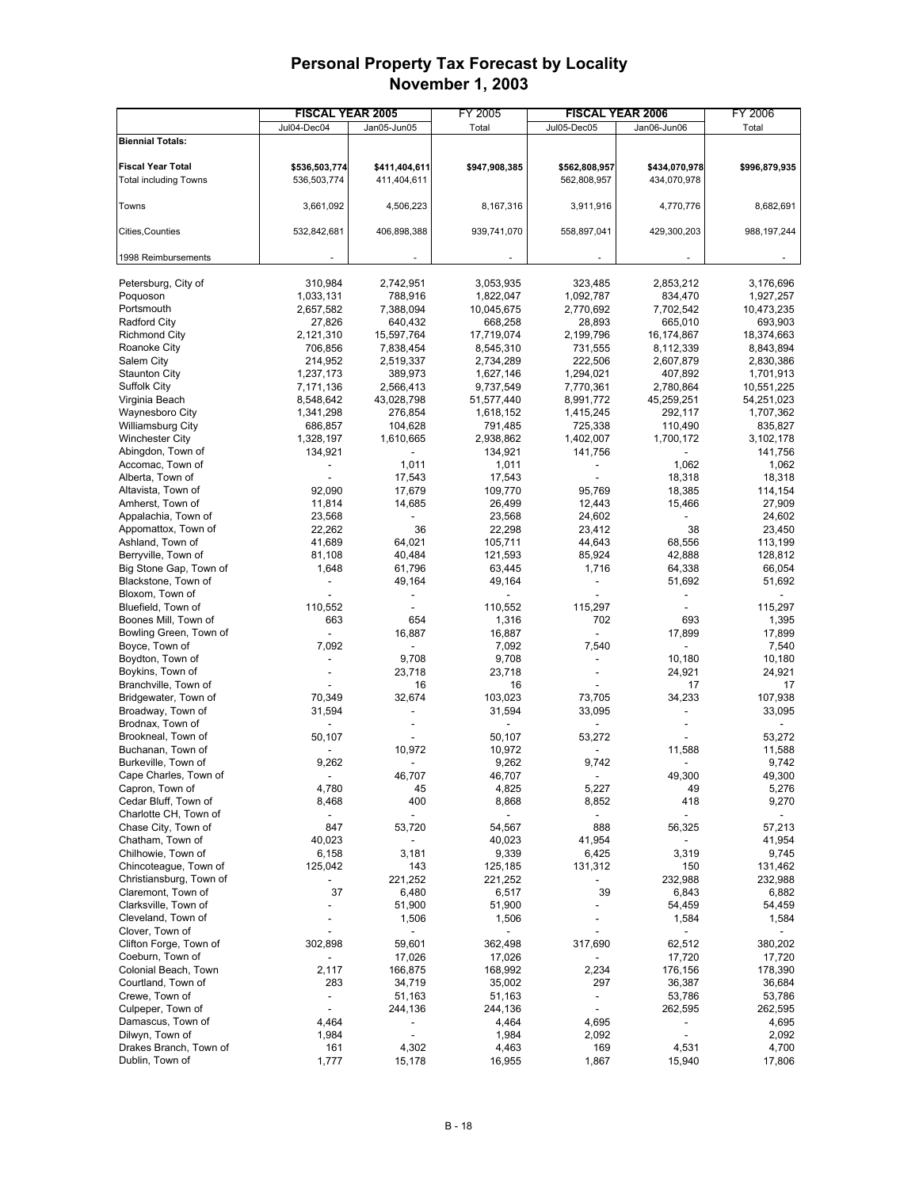# Personal Property Tax Forecast by Locality
## November 1, 2003

| | FISCAL YEAR 2005 | | FY 2005 | FISCAL YEAR 2006 | | FY 2006 |
|---|---|---|---|---|---|---|
| | Jul04-Dec04 | Jan05-Jun05 | Total | Jul05-Dec05 | Jan06-Jun06 | Total |
| **Biennial Totals:** | | | | | | |
| **Fiscal Year Total** | **$536,503,774** | **$411,404,611** | **$947,908,385** | **$562,808,957** | **$434,070,978** | **$996,879,935** |
| Total including Towns | 536,503,774 | 411,404,611 | | 562,808,957 | 434,070,978 | |
| Towns | 3,661,092 | 4,506,223 | 8,167,316 | 3,911,916 | 4,770,776 | 8,682,691 |
| Cities,Counties | 532,842,681 | 406,898,388 | 939,741,070 | 558,897,041 | 429,300,203 | 988,197,244 |
| 1998 Reimbursements | - | - | - | - | - | - |
| Petersburg, City of | 310,984 | 2,742,951 | 3,053,935 | 323,485 | 2,853,212 | 3,176,696 |
| Poquoson | 1,033,131 | 788,916 | 1,822,047 | 1,092,787 | 834,470 | 1,927,257 |
| Portsmouth | 2,657,582 | 7,388,094 | 10,045,675 | 2,770,692 | 7,702,542 | 10,473,235 |
| Radford City | 27,826 | 640,432 | 668,258 | 28,893 | 665,010 | 693,903 |
| Richmond City | 2,121,310 | 15,597,764 | 17,719,074 | 2,199,796 | 16,174,867 | 18,374,663 |
| Roanoke City | 706,856 | 7,838,454 | 8,545,310 | 731,555 | 8,112,339 | 8,843,894 |
| Salem City | 214,952 | 2,519,337 | 2,734,289 | 222,506 | 2,607,879 | 2,830,386 |
| Staunton City | 1,237,173 | 389,973 | 1,627,146 | 1,294,021 | 407,892 | 1,701,913 |
| Suffolk City | 7,171,136 | 2,566,413 | 9,737,549 | 7,770,361 | 2,780,864 | 10,551,225 |
| Virginia Beach | 8,548,642 | 43,028,798 | 51,577,440 | 8,991,772 | 45,259,251 | 54,251,023 |
| Waynesboro City | 1,341,298 | 276,854 | 1,618,152 | 1,415,245 | 292,117 | 1,707,362 |
| Williamsburg City | 686,857 | 104,628 | 791,485 | 725,338 | 110,490 | 835,827 |
| Winchester City | 1,328,197 | 1,610,665 | 2,938,862 | 1,402,007 | 1,700,172 | 3,102,178 |
| Abingdon, Town of | 134,921 | - | 134,921 | 141,756 | - | 141,756 |
| Accomac, Town of | - | 1,011 | 1,011 | - | 1,062 | 1,062 |
| Alberta, Town of | - | 17,543 | 17,543 | - | 18,318 | 18,318 |
| Altavista, Town of | 92,090 | 17,679 | 109,770 | 95,769 | 18,385 | 114,154 |
| Amherst, Town of | 11,814 | 14,685 | 26,499 | 12,443 | 15,466 | 27,909 |
| Appalachia, Town of | 23,568 | - | 23,568 | 24,602 | - | 24,602 |
| Appomattox, Town of | 22,262 | 36 | 22,298 | 23,412 | 38 | 23,450 |
| Ashland, Town of | 41,689 | 64,021 | 105,711 | 44,643 | 68,556 | 113,199 |
| Berryville, Town of | 81,108 | 40,484 | 121,593 | 85,924 | 42,888 | 128,812 |
| Big Stone Gap, Town of | 1,648 | 61,796 | 63,445 | 1,716 | 64,338 | 66,054 |
| Blackstone, Town of | - | 49,164 | 49,164 | - | 51,692 | 51,692 |
| Bloxom, Town of | - | - | - | - | - | - |
| Bluefield, Town of | 110,552 | - | 110,552 | 115,297 | - | 115,297 |
| Boones Mill, Town of | 663 | 654 | 1,316 | 702 | 693 | 1,395 |
| Bowling Green, Town of | - | 16,887 | 16,887 | - | 17,899 | 17,899 |
| Boyce, Town of | 7,092 | - | 7,092 | 7,540 | - | 7,540 |
| Boydton, Town of | - | 9,708 | 9,708 | - | 10,180 | 10,180 |
| Boykins, Town of | - | 23,718 | 23,718 | - | 24,921 | 24,921 |
| Branchville, Town of | - | 16 | 16 | - | 17 | 17 |
| Bridgewater, Town of | 70,349 | 32,674 | 103,023 | 73,705 | 34,233 | 107,938 |
| Broadway, Town of | 31,594 | - | 31,594 | 33,095 | - | 33,095 |
| Brodnax, Town of | - | - | - | - | - | - |
| Brookneal, Town of | 50,107 | - | 50,107 | 53,272 | - | 53,272 |
| Buchanan, Town of | - | 10,972 | 10,972 | - | 11,588 | 11,588 |
| Burkeville, Town of | 9,262 | - | 9,262 | 9,742 | - | 9,742 |
| Cape Charles, Town of | - | 46,707 | 46,707 | - | 49,300 | 49,300 |
| Capron, Town of | 4,780 | 45 | 4,825 | 5,227 | 49 | 5,276 |
| Cedar Bluff, Town of | 8,468 | 400 | 8,868 | 8,852 | 418 | 9,270 |
| Charlotte CH, Town of | - | - | - | - | - | - |
| Chase City, Town of | 847 | 53,720 | 54,567 | 888 | 56,325 | 57,213 |
| Chatham, Town of | 40,023 | - | 40,023 | 41,954 | - | 41,954 |
| Chilhowie, Town of | 6,158 | 3,181 | 9,339 | 6,425 | 3,319 | 9,745 |
| Chincoteague, Town of | 125,042 | 143 | 125,185 | 131,312 | 150 | 131,462 |
| Christiansburg, Town of | - | 221,252 | 221,252 | - | 232,988 | 232,988 |
| Claremont, Town of | 37 | 6,480 | 6,517 | 39 | 6,843 | 6,882 |
| Clarksville, Town of | - | 51,900 | 51,900 | - | 54,459 | 54,459 |
| Cleveland, Town of | - | 1,506 | 1,506 | - | 1,584 | 1,584 |
| Clover, Town of | - | - | - | - | - | - |
| Clifton Forge, Town of | 302,898 | 59,601 | 362,498 | 317,690 | 62,512 | 380,202 |
| Coeburn, Town of | - | 17,026 | 17,026 | - | 17,720 | 17,720 |
| Colonial Beach, Town | 2,117 | 166,875 | 168,992 | 2,234 | 176,156 | 178,390 |
| Courtland, Town of | 283 | 34,719 | 35,002 | 297 | 36,387 | 36,684 |
| Crewe, Town of | - | 51,163 | 51,163 | - | 53,786 | 53,786 |
| Culpeper, Town of | - | 244,136 | 244,136 | - | 262,595 | 262,595 |
| Damascus, Town of | 4,464 | - | 4,464 | 4,695 | - | 4,695 |
| Dilwyn, Town of | 1,984 | - | 1,984 | 2,092 | - | 2,092 |
| Drakes Branch, Town of | 161 | 4,302 | 4,463 | 169 | 4,531 | 4,700 |
| Dublin, Town of | 1,777 | 15,178 | 16,955 | 1,867 | 15,940 | 17,806 |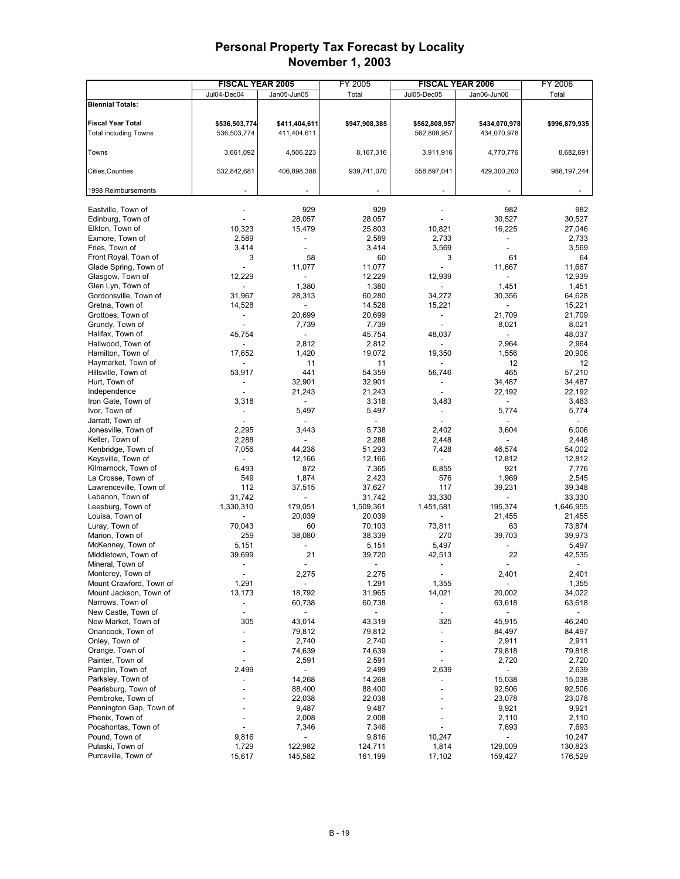# Personal Property Tax Forecast by Locality
## November 1, 2003

| | FISCAL YEAR 2005 | | FY 2005 | FISCAL YEAR 2006 | | FY 2006 |
|---|---|---|---|---|---|---|
| | Jul04-Dec04 | Jan05-Jun05 | Total | Jul05-Dec05 | Jan06-Jun06 | Total |
| **Biennial Totals:** | | | | | | |
| **Fiscal Year Total** | **$536,503,774** | **$411,404,611** | **$947,908,385** | **$562,808,957** | **$434,070,978** | **$996,879,935** |
| Total including Towns | 536,503,774 | 411,404,611 | | 562,808,957 | 434,070,978 | |
| Towns | 3,661,092 | 4,506,223 | 8,167,316 | 3,911,916 | 4,770,776 | 8,682,691 |
| Cities,Counties | 532,842,681 | 406,898,388 | 939,741,070 | 558,897,041 | 429,300,203 | 988,197,244 |
| 1998 Reimbursements | - | - | - | - | - | - |
| Eastville, Town of | - | 929 | 929 | - | 982 | 982 |
| Edinburg, Town of | - | 28,057 | 28,057 | - | 30,527 | 30,527 |
| Elkton, Town of | 10,323 | 15,479 | 25,803 | 10,821 | 16,225 | 27,046 |
| Exmore, Town of | 2,589 | - | 2,589 | 2,733 | - | 2,733 |
| Fries, Town of | 3,414 | - | 3,414 | 3,569 | - | 3,569 |
| Front Royal, Town of | 3 | 58 | 60 | 3 | 61 | 64 |
| Glade Spring, Town of | - | 11,077 | 11,077 | - | 11,667 | 11,667 |
| Glasgow, Town of | 12,229 | - | 12,229 | 12,939 | - | 12,939 |
| Glen Lyn, Town of | - | 1,380 | 1,380 | - | 1,451 | 1,451 |
| Gordonsville, Town of | 31,967 | 28,313 | 60,280 | 34,272 | 30,356 | 64,628 |
| Gretna, Town of | 14,528 | - | 14,528 | 15,221 | - | 15,221 |
| Grottoes, Town of | - | 20,699 | 20,699 | - | 21,709 | 21,709 |
| Grundy, Town of | - | 7,739 | 7,739 | - | 8,021 | 8,021 |
| Halifax, Town of | 45,754 | - | 45,754 | 48,037 | - | 48,037 |
| Hallwood, Town of | - | 2,812 | 2,812 | - | 2,964 | 2,964 |
| Hamilton, Town of | 17,652 | 1,420 | 19,072 | 19,350 | 1,556 | 20,906 |
| Haymarket, Town of | - | 11 | 11 | - | 12 | 12 |
| Hillsville, Town of | 53,917 | 441 | 54,359 | 56,746 | 465 | 57,210 |
| Hurt, Town of | - | 32,901 | 32,901 | - | 34,487 | 34,487 |
| Independence | - | 21,243 | 21,243 | - | 22,192 | 22,192 |
| Iron Gate, Town of | 3,318 | - | 3,318 | 3,483 | - | 3,483 |
| Ivor, Town of | - | 5,497 | 5,497 | - | 5,774 | 5,774 |
| Jarratt, Town of | - | - | - | - | - | - |
| Jonesville, Town of | 2,295 | 3,443 | 5,738 | 2,402 | 3,604 | 6,006 |
| Keller, Town of | 2,288 | - | 2,288 | 2,448 | - | 2,448 |
| Kenbridge, Town of | 7,056 | 44,238 | 51,293 | 7,428 | 46,574 | 54,002 |
| Keysville, Town of | - | 12,166 | 12,166 | - | 12,812 | 12,812 |
| Kilmarnock, Town of | 6,493 | 872 | 7,365 | 6,855 | 921 | 7,776 |
| La Crosse, Town of | 549 | 1,874 | 2,423 | 576 | 1,969 | 2,545 |
| Lawrenceville, Town of | 112 | 37,515 | 37,627 | 117 | 39,231 | 39,348 |
| Lebanon, Town of | 31,742 | - | 31,742 | 33,330 | - | 33,330 |
| Leesburg, Town of | 1,330,310 | 179,051 | 1,509,361 | 1,451,581 | 195,374 | 1,646,955 |
| Louisa, Town of | - | 20,039 | 20,039 | - | 21,455 | 21,455 |
| Luray, Town of | 70,043 | 60 | 70,103 | 73,811 | 63 | 73,874 |
| Marion, Town of | 259 | 38,080 | 38,339 | 270 | 39,703 | 39,973 |
| McKenney, Town of | 5,151 | - | 5,151 | 5,497 | - | 5,497 |
| Middletown, Town of | 39,699 | 21 | 39,720 | 42,513 | 22 | 42,535 |
| Mineral, Town of | - | - | - | - | - | - |
| Monterey, Town of | - | 2,275 | 2,275 | - | 2,401 | 2,401 |
| Mount Crawford, Town of | 1,291 | - | 1,291 | 1,355 | - | 1,355 |
| Mount Jackson, Town of | 13,173 | 18,792 | 31,965 | 14,021 | 20,002 | 34,022 |
| Narrows, Town of | - | 60,738 | 60,738 | - | 63,618 | 63,618 |
| New Castle, Town of | - | - | - | - | - | - |
| New Market, Town of | 305 | 43,014 | 43,319 | 325 | 45,915 | 46,240 |
| Onancock, Town of | - | 79,812 | 79,812 | - | 84,497 | 84,497 |
| Onley, Town of | - | 2,740 | 2,740 | - | 2,911 | 2,911 |
| Orange, Town of | - | 74,639 | 74,639 | - | 79,818 | 79,818 |
| Painter, Town of | - | 2,591 | 2,591 | - | 2,720 | 2,720 |
| Pamplin, Town of | 2,499 | - | 2,499 | 2,639 | - | 2,639 |
| Parksley, Town of | - | 14,268 | 14,268 | - | 15,038 | 15,038 |
| Pearisburg, Town of | - | 88,400 | 88,400 | - | 92,506 | 92,506 |
| Pembroke, Town of | - | 22,038 | 22,038 | - | 23,078 | 23,078 |
| Pennington Gap, Town of | - | 9,487 | 9,487 | - | 9,921 | 9,921 |
| Phenix, Town of | - | 2,008 | 2,008 | - | 2,110 | 2,110 |
| Pocahontas, Town of | - | 7,346 | 7,346 | - | 7,693 | 7,693 |
| Pound, Town of | 9,816 | - | 9,816 | 10,247 | - | 10,247 |
| Pulaski, Town of | 1,729 | 122,982 | 124,711 | 1,814 | 129,009 | 130,823 |
| Purceville, Town of | 15,617 | 145,582 | 161,199 | 17,102 | 159,427 | 176,529 |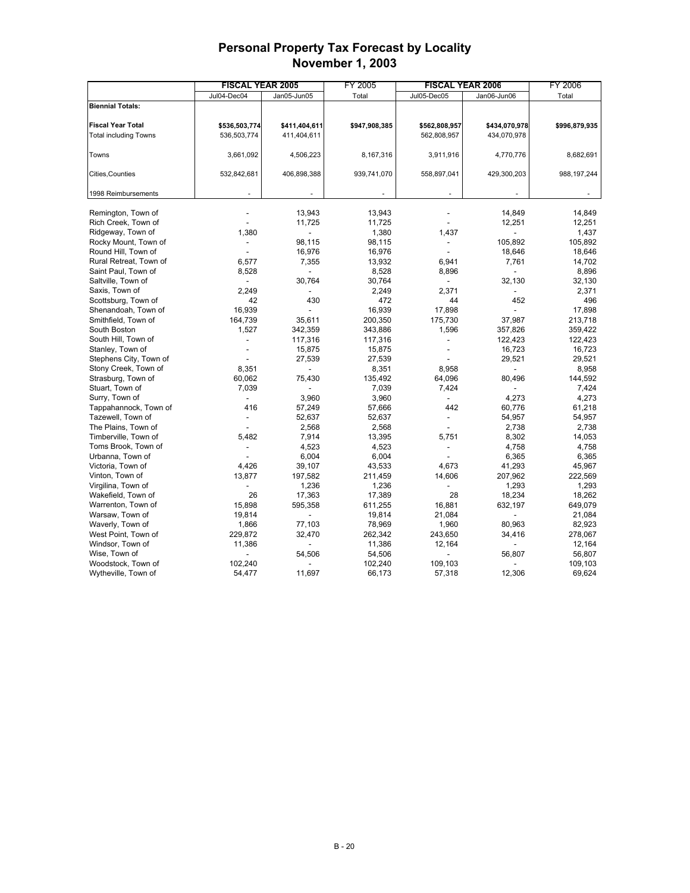# Personal Property Tax Forecast by Locality
## November 1, 2003

| | FISCAL YEAR 2005 | | FY 2005 | FISCAL YEAR 2006 | | FY 2006 |
|---|---|---|---|---|---|---|
| | Jul04-Dec04 | Jan05-Jun05 | Total | Jul05-Dec05 | Jan06-Jun06 | Total |
| **Biennial Totals:** | | | | | | |
| **Fiscal Year Total** | **$536,503,774** | **$411,404,611** | **$947,908,385** | **$562,808,957** | **$434,070,978** | **$996,879,935** |
| Total including Towns | 536,503,774 | 411,404,611 | | 562,808,957 | 434,070,978 | |
| Towns | 3,661,092 | 4,506,223 | 8,167,316 | 3,911,916 | 4,770,776 | 8,682,691 |
| Cities,Counties | 532,842,681 | 406,898,388 | 939,741,070 | 558,897,041 | 429,300,203 | 988,197,244 |
| 1998 Reimbursements | - | - | - | - | - | - |
| Remington, Town of | - | 13,943 | 13,943 | - | 14,849 | 14,849 |
| Rich Creek, Town of | - | 11,725 | 11,725 | - | 12,251 | 12,251 |
| Ridgeway, Town of | 1,380 | - | 1,380 | 1,437 | - | 1,437 |
| Rocky Mount, Town of | - | 98,115 | 98,115 | - | 105,892 | 105,892 |
| Round Hill, Town of | - | 16,976 | 16,976 | - | 18,646 | 18,646 |
| Rural Retreat, Town of | 6,577 | 7,355 | 13,932 | 6,941 | 7,761 | 14,702 |
| Saint Paul, Town of | 8,528 | - | 8,528 | 8,896 | - | 8,896 |
| Saltville, Town of | - | 30,764 | 30,764 | - | 32,130 | 32,130 |
| Saxis, Town of | 2,249 | - | 2,249 | 2,371 | - | 2,371 |
| Scottsburg, Town of | 42 | 430 | 472 | 44 | 452 | 496 |
| Shenandoah, Town of | 16,939 | - | 16,939 | 17,898 | - | 17,898 |
| Smithfield, Town of | 164,739 | 35,611 | 200,350 | 175,730 | 37,987 | 213,718 |
| South Boston | 1,527 | 342,359 | 343,886 | 1,596 | 357,826 | 359,422 |
| South Hill, Town of | - | 117,316 | 117,316 | - | 122,423 | 122,423 |
| Stanley, Town of | - | 15,875 | 15,875 | - | 16,723 | 16,723 |
| Stephens City, Town of | - | 27,539 | 27,539 | - | 29,521 | 29,521 |
| Stony Creek, Town of | 8,351 | - | 8,351 | 8,958 | - | 8,958 |
| Strasburg, Town of | 60,062 | 75,430 | 135,492 | 64,096 | 80,496 | 144,592 |
| Stuart, Town of | 7,039 | - | 7,039 | 7,424 | - | 7,424 |
| Surry, Town of | - | 3,960 | 3,960 | - | 4,273 | 4,273 |
| Tappahannock, Town of | 416 | 57,249 | 57,666 | 442 | 60,776 | 61,218 |
| Tazewell, Town of | - | 52,637 | 52,637 | - | 54,957 | 54,957 |
| The Plains, Town of | - | 2,568 | 2,568 | - | 2,738 | 2,738 |
| Timberville, Town of | 5,482 | 7,914 | 13,395 | 5,751 | 8,302 | 14,053 |
| Toms Brook, Town of | - | 4,523 | 4,523 | - | 4,758 | 4,758 |
| Urbanna, Town of | - | 6,004 | 6,004 | - | 6,365 | 6,365 |
| Victoria, Town of | 4,426 | 39,107 | 43,533 | 4,673 | 41,293 | 45,967 |
| Vinton, Town of | 13,877 | 197,582 | 211,459 | 14,606 | 207,962 | 222,569 |
| Virgilina, Town of | - | 1,236 | 1,236 | - | 1,293 | 1,293 |
| Wakefield, Town of | 26 | 17,363 | 17,389 | 28 | 18,234 | 18,262 |
| Warrenton, Town of | 15,898 | 595,358 | 611,255 | 16,881 | 632,197 | 649,079 |
| Warsaw, Town of | 19,814 | - | 19,814 | 21,084 | - | 21,084 |
| Waverly, Town of | 1,866 | 77,103 | 78,969 | 1,960 | 80,963 | 82,923 |
| West Point, Town of | 229,872 | 32,470 | 262,342 | 243,650 | 34,416 | 278,067 |
| Windsor, Town of | 11,386 | - | 11,386 | 12,164 | - | 12,164 |
| Wise, Town of | - | 54,506 | 54,506 | - | 56,807 | 56,807 |
| Woodstock, Town of | 102,240 | - | 102,240 | 109,103 | - | 109,103 |
| Wytheville, Town of | 54,477 | 11,697 | 66,173 | 57,318 | 12,306 | 69,624 |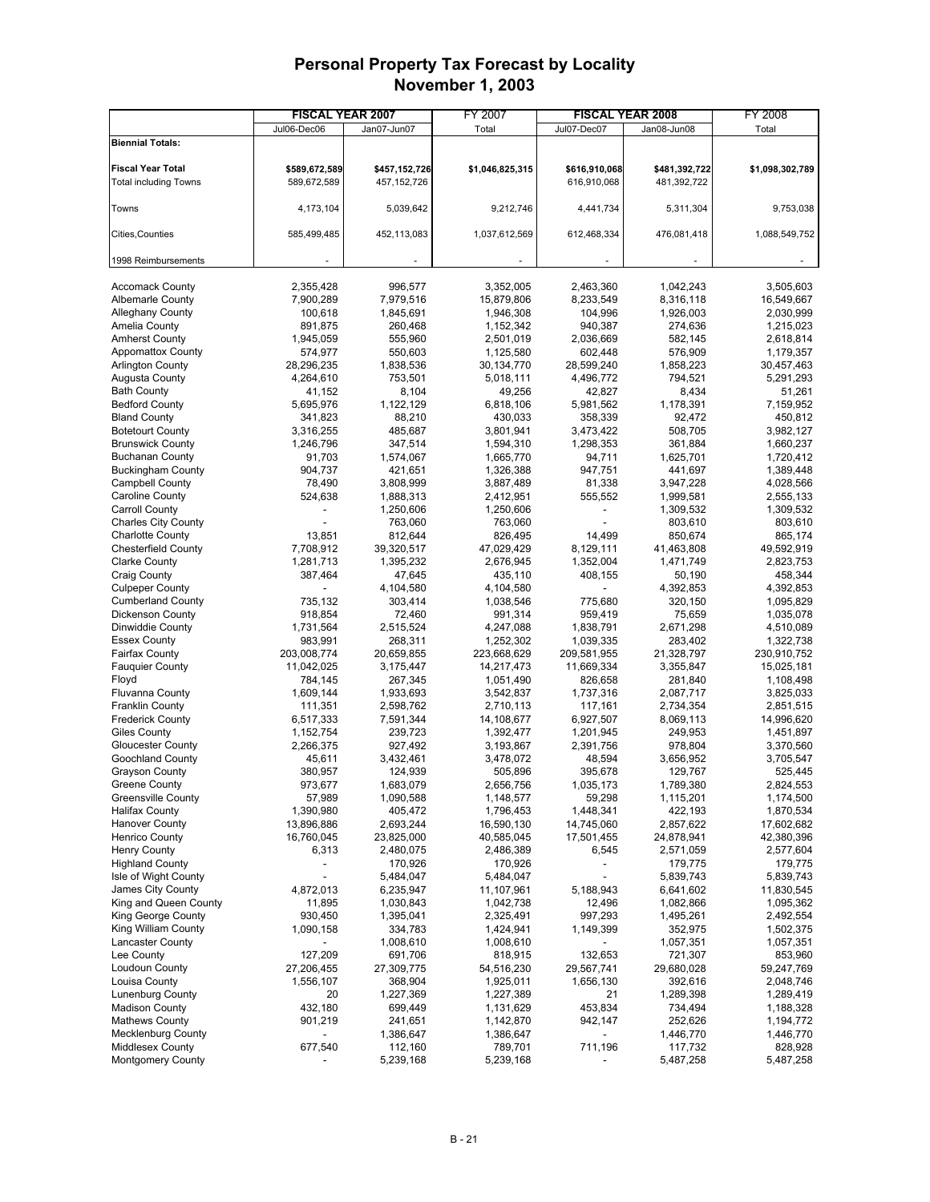# Personal Property Tax Forecast by Locality
## November 1, 2003

| | FISCAL YEAR 2007 | | FY 2007 | FISCAL YEAR 2008 | | FY 2008 |
|---|---|---|---|---|---|---|
| | Jul06-Dec06 | Jan07-Jun07 | Total | Jul07-Dec07 | Jan08-Jun08 | Total |
| **Biennial Totals:** | | | | | | |
| **Fiscal Year Total** | **$589,672,589** | **$457,152,726** | **$1,046,825,315** | **$616,910,068** | **$481,392,722** | **$1,098,302,789** |
| Total including Towns | 589,672,589 | 457,152,726 | | 616,910,068 | 481,392,722 | |
| Towns | 4,173,104 | 5,039,642 | 9,212,746 | 4,441,734 | 5,311,304 | 9,753,038 |
| Cities,Counties | 585,499,485 | 452,113,083 | 1,037,612,569 | 612,468,334 | 476,081,418 | 1,088,549,752 |
| 1998 Reimbursements | - | - | - | - | - | - |
| Accomack County | 2,355,428 | 996,577 | 3,352,005 | 2,463,360 | 1,042,243 | 3,505,603 |
| Albemarle County | 7,900,289 | 7,979,516 | 15,879,806 | 8,233,549 | 8,316,118 | 16,549,667 |
| Alleghany County | 100,618 | 1,845,691 | 1,946,308 | 104,996 | 1,926,003 | 2,030,999 |
| Amelia County | 891,875 | 260,468 | 1,152,342 | 940,387 | 274,636 | 1,215,023 |
| Amherst County | 1,945,059 | 555,960 | 2,501,019 | 2,036,669 | 582,145 | 2,618,814 |
| Appomattox County | 574,977 | 550,603 | 1,125,580 | 602,448 | 576,909 | 1,179,357 |
| Arlington County | 28,296,235 | 1,838,536 | 30,134,770 | 28,599,240 | 1,858,223 | 30,457,463 |
| Augusta County | 4,264,610 | 753,501 | 5,018,111 | 4,496,772 | 794,521 | 5,291,293 |
| Bath County | 41,152 | 8,104 | 49,256 | 42,827 | 8,434 | 51,261 |
| Bedford County | 5,695,976 | 1,122,129 | 6,818,106 | 5,981,562 | 1,178,391 | 7,159,952 |
| Bland County | 341,823 | 88,210 | 430,033 | 358,339 | 92,472 | 450,812 |
| Botetourt County | 3,316,255 | 485,687 | 3,801,941 | 3,473,422 | 508,705 | 3,982,127 |
| Brunswick County | 1,246,796 | 347,514 | 1,594,310 | 1,298,353 | 361,884 | 1,660,237 |
| Buchanan County | 91,703 | 1,574,067 | 1,665,770 | 94,711 | 1,625,701 | 1,720,412 |
| Buckingham County | 904,737 | 421,651 | 1,326,388 | 947,751 | 441,697 | 1,389,448 |
| Campbell County | 78,490 | 3,808,999 | 3,887,489 | 81,338 | 3,947,228 | 4,028,566 |
| Caroline County | 524,638 | 1,888,313 | 2,412,951 | 555,552 | 1,999,581 | 2,555,133 |
| Carroll County | - | 1,250,606 | 1,250,606 | - | 1,309,532 | 1,309,532 |
| Charles City County | - | 763,060 | 763,060 | - | 803,610 | 803,610 |
| Charlotte County | 13,851 | 812,644 | 826,495 | 14,499 | 850,674 | 865,174 |
| Chesterfield County | 7,708,912 | 39,320,517 | 47,029,429 | 8,129,111 | 41,463,808 | 49,592,919 |
| Clarke County | 1,281,713 | 1,395,232 | 2,676,945 | 1,352,004 | 1,471,749 | 2,823,753 |
| Craig County | 387,464 | 47,645 | 435,110 | 408,155 | 50,190 | 458,344 |
| Culpeper County | - | 4,104,580 | 4,104,580 | - | 4,392,853 | 4,392,853 |
| Cumberland County | 735,132 | 303,414 | 1,038,546 | 775,680 | 320,150 | 1,095,829 |
| Dickenson County | 918,854 | 72,460 | 991,314 | 959,419 | 75,659 | 1,035,078 |
| Dinwiddie County | 1,731,564 | 2,515,524 | 4,247,088 | 1,838,791 | 2,671,298 | 4,510,089 |
| Essex County | 983,991 | 268,311 | 1,252,302 | 1,039,335 | 283,402 | 1,322,738 |
| Fairfax County | 203,008,774 | 20,659,855 | 223,668,629 | 209,581,955 | 21,328,797 | 230,910,752 |
| Fauquier County | 11,042,025 | 3,175,447 | 14,217,473 | 11,669,334 | 3,355,847 | 15,025,181 |
| Floyd | 784,145 | 267,345 | 1,051,490 | 826,658 | 281,840 | 1,108,498 |
| Fluvanna County | 1,609,144 | 1,933,693 | 3,542,837 | 1,737,316 | 2,087,717 | 3,825,033 |
| Franklin County | 111,351 | 2,598,762 | 2,710,113 | 117,161 | 2,734,354 | 2,851,515 |
| Frederick County | 6,517,333 | 7,591,344 | 14,108,677 | 6,927,507 | 8,069,113 | 14,996,620 |
| Giles County | 1,152,754 | 239,723 | 1,392,477 | 1,201,945 | 249,953 | 1,451,897 |
| Gloucester County | 2,266,375 | 927,492 | 3,193,867 | 2,391,756 | 978,804 | 3,370,560 |
| Goochland County | 45,611 | 3,432,461 | 3,478,072 | 48,594 | 3,656,952 | 3,705,547 |
| Grayson County | 380,957 | 124,939 | 505,896 | 395,678 | 129,767 | 525,445 |
| Greene County | 973,677 | 1,683,079 | 2,656,756 | 1,035,173 | 1,789,380 | 2,824,553 |
| Greensville County | 57,989 | 1,090,588 | 1,148,577 | 59,298 | 1,115,201 | 1,174,500 |
| Halifax County | 1,390,980 | 405,472 | 1,796,453 | 1,448,341 | 422,193 | 1,870,534 |
| Hanover County | 13,896,886 | 2,693,244 | 16,590,130 | 14,745,060 | 2,857,622 | 17,602,682 |
| Henrico County | 16,760,045 | 23,825,000 | 40,585,045 | 17,501,455 | 24,878,941 | 42,380,396 |
| Henry County | 6,313 | 2,480,075 | 2,486,389 | 6,545 | 2,571,059 | 2,577,604 |
| Highland County | - | 170,926 | 170,926 | - | 179,775 | 179,775 |
| Isle of Wight County | - | 5,484,047 | 5,484,047 | - | 5,839,743 | 5,839,743 |
| James City County | 4,872,013 | 6,235,947 | 11,107,961 | 5,188,943 | 6,641,602 | 11,830,545 |
| King and Queen County | 11,895 | 1,030,843 | 1,042,738 | 12,496 | 1,082,866 | 1,095,362 |
| King George County | 930,450 | 1,395,041 | 2,325,491 | 997,293 | 1,495,261 | 2,492,554 |
| King William County | 1,090,158 | 334,783 | 1,424,941 | 1,149,399 | 352,975 | 1,502,375 |
| Lancaster County | - | 1,008,610 | 1,008,610 | - | 1,057,351 | 1,057,351 |
| Lee County | 127,209 | 691,706 | 818,915 | 132,653 | 721,307 | 853,960 |
| Loudoun County | 27,206,455 | 27,309,775 | 54,516,230 | 29,567,741 | 29,680,028 | 59,247,769 |
| Louisa County | 1,556,107 | 368,904 | 1,925,011 | 1,656,130 | 392,616 | 2,048,746 |
| Lunenburg County | 20 | 1,227,369 | 1,227,389 | 21 | 1,289,398 | 1,289,419 |
| Madison County | 432,180 | 699,449 | 1,131,629 | 453,834 | 734,494 | 1,188,328 |
| Mathews County | 901,219 | 241,651 | 1,142,870 | 942,147 | 252,626 | 1,194,772 |
| Mecklenburg County | - | 1,386,647 | 1,386,647 | - | 1,446,770 | 1,446,770 |
| Middlesex County | 677,540 | 112,160 | 789,701 | 711,196 | 117,732 | 828,928 |
| Montgomery County | - | 5,239,168 | 5,239,168 | - | 5,487,258 | 5,487,258 |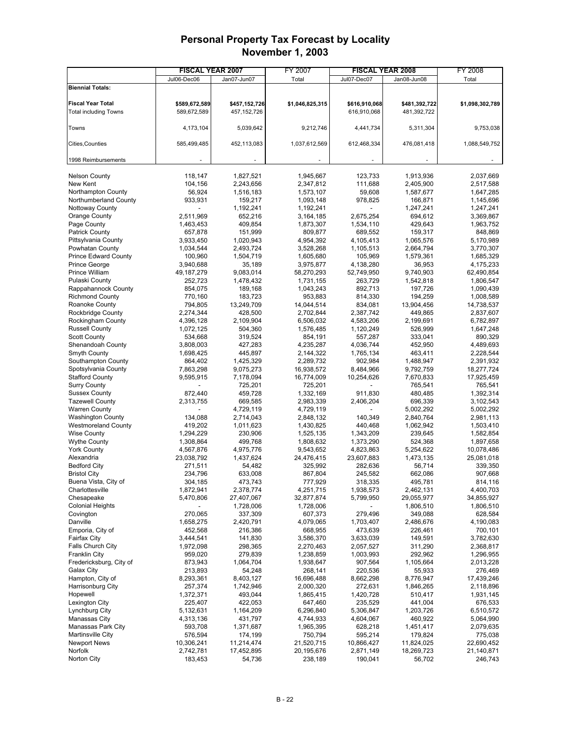# Personal Property Tax Forecast by Locality
## November 1, 2003

| | FISCAL YEAR 2007 | | FY 2007 | FISCAL YEAR 2008 | | FY 2008 |
|---|---|---|---|---|---|---|
| | Jul06-Dec06 | Jan07-Jun07 | Total | Jul07-Dec07 | Jan08-Jun08 | Total |
| **Biennial Totals:** | | | | | | |
| **Fiscal Year Total** | **$589,672,589** | **$457,152,726** | **$1,046,825,315** | **$616,910,068** | **$481,392,722** | **$1,098,302,789** |
| Total including Towns | 589,672,589 | 457,152,726 | | 616,910,068 | 481,392,722 | |
| Towns | 4,173,104 | 5,039,642 | 9,212,746 | 4,441,734 | 5,311,304 | 9,753,038 |
| Cities,Counties | 585,499,485 | 452,113,083 | 1,037,612,569 | 612,468,334 | 476,081,418 | 1,088,549,752 |
| 1998 Reimbursements | - | - | - | - | - | - |
| Nelson County | 118,147 | 1,827,521 | 1,945,667 | 123,733 | 1,913,936 | 2,037,669 |
| New Kent | 104,156 | 2,243,656 | 2,347,812 | 111,688 | 2,405,900 | 2,517,588 |
| Northampton County | 56,924 | 1,516,183 | 1,573,107 | 59,608 | 1,587,677 | 1,647,285 |
| Northumberland County | 933,931 | 159,217 | 1,093,148 | 978,825 | 166,871 | 1,145,696 |
| Nottoway County | - | 1,192,241 | 1,192,241 | - | 1,247,241 | 1,247,241 |
| Orange County | 2,511,969 | 652,216 | 3,164,185 | 2,675,254 | 694,612 | 3,369,867 |
| Page County | 1,463,453 | 409,854 | 1,873,307 | 1,534,110 | 429,643 | 1,963,752 |
| Patrick County | 657,878 | 151,999 | 809,877 | 689,552 | 159,317 | 848,869 |
| Pittsylvania County | 3,933,450 | 1,020,943 | 4,954,392 | 4,105,413 | 1,065,576 | 5,170,989 |
| Powhatan County | 1,034,544 | 2,493,724 | 3,528,268 | 1,105,513 | 2,664,794 | 3,770,307 |
| Prince Edward County | 100,960 | 1,504,719 | 1,605,680 | 105,969 | 1,579,361 | 1,685,329 |
| Prince George | 3,940,688 | 35,189 | 3,975,877 | 4,138,280 | 36,953 | 4,175,233 |
| Prince William | 49,187,279 | 9,083,014 | 58,270,293 | 52,749,950 | 9,740,903 | 62,490,854 |
| Pulaski County | 252,723 | 1,478,432 | 1,731,155 | 263,729 | 1,542,818 | 1,806,547 |
| Rappahannock County | 854,075 | 189,168 | 1,043,243 | 892,713 | 197,726 | 1,090,439 |
| Richmond County | 770,160 | 183,723 | 953,883 | 814,330 | 194,259 | 1,008,589 |
| Roanoke County | 794,805 | 13,249,709 | 14,044,514 | 834,081 | 13,904,456 | 14,738,537 |
| Rockbridge County | 2,274,344 | 428,500 | 2,702,844 | 2,387,742 | 449,865 | 2,837,607 |
| Rockingham County | 4,396,128 | 2,109,904 | 6,506,032 | 4,583,206 | 2,199,691 | 6,782,897 |
| Russell County | 1,072,125 | 504,360 | 1,576,485 | 1,120,249 | 526,999 | 1,647,248 |
| Scott County | 534,668 | 319,524 | 854,191 | 557,287 | 333,041 | 890,329 |
| Shenandoah County | 3,808,003 | 427,283 | 4,235,287 | 4,036,744 | 452,950 | 4,489,693 |
| Smyth County | 1,698,425 | 445,897 | 2,144,322 | 1,765,134 | 463,411 | 2,228,544 |
| Southampton County | 864,402 | 1,425,329 | 2,289,732 | 902,984 | 1,488,947 | 2,391,932 |
| Spotsylvania County | 7,863,298 | 9,075,273 | 16,938,572 | 8,484,966 | 9,792,759 | 18,277,724 |
| Stafford County | 9,595,915 | 7,178,094 | 16,774,009 | 10,254,626 | 7,670,833 | 17,925,459 |
| Surry County | - | 725,201 | 725,201 | - | 765,541 | 765,541 |
| Sussex County | 872,440 | 459,728 | 1,332,169 | 911,830 | 480,485 | 1,392,314 |
| Tazewell County | 2,313,755 | 669,585 | 2,983,339 | 2,406,204 | 696,339 | 3,102,543 |
| Warren County | - | 4,729,119 | 4,729,119 | - | 5,002,292 | 5,002,292 |
| Washington County | 134,088 | 2,714,043 | 2,848,132 | 140,349 | 2,840,764 | 2,981,113 |
| Westmoreland County | 419,202 | 1,011,623 | 1,430,825 | 440,468 | 1,062,942 | 1,503,410 |
| Wise County | 1,294,229 | 230,906 | 1,525,135 | 1,343,209 | 239,645 | 1,582,854 |
| Wythe County | 1,308,864 | 499,768 | 1,808,632 | 1,373,290 | 524,368 | 1,897,658 |
| York County | 4,567,876 | 4,975,776 | 9,543,652 | 4,823,863 | 5,254,622 | 10,078,486 |
| Alexandria | 23,038,792 | 1,437,624 | 24,476,415 | 23,607,883 | 1,473,135 | 25,081,018 |
| Bedford City | 271,511 | 54,482 | 325,992 | 282,636 | 56,714 | 339,350 |
| Bristol City | 234,796 | 633,008 | 867,804 | 245,582 | 662,086 | 907,668 |
| Buena Vista, City of | 304,185 | 473,743 | 777,929 | 318,335 | 495,781 | 814,116 |
| Charlottesville | 1,872,941 | 2,378,774 | 4,251,715 | 1,938,573 | 2,462,131 | 4,400,703 |
| Chesapeake | 5,470,806 | 27,407,067 | 32,877,874 | 5,799,950 | 29,055,977 | 34,855,927 |
| Colonial Heights | - | 1,728,006 | 1,728,006 | - | 1,806,510 | 1,806,510 |
| Covington | 270,065 | 337,309 | 607,373 | 279,496 | 349,088 | 628,584 |
| Danville | 1,658,275 | 2,420,791 | 4,079,065 | 1,703,407 | 2,486,676 | 4,190,083 |
| Emporia, City of | 452,568 | 216,386 | 668,955 | 473,639 | 226,461 | 700,101 |
| Fairfax City | 3,444,541 | 141,830 | 3,586,370 | 3,633,039 | 149,591 | 3,782,630 |
| Falls Church City | 1,972,098 | 298,365 | 2,270,463 | 2,057,527 | 311,290 | 2,368,817 |
| Franklin City | 959,020 | 279,839 | 1,238,859 | 1,003,993 | 292,962 | 1,296,955 |
| Fredericksburg, City of | 873,943 | 1,064,704 | 1,938,647 | 907,564 | 1,105,664 | 2,013,228 |
| Galax City | 213,893 | 54,248 | 268,141 | 220,536 | 55,933 | 276,469 |
| Hampton, City of | 8,293,361 | 8,403,127 | 16,696,488 | 8,662,298 | 8,776,947 | 17,439,246 |
| Harrisonburg City | 257,374 | 1,742,946 | 2,000,320 | 272,631 | 1,846,265 | 2,118,896 |
| Hopewell | 1,372,371 | 493,044 | 1,865,415 | 1,420,728 | 510,417 | 1,931,145 |
| Lexington City | 225,407 | 422,053 | 647,460 | 235,529 | 441,004 | 676,533 |
| Lynchburg City | 5,132,631 | 1,164,209 | 6,296,840 | 5,306,847 | 1,203,726 | 6,510,572 |
| Manassas City | 4,313,136 | 431,797 | 4,744,933 | 4,604,067 | 460,922 | 5,064,990 |
| Manassas Park City | 593,708 | 1,371,687 | 1,965,395 | 628,218 | 1,451,417 | 2,079,635 |
| Martinsville City | 576,594 | 174,199 | 750,794 | 595,214 | 179,824 | 775,038 |
| Newport News | 10,306,241 | 11,214,474 | 21,520,715 | 10,866,427 | 11,824,025 | 22,690,452 |
| Norfolk | 2,742,781 | 17,452,895 | 20,195,676 | 2,871,149 | 18,269,723 | 21,140,871 |
| Norton City | 183,453 | 54,736 | 238,189 | 190,041 | 56,702 | 246,743 |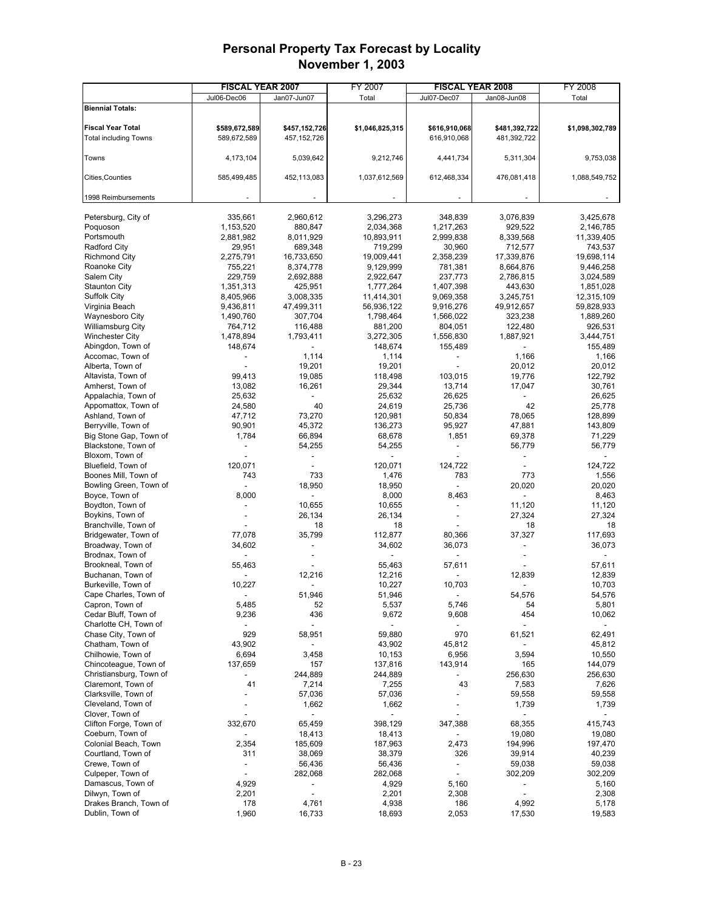# Personal Property Tax Forecast by Locality
## November 1, 2003

| | FISCAL YEAR 2007 | | FY 2007 | FISCAL YEAR 2008 | | FY 2008 |
|---|---|---|---|---|---|---|
| | Jul06-Dec06 | Jan07-Jun07 | Total | Jul07-Dec07 | Jan08-Jun08 | Total |
| **Biennial Totals:** | | | | | | |
| **Fiscal Year Total** | **$589,672,589** | **$457,152,726** | **$1,046,825,315** | **$616,910,068** | **$481,392,722** | **$1,098,302,789** |
| Total including Towns | 589,672,589 | 457,152,726 | | 616,910,068 | 481,392,722 | |
| Towns | 4,173,104 | 5,039,642 | 9,212,746 | 4,441,734 | 5,311,304 | 9,753,038 |
| Cities,Counties | 585,499,485 | 452,113,083 | 1,037,612,569 | 612,468,334 | 476,081,418 | 1,088,549,752 |
| 1998 Reimbursements | - | - | - | - | - | - |
| Petersburg, City of | 335,661 | 2,960,612 | 3,296,273 | 348,839 | 3,076,839 | 3,425,678 |
| Poquoson | 1,153,520 | 880,847 | 2,034,368 | 1,217,263 | 929,522 | 2,146,785 |
| Portsmouth | 2,881,982 | 8,011,929 | 10,893,911 | 2,999,838 | 8,339,568 | 11,339,405 |
| Radford City | 29,951 | 689,348 | 719,299 | 30,960 | 712,577 | 743,537 |
| Richmond City | 2,275,791 | 16,733,650 | 19,009,441 | 2,358,239 | 17,339,876 | 19,698,114 |
| Roanoke City | 755,221 | 8,374,778 | 9,129,999 | 781,381 | 8,664,876 | 9,446,258 |
| Salem City | 229,759 | 2,692,888 | 2,922,647 | 237,773 | 2,786,815 | 3,024,589 |
| Staunton City | 1,351,313 | 425,951 | 1,777,264 | 1,407,398 | 443,630 | 1,851,028 |
| Suffolk City | 8,405,966 | 3,008,335 | 11,414,301 | 9,069,358 | 3,245,751 | 12,315,109 |
| Virginia Beach | 9,436,811 | 47,499,311 | 56,936,122 | 9,916,276 | 49,912,657 | 59,828,933 |
| Waynesboro City | 1,490,760 | 307,704 | 1,798,464 | 1,566,022 | 323,238 | 1,889,260 |
| Williamsburg City | 764,712 | 116,488 | 881,200 | 804,051 | 122,480 | 926,531 |
| Winchester City | 1,478,894 | 1,793,411 | 3,272,305 | 1,556,830 | 1,887,921 | 3,444,751 |
| Abingdon, Town of | 148,674 | - | 148,674 | 155,489 | - | 155,489 |
| Accomac, Town of | - | 1,114 | 1,114 | - | 1,166 | 1,166 |
| Alberta, Town of | - | 19,201 | 19,201 | - | 20,012 | 20,012 |
| Altavista, Town of | 99,413 | 19,085 | 118,498 | 103,015 | 19,776 | 122,792 |
| Amherst, Town of | 13,082 | 16,261 | 29,344 | 13,714 | 17,047 | 30,761 |
| Appalachia, Town of | 25,632 | - | 25,632 | 26,625 | - | 26,625 |
| Appomattox, Town of | 24,580 | 40 | 24,619 | 25,736 | 42 | 25,778 |
| Ashland, Town of | 47,712 | 73,270 | 120,981 | 50,834 | 78,065 | 128,899 |
| Berryville, Town of | 90,901 | 45,372 | 136,273 | 95,927 | 47,881 | 143,809 |
| Big Stone Gap, Town of | 1,784 | 66,894 | 68,678 | 1,851 | 69,378 | 71,229 |
| Blackstone, Town of | - | 54,255 | 54,255 | - | 56,779 | 56,779 |
| Bloxom, Town of | - | - | - | - | - | - |
| Bluefield, Town of | 120,071 | - | 120,071 | 124,722 | - | 124,722 |
| Boones Mill, Town of | 743 | 733 | 1,476 | 783 | 773 | 1,556 |
| Bowling Green, Town of | - | 18,950 | 18,950 | - | 20,020 | 20,020 |
| Boyce, Town of | 8,000 | - | 8,000 | 8,463 | - | 8,463 |
| Boydton, Town of | - | 10,655 | 10,655 | - | 11,120 | 11,120 |
| Boykins, Town of | - | 26,134 | 26,134 | - | 27,324 | 27,324 |
| Branchville, Town of | - | 18 | 18 | - | 18 | 18 |
| Bridgewater, Town of | 77,078 | 35,799 | 112,877 | 80,366 | 37,327 | 117,693 |
| Broadway, Town of | 34,602 | - | 34,602 | 36,073 | - | 36,073 |
| Brodnax, Town of | - | - | - | - | - | - |
| Brookneal, Town of | 55,463 | - | 55,463 | 57,611 | - | 57,611 |
| Buchanan, Town of | - | 12,216 | 12,216 | - | 12,839 | 12,839 |
| Burkeville, Town of | 10,227 | - | 10,227 | 10,703 | - | 10,703 |
| Cape Charles, Town of | - | 51,946 | 51,946 | - | 54,576 | 54,576 |
| Capron, Town of | 5,485 | 52 | 5,537 | 5,746 | 54 | 5,801 |
| Cedar Bluff, Town of | 9,236 | 436 | 9,672 | 9,608 | 454 | 10,062 |
| Charlotte CH, Town of | - | - | - | - | - | - |
| Chase City, Town of | 929 | 58,951 | 59,880 | 970 | 61,521 | 62,491 |
| Chatham, Town of | 43,902 | - | 43,902 | 45,812 | - | 45,812 |
| Chilhowie, Town of | 6,694 | 3,458 | 10,153 | 6,956 | 3,594 | 10,550 |
| Chincoteague, Town of | 137,659 | 157 | 137,816 | 143,914 | 165 | 144,079 |
| Christiansburg, Town of | - | 244,889 | 244,889 | - | 256,630 | 256,630 |
| Claremont, Town of | 41 | 7,214 | 7,255 | 43 | 7,583 | 7,626 |
| Clarksville, Town of | - | 57,036 | 57,036 | - | 59,558 | 59,558 |
| Cleveland, Town of | - | 1,662 | 1,662 | - | 1,739 | 1,739 |
| Clover, Town of | - | - | - | - | - | - |
| Clifton Forge, Town of | 332,670 | 65,459 | 398,129 | 347,388 | 68,355 | 415,743 |
| Coeburn, Town of | - | 18,413 | 18,413 | - | 19,080 | 19,080 |
| Colonial Beach, Town | 2,354 | 185,609 | 187,963 | 2,473 | 194,996 | 197,470 |
| Courtland, Town of | 311 | 38,069 | 38,379 | 326 | 39,914 | 40,239 |
| Crewe, Town of | - | 56,436 | 56,436 | - | 59,038 | 59,038 |
| Culpeper, Town of | - | 282,068 | 282,068 | - | 302,209 | 302,209 |
| Damascus, Town of | 4,929 | - | 4,929 | 5,160 | - | 5,160 |
| Dilwyn, Town of | 2,201 | - | 2,201 | 2,308 | - | 2,308 |
| Drakes Branch, Town of | 178 | 4,761 | 4,938 | 186 | 4,992 | 5,178 |
| Dublin, Town of | 1,960 | 16,733 | 18,693 | 2,053 | 17,530 | 19,583 |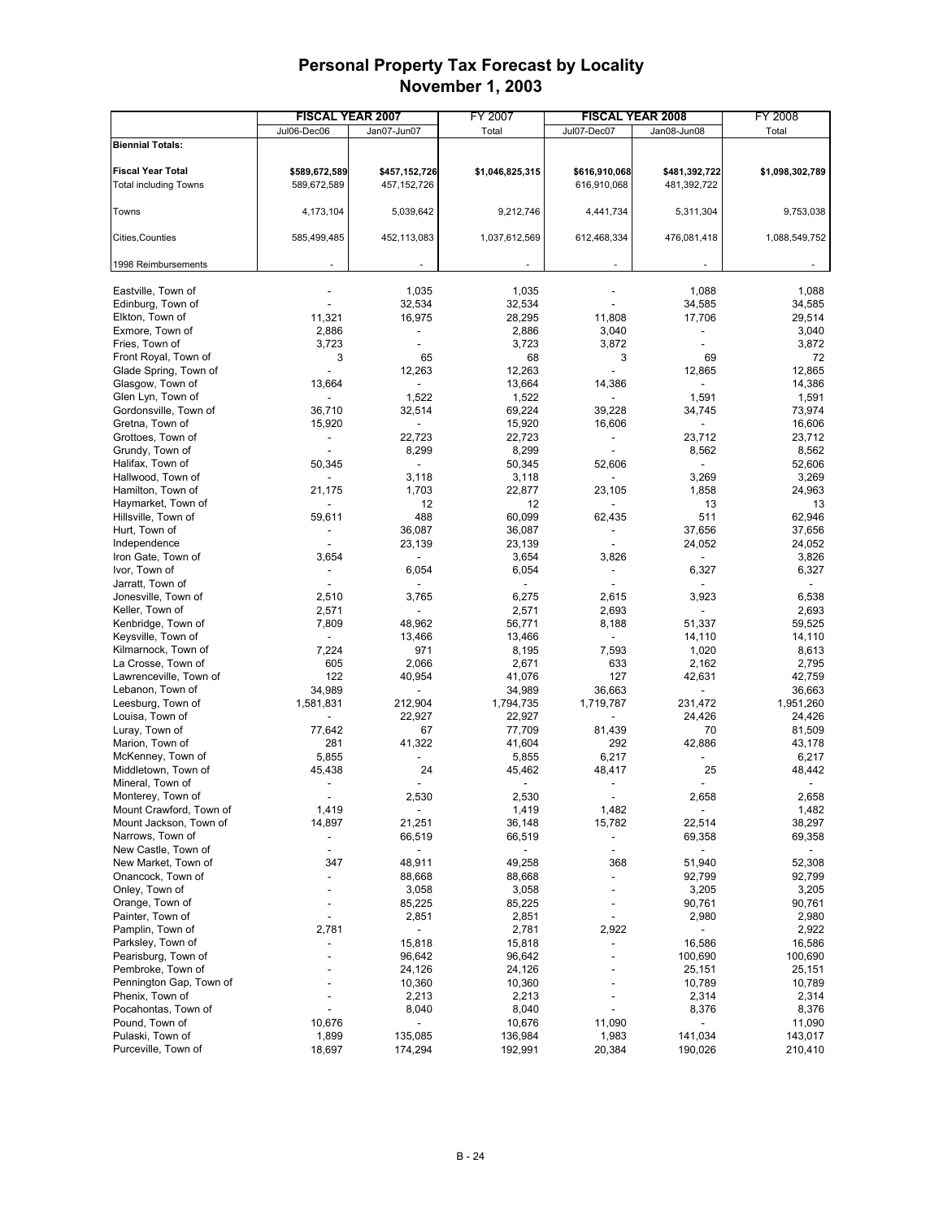# Personal Property Tax Forecast by Locality
## November 1, 2003

| | FISCAL YEAR 2007 | | FY 2007 | FISCAL YEAR 2008 | | FY 2008 |
|---|---|---|---|---|---|---|
| | Jul06-Dec06 | Jan07-Jun07 | Total | Jul07-Dec07 | Jan08-Jun08 | Total |
| **Biennial Totals:** | | | | | | |
| **Fiscal Year Total** | **$589,672,589** | **$457,152,726** | **$1,046,825,315** | **$616,910,068** | **$481,392,722** | **$1,098,302,789** |
| Total including Towns | 589,672,589 | 457,152,726 | | 616,910,068 | 481,392,722 | |
| Towns | 4,173,104 | 5,039,642 | 9,212,746 | 4,441,734 | 5,311,304 | 9,753,038 |
| Cities,Counties | 585,499,485 | 452,113,083 | 1,037,612,569 | 612,468,334 | 476,081,418 | 1,088,549,752 |
| 1998 Reimbursements | - | - | - | - | - | - |
| Eastville, Town of | - | 1,035 | 1,035 | - | 1,088 | 1,088 |
| Edinburg, Town of | - | 32,534 | 32,534 | - | 34,585 | 34,585 |
| Elkton, Town of | 11,321 | 16,975 | 28,295 | 11,808 | 17,706 | 29,514 |
| Exmore, Town of | 2,886 | - | 2,886 | 3,040 | - | 3,040 |
| Fries, Town of | 3,723 | - | 3,723 | 3,872 | - | 3,872 |
| Front Royal, Town of | 3 | 65 | 68 | 3 | 69 | 72 |
| Glade Spring, Town of | - | 12,263 | 12,263 | - | 12,865 | 12,865 |
| Glasgow, Town of | 13,664 | - | 13,664 | 14,386 | - | 14,386 |
| Glen Lyn, Town of | - | 1,522 | 1,522 | - | 1,591 | 1,591 |
| Gordonsville, Town of | 36,710 | 32,514 | 69,224 | 39,228 | 34,745 | 73,974 |
| Gretna, Town of | 15,920 | - | 15,920 | 16,606 | - | 16,606 |
| Grottoes, Town of | - | 22,723 | 22,723 | - | 23,712 | 23,712 |
| Grundy, Town of | - | 8,299 | 8,299 | - | 8,562 | 8,562 |
| Halifax, Town of | 50,345 | - | 50,345 | 52,606 | - | 52,606 |
| Hallwood, Town of | - | 3,118 | 3,118 | - | 3,269 | 3,269 |
| Hamilton, Town of | 21,175 | 1,703 | 22,877 | 23,105 | 1,858 | 24,963 |
| Haymarket, Town of | - | 12 | 12 | - | 13 | 13 |
| Hillsville, Town of | 59,611 | 488 | 60,099 | 62,435 | 511 | 62,946 |
| Hurt, Town of | - | 36,087 | 36,087 | - | 37,656 | 37,656 |
| Independence | - | 23,139 | 23,139 | - | 24,052 | 24,052 |
| Iron Gate, Town of | 3,654 | - | 3,654 | 3,826 | - | 3,826 |
| Ivor, Town of | - | 6,054 | 6,054 | - | 6,327 | 6,327 |
| Jarratt, Town of | - | - | - | - | - | - |
| Jonesville, Town of | 2,510 | 3,765 | 6,275 | 2,615 | 3,923 | 6,538 |
| Keller, Town of | 2,571 | - | 2,571 | 2,693 | - | 2,693 |
| Kenbridge, Town of | 7,809 | 48,962 | 56,771 | 8,188 | 51,337 | 59,525 |
| Keysville, Town of | - | 13,466 | 13,466 | - | 14,110 | 14,110 |
| Kilmarnock, Town of | 7,224 | 971 | 8,195 | 7,593 | 1,020 | 8,613 |
| La Crosse, Town of | 605 | 2,066 | 2,671 | 633 | 2,162 | 2,795 |
| Lawrenceville, Town of | 122 | 40,954 | 41,076 | 127 | 42,631 | 42,759 |
| Lebanon, Town of | 34,989 | - | 34,989 | 36,663 | - | 36,663 |
| Leesburg, Town of | 1,581,831 | 212,904 | 1,794,735 | 1,719,787 | 231,472 | 1,951,260 |
| Louisa, Town of | - | 22,927 | 22,927 | - | 24,426 | 24,426 |
| Luray, Town of | 77,642 | 67 | 77,709 | 81,439 | 70 | 81,509 |
| Marion, Town of | 281 | 41,322 | 41,604 | 292 | 42,886 | 43,178 |
| McKenney, Town of | 5,855 | - | 5,855 | 6,217 | - | 6,217 |
| Middletown, Town of | 45,438 | 24 | 45,462 | 48,417 | 25 | 48,442 |
| Mineral, Town of | - | - | - | - | - | - |
| Monterey, Town of | - | 2,530 | 2,530 | - | 2,658 | 2,658 |
| Mount Crawford, Town of | 1,419 | - | 1,419 | 1,482 | - | 1,482 |
| Mount Jackson, Town of | 14,897 | 21,251 | 36,148 | 15,782 | 22,514 | 38,297 |
| Narrows, Town of | - | 66,519 | 66,519 | - | 69,358 | 69,358 |
| New Castle, Town of | - | - | - | - | - | - |
| New Market, Town of | 347 | 48,911 | 49,258 | 368 | 51,940 | 52,308 |
| Onancock, Town of | - | 88,668 | 88,668 | - | 92,799 | 92,799 |
| Onley, Town of | - | 3,058 | 3,058 | - | 3,205 | 3,205 |
| Orange, Town of | - | 85,225 | 85,225 | - | 90,761 | 90,761 |
| Painter, Town of | - | 2,851 | 2,851 | - | 2,980 | 2,980 |
| Pamplin, Town of | 2,781 | - | 2,781 | 2,922 | - | 2,922 |
| Parksley, Town of | - | 15,818 | 15,818 | - | 16,586 | 16,586 |
| Pearisburg, Town of | - | 96,642 | 96,642 | - | 100,690 | 100,690 |
| Pembroke, Town of | - | 24,126 | 24,126 | - | 25,151 | 25,151 |
| Pennington Gap, Town of | - | 10,360 | 10,360 | - | 10,789 | 10,789 |
| Phenix, Town of | - | 2,213 | 2,213 | - | 2,314 | 2,314 |
| Pocahontas, Town of | - | 8,040 | 8,040 | - | 8,376 | 8,376 |
| Pound, Town of | 10,676 | - | 10,676 | 11,090 | - | 11,090 |
| Pulaski, Town of | 1,899 | 135,085 | 136,984 | 1,983 | 141,034 | 143,017 |
| Purceville, Town of | 18,697 | 174,294 | 192,991 | 20,384 | 190,026 | 210,410 |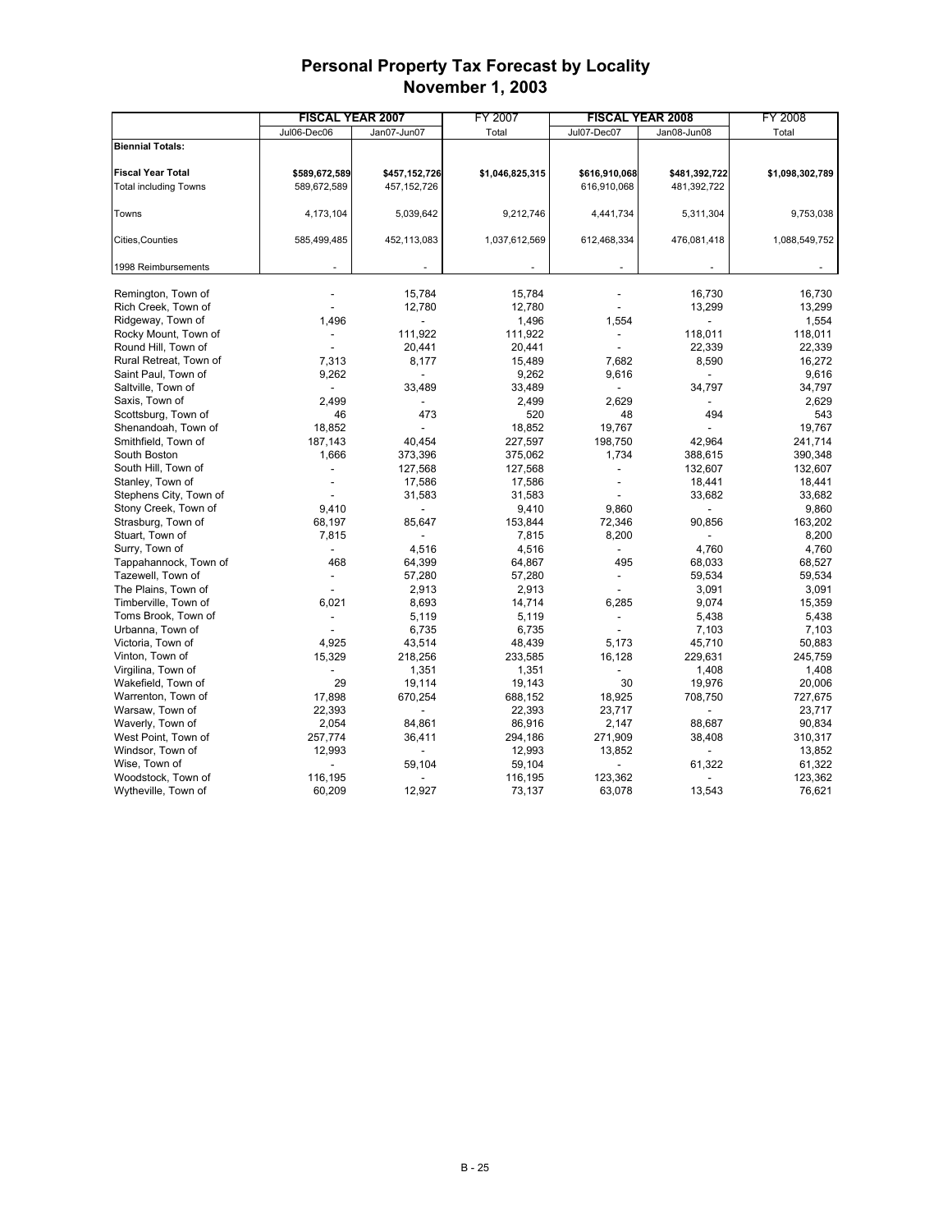# Personal Property Tax Forecast by Locality
## November 1, 2003

| | FISCAL YEAR 2007 | | FY 2007 | FISCAL YEAR 2008 | | FY 2008 |
|---|---|---|---|---|---|---|
| | Jul06-Dec06 | Jan07-Jun07 | Total | Jul07-Dec07 | Jan08-Jun08 | Total |
| **Biennial Totals:** | | | | | | |
| **Fiscal Year Total** | **$589,672,589** | **$457,152,726** | **$1,046,825,315** | **$616,910,068** | **$481,392,722** | **$1,098,302,789** |
| Total including Towns | 589,672,589 | 457,152,726 | | 616,910,068 | 481,392,722 | |
| Towns | 4,173,104 | 5,039,642 | 9,212,746 | 4,441,734 | 5,311,304 | 9,753,038 |
| Cities,Counties | 585,499,485 | 452,113,083 | 1,037,612,569 | 612,468,334 | 476,081,418 | 1,088,549,752 |
| 1998 Reimbursements | - | - | - | - | - | - |
| Remington, Town of | - | 15,784 | 15,784 | - | 16,730 | 16,730 |
| Rich Creek, Town of | - | 12,780 | 12,780 | - | 13,299 | 13,299 |
| Ridgeway, Town of | 1,496 | - | 1,496 | 1,554 | - | 1,554 |
| Rocky Mount, Town of | - | 111,922 | 111,922 | - | 118,011 | 118,011 |
| Round Hill, Town of | - | 20,441 | 20,441 | - | 22,339 | 22,339 |
| Rural Retreat, Town of | 7,313 | 8,177 | 15,489 | 7,682 | 8,590 | 16,272 |
| Saint Paul, Town of | 9,262 | - | 9,262 | 9,616 | - | 9,616 |
| Saltville, Town of | - | 33,489 | 33,489 | - | 34,797 | 34,797 |
| Saxis, Town of | 2,499 | - | 2,499 | 2,629 | - | 2,629 |
| Scottsburg, Town of | 46 | 473 | 520 | 48 | 494 | 543 |
| Shenandoah, Town of | 18,852 | - | 18,852 | 19,767 | - | 19,767 |
| Smithfield, Town of | 187,143 | 40,454 | 227,597 | 198,750 | 42,964 | 241,714 |
| South Boston | 1,666 | 373,396 | 375,062 | 1,734 | 388,615 | 390,348 |
| South Hill, Town of | - | 127,568 | 127,568 | - | 132,607 | 132,607 |
| Stanley, Town of | - | 17,586 | 17,586 | - | 18,441 | 18,441 |
| Stephens City, Town of | - | 31,583 | 31,583 | - | 33,682 | 33,682 |
| Stony Creek, Town of | 9,410 | - | 9,410 | 9,860 | - | 9,860 |
| Strasburg, Town of | 68,197 | 85,647 | 153,844 | 72,346 | 90,856 | 163,202 |
| Stuart, Town of | 7,815 | - | 7,815 | 8,200 | - | 8,200 |
| Surry, Town of | - | 4,516 | 4,516 | - | 4,760 | 4,760 |
| Tappahannock, Town of | 468 | 64,399 | 64,867 | 495 | 68,033 | 68,527 |
| Tazewell, Town of | - | 57,280 | 57,280 | - | 59,534 | 59,534 |
| The Plains, Town of | - | 2,913 | 2,913 | - | 3,091 | 3,091 |
| Timberville, Town of | 6,021 | 8,693 | 14,714 | 6,285 | 9,074 | 15,359 |
| Toms Brook, Town of | - | 5,119 | 5,119 | - | 5,438 | 5,438 |
| Urbanna, Town of | - | 6,735 | 6,735 | - | 7,103 | 7,103 |
| Victoria, Town of | 4,925 | 43,514 | 48,439 | 5,173 | 45,710 | 50,883 |
| Vinton, Town of | 15,329 | 218,256 | 233,585 | 16,128 | 229,631 | 245,759 |
| Virgilina, Town of | - | 1,351 | 1,351 | - | 1,408 | 1,408 |
| Wakefield, Town of | 29 | 19,114 | 19,143 | 30 | 19,976 | 20,006 |
| Warrenton, Town of | 17,898 | 670,254 | 688,152 | 18,925 | 708,750 | 727,675 |
| Warsaw, Town of | 22,393 | - | 22,393 | 23,717 | - | 23,717 |
| Waverly, Town of | 2,054 | 84,861 | 86,916 | 2,147 | 88,687 | 90,834 |
| West Point, Town of | 257,774 | 36,411 | 294,186 | 271,909 | 38,408 | 310,317 |
| Windsor, Town of | 12,993 | - | 12,993 | 13,852 | - | 13,852 |
| Wise, Town of | - | 59,104 | 59,104 | - | 61,322 | 61,322 |
| Woodstock, Town of | 116,195 | - | 116,195 | 123,362 | - | 123,362 |
| Wytheville, Town of | 60,209 | 12,927 | 73,137 | 63,078 | 13,543 | 76,621 |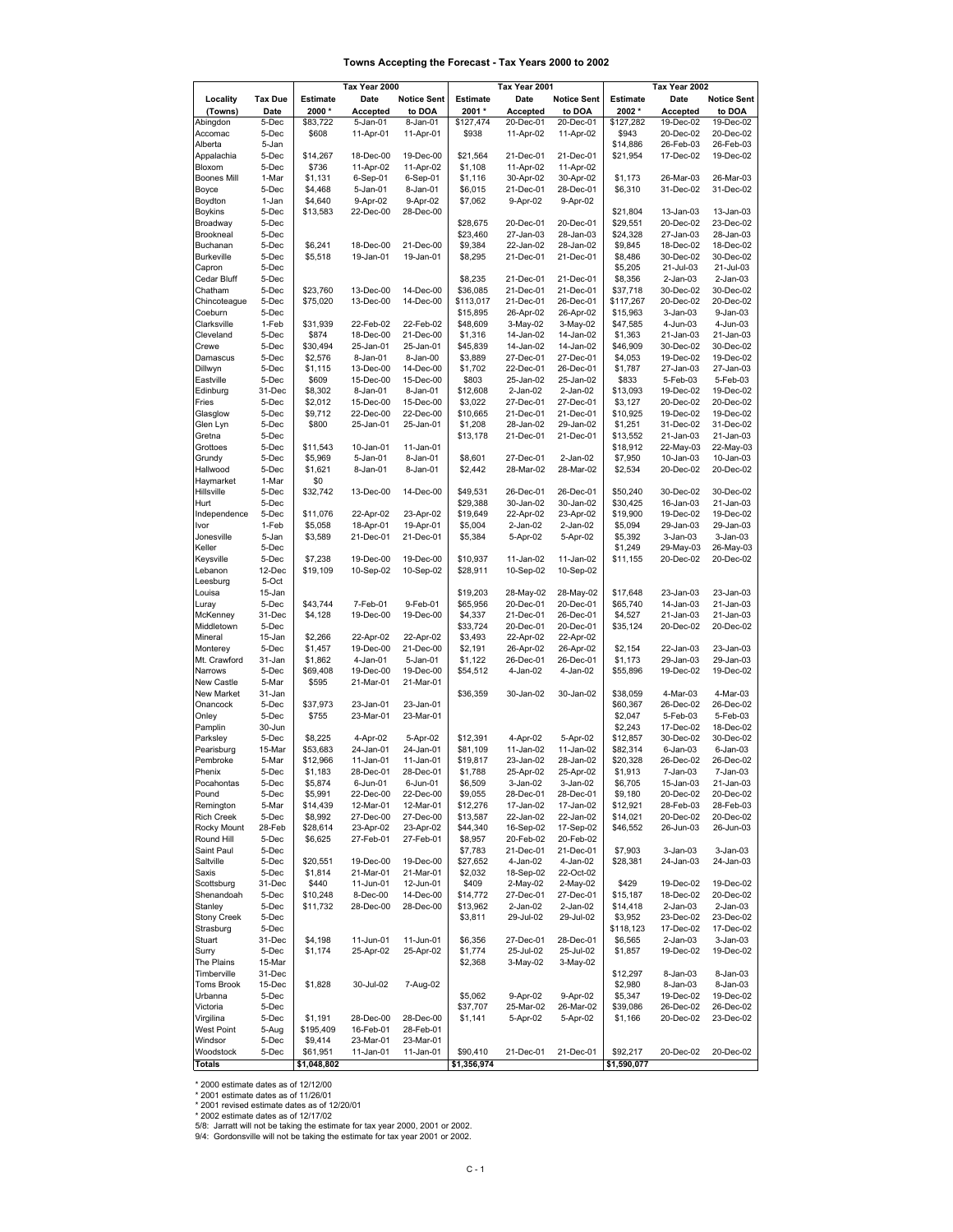# Towns Accepting the Forecast - Tax Years 2000 to 2002

| Locality (Towns) | Tax Due Date | Tax Year 2000 Estimate 2000 * | Tax Year 2000 Date Accepted | Tax Year 2000 Notice Sent to DOA | Tax Year 2001 Estimate 2001 * | Tax Year 2001 Date Accepted | Tax Year 2001 Notice Sent to DOA | Tax Year 2002 Estimate 2002 * | Tax Year 2002 Date Accepted | Tax Year 2002 Notice Sent to DOA |
|---|---|---|---|---|---|---|---|---|---|---|
| Abingdon | 5-Dec | $83,722 | 5-Jan-01 | 8-Jan-01 | $127,474 | 20-Dec-01 | 20-Dec-01 | $127,282 | 19-Dec-02 | 19-Dec-02 |
| Accomac | 5-Dec | $608 | 11-Apr-01 | 11-Apr-01 | $938 | 11-Apr-02 | 11-Apr-02 | $943 | 20-Dec-02 | 20-Dec-02 |
| Alberta | 5-Jan | | | | | | | $14,886 | 26-Feb-03 | 26-Feb-03 |
| Appalachia | 5-Dec | $14,267 | 18-Dec-00 | 19-Dec-00 | $21,564 | 21-Dec-01 | 21-Dec-01 | $21,954 | 17-Dec-02 | 19-Dec-02 |
| Bloxom | 5-Dec | $736 | 11-Apr-02 | 11-Apr-02 | $1,108 | 11-Apr-02 | 11-Apr-02 | | | |
| Boones Mill | 1-Mar | $1,131 | 6-Sep-01 | 6-Sep-01 | $1,116 | 30-Apr-02 | 30-Apr-02 | $1,173 | 26-Mar-03 | 26-Mar-03 |
| Boyce | 5-Dec | $4,468 | 5-Jan-01 | 8-Jan-01 | $6,015 | 21-Dec-01 | 28-Dec-01 | $6,310 | 31-Dec-02 | 31-Dec-02 |
| Boydton | 1-Jan | $4,640 | 9-Apr-02 | 9-Apr-02 | $7,062 | 9-Apr-02 | 9-Apr-02 | | | |
| Boykins | 5-Dec | $13,583 | 22-Dec-00 | 28-Dec-00 | | | | $21,804 | 13-Jan-03 | 13-Jan-03 |
| Broadway | 5-Dec | | | | $28,675 | 20-Dec-01 | 20-Dec-01 | $29,551 | 20-Dec-02 | 23-Dec-02 |
| Brookneal | 5-Dec | | | | $23,460 | 27-Jan-03 | 28-Jan-03 | $24,328 | 27-Jan-03 | 28-Jan-03 |
| Buchanan | 5-Dec | $6,241 | 18-Dec-00 | 21-Dec-00 | $9,384 | 22-Jan-02 | 28-Jan-02 | $9,845 | 18-Dec-02 | 18-Dec-02 |
| Burkeville | 5-Dec | $5,518 | 19-Jan-01 | 19-Jan-01 | $8,295 | 21-Dec-01 | 21-Dec-01 | $8,486 | 30-Dec-02 | 30-Dec-02 |
| Capron | 5-Dec | | | | | | | $5,205 | 21-Jul-03 | 21-Jul-03 |
| Cedar Bluff | 5-Dec | | | | $8,235 | 21-Dec-01 | 21-Dec-01 | $8,356 | 2-Jan-03 | 2-Jan-03 |
| Chatham | 5-Dec | $23,760 | 13-Dec-00 | 14-Dec-00 | $36,085 | 21-Dec-01 | 21-Dec-01 | $37,718 | 30-Dec-02 | 30-Dec-02 |
| Chincoteague | 5-Dec | $75,020 | 13-Dec-00 | 14-Dec-00 | $113,017 | 21-Dec-01 | 26-Dec-01 | $117,267 | 20-Dec-02 | 20-Dec-02 |
| Coeburn | 5-Dec | | | | $15,895 | 26-Apr-02 | 26-Apr-02 | $15,963 | 3-Jan-03 | 9-Jan-03 |
| Clarksville | 1-Feb | $31,939 | 22-Feb-02 | 22-Feb-02 | $48,609 | 3-May-02 | 3-May-02 | $47,585 | 4-Jun-03 | 4-Jun-03 |
| Cleveland | 5-Dec | $874 | 18-Dec-00 | 21-Dec-00 | $1,316 | 14-Jan-02 | 14-Jan-02 | $1,363 | 21-Jan-03 | 21-Jan-03 |
| Crewe | 5-Dec | $30,494 | 25-Jan-01 | 25-Jan-01 | $45,839 | 14-Jan-02 | 14-Jan-02 | $46,909 | 30-Dec-02 | 30-Dec-02 |
| Damascus | 5-Dec | $2,576 | 8-Jan-01 | 8-Jan-00 | $3,889 | 27-Dec-01 | 27-Dec-01 | $4,053 | 19-Dec-02 | 19-Dec-02 |
| Dillwyn | 5-Dec | $1,115 | 13-Dec-00 | 14-Dec-00 | $1,702 | 22-Dec-01 | 26-Dec-01 | $1,787 | 27-Jan-03 | 27-Jan-03 |
| Eastville | 5-Dec | $609 | 15-Dec-00 | 15-Dec-00 | $803 | 25-Jan-02 | 25-Jan-02 | $833 | 5-Feb-03 | 5-Feb-03 |
| Edinburg | 31-Dec | $8,302 | 8-Jan-01 | 8-Jan-01 | $12,608 | 2-Jan-02 | 2-Jan-02 | $13,093 | 19-Dec-02 | 19-Dec-02 |
| Fries | 5-Dec | $2,012 | 15-Dec-00 | 15-Dec-00 | $3,022 | 27-Dec-01 | 27-Dec-01 | $3,127 | 20-Dec-02 | 20-Dec-02 |
| Glasglow | 5-Dec | $9,712 | 22-Dec-00 | 22-Dec-00 | $10,665 | 21-Dec-01 | 21-Dec-01 | $10,925 | 19-Dec-02 | 19-Dec-02 |
| Glen Lyn | 5-Dec | $800 | 25-Jan-01 | 25-Jan-01 | $1,208 | 28-Jan-02 | 29-Jan-02 | $1,251 | 31-Dec-02 | 31-Dec-02 |
| Gretna | 5-Dec | | | | $13,178 | 21-Dec-01 | 21-Dec-01 | $13,552 | 21-Jan-03 | 21-Jan-03 |
| Grottoes | 5-Dec | $11,543 | 10-Jan-01 | 11-Jan-01 | | | | $18,912 | 22-May-03 | 22-May-03 |
| Grundy | 5-Dec | $5,969 | 5-Jan-01 | 8-Jan-01 | $8,601 | 27-Dec-01 | 2-Jan-02 | $7,950 | 10-Jan-03 | 10-Jan-03 |
| Hallwood | 5-Dec | $1,621 | 8-Jan-01 | 8-Jan-01 | $2,442 | 28-Mar-02 | 28-Mar-02 | $2,534 | 20-Dec-02 | 20-Dec-02 |
| Haymarket | 1-Mar | $0 | | | | | | | | |
| Hillsville | 5-Dec | $32,742 | 13-Dec-00 | 14-Dec-00 | $49,531 | 26-Dec-01 | 26-Dec-01 | $50,240 | 30-Dec-02 | 30-Dec-02 |
| Hurt | 5-Dec | | | | $29,388 | 30-Jan-02 | 30-Jan-02 | $30,425 | 16-Jan-03 | 21-Jan-03 |
| Independence | 5-Dec | $11,076 | 22-Apr-02 | 23-Apr-02 | $19,649 | 22-Apr-02 | 23-Apr-02 | $19,900 | 19-Dec-02 | 19-Dec-02 |
| Ivor | 1-Feb | $5,058 | 18-Apr-01 | 19-Apr-01 | $5,004 | 2-Jan-02 | 2-Jan-02 | $5,094 | 29-Jan-03 | 29-Jan-03 |
| Jonesville | 5-Jan | $3,589 | 21-Dec-01 | 21-Dec-01 | $5,384 | 5-Apr-02 | 5-Apr-02 | $5,392 | 3-Jan-03 | 3-Jan-03 |
| Keller | 5-Dec | | | | | | | $1,249 | 29-May-03 | 26-May-03 |
| Keysville | 5-Dec | $7,238 | 19-Dec-00 | 19-Dec-00 | $10,937 | 11-Jan-02 | 11-Jan-02 | $11,155 | 20-Dec-02 | 20-Dec-02 |
| Lebanon | 12-Dec | $19,109 | 10-Sep-02 | 10-Sep-02 | $28,911 | 10-Sep-02 | 10-Sep-02 | | | |
| Leesburg | 5-Oct | | | | | | | | | |
| Louisa | 15-Jan | | | | $19,203 | 28-May-02 | 28-May-02 | $17,648 | 23-Jan-03 | 23-Jan-03 |
| Luray | 5-Dec | $43,744 | 7-Feb-01 | 9-Feb-01 | $65,956 | 20-Dec-01 | 20-Dec-01 | $65,740 | 14-Jan-03 | 21-Jan-03 |
| McKenney | 31-Dec | $4,128 | 19-Dec-00 | 19-Dec-00 | $4,337 | 21-Dec-01 | 26-Dec-01 | $4,527 | 21-Jan-03 | 21-Jan-03 |
| Middletown | 5-Dec | | | | $33,724 | 20-Dec-01 | 20-Dec-01 | $35,124 | 20-Dec-02 | 20-Dec-02 |
| Mineral | 15-Jan | $2,266 | 22-Apr-02 | 22-Apr-02 | $3,493 | 22-Apr-02 | 22-Apr-02 | | | |
| Monterey | 5-Dec | $1,457 | 19-Dec-00 | 21-Dec-00 | $2,191 | 26-Apr-02 | 26-Apr-02 | $2,154 | 22-Jan-03 | 23-Jan-03 |
| Mt. Crawford | 31-Jan | $1,862 | 4-Jan-01 | 5-Jan-01 | $1,122 | 26-Dec-01 | 26-Dec-01 | $1,173 | 29-Jan-03 | 29-Jan-03 |
| Narrows | 5-Dec | $69,408 | 19-Dec-00 | 19-Dec-00 | $54,512 | 4-Jan-02 | 4-Jan-02 | $55,896 | 19-Dec-02 | 19-Dec-02 |
| New Castle | 5-Mar | $595 | 21-Mar-01 | 21-Mar-01 | | | | | | |
| New Market | 31-Jan | | | | $36,359 | 30-Jan-02 | 30-Jan-02 | $38,059 | 4-Mar-03 | 4-Mar-03 |
| Onancock | 5-Dec | $37,973 | 23-Jan-01 | 23-Jan-01 | | | | $60,367 | 26-Dec-02 | 26-Dec-02 |
| Onley | 5-Dec | $755 | 23-Mar-01 | 23-Mar-01 | | | | $2,047 | 5-Feb-03 | 5-Feb-03 |
| Pamplin | 30-Jun | | | | | | | $2,243 | 17-Dec-02 | 18-Dec-02 |
| Parksley | 5-Dec | $8,225 | 4-Apr-02 | 5-Apr-02 | $12,391 | 4-Apr-02 | 5-Apr-02 | $12,857 | 30-Dec-02 | 30-Dec-02 |
| Pearisburg | 15-Mar | $53,683 | 24-Jan-01 | 24-Jan-01 | $81,109 | 11-Jan-02 | 11-Jan-02 | $82,314 | 6-Jan-03 | 6-Jan-03 |
| Pembroke | 5-Mar | $12,966 | 11-Jan-01 | 11-Jan-01 | $19,817 | 23-Jan-02 | 28-Jan-02 | $20,328 | 26-Dec-02 | 26-Dec-02 |
| Phenix | 5-Dec | $1,183 | 28-Dec-01 | 28-Dec-01 | $1,788 | 25-Apr-02 | 25-Apr-02 | $1,913 | 7-Jan-03 | 7-Jan-03 |
| Pocahontas | 5-Dec | $5,874 | 6-Jun-01 | 6-Jun-01 | $6,509 | 3-Jan-02 | 3-Jan-02 | $6,705 | 15-Jan-03 | 21-Jan-03 |
| Pound | 5-Dec | $5,991 | 22-Dec-00 | 22-Dec-00 | $9,055 | 28-Dec-01 | 28-Dec-01 | $9,180 | 20-Dec-02 | 20-Dec-02 |
| Remington | 5-Mar | $14,439 | 12-Mar-01 | 12-Mar-01 | $12,276 | 17-Jan-02 | 17-Jan-02 | $12,921 | 28-Feb-03 | 28-Feb-03 |
| Rich Creek | 5-Dec | $8,992 | 27-Dec-00 | 27-Dec-00 | $13,587 | 22-Jan-02 | 22-Jan-02 | $14,021 | 20-Dec-02 | 20-Dec-02 |
| Rocky Mount | 28-Feb | $28,614 | 23-Apr-02 | 23-Apr-02 | $44,340 | 16-Sep-02 | 17-Sep-02 | $46,552 | 26-Jun-03 | 26-Jun-03 |
| Round Hill | 5-Dec | $6,625 | 27-Feb-01 | 27-Feb-01 | $8,957 | 20-Feb-02 | 20-Feb-02 | | | |
| Saint Paul | 5-Dec | | | | $7,783 | 21-Dec-01 | 21-Dec-01 | $7,903 | 3-Jan-03 | 3-Jan-03 |
| Saltville | 5-Dec | $20,551 | 19-Dec-00 | 19-Dec-00 | $27,652 | 4-Jan-02 | 4-Jan-02 | $28,381 | 24-Jan-03 | 24-Jan-03 |
| Saxis | 5-Dec | $1,814 | 21-Mar-01 | 21-Mar-01 | $2,032 | 18-Sep-02 | 22-Oct-02 | | | |
| Scottsburg | 31-Dec | $440 | 11-Jun-01 | 12-Jun-01 | $409 | 2-May-02 | 2-May-02 | $429 | 19-Dec-02 | 19-Dec-02 |
| Shenandoah | 5-Dec | $10,248 | 8-Dec-00 | 14-Dec-00 | $14,772 | 27-Dec-01 | 27-Dec-01 | $15,187 | 18-Dec-02 | 20-Dec-02 |
| Stanley | 5-Dec | $11,732 | 28-Dec-00 | 28-Dec-00 | $13,962 | 2-Jan-02 | 2-Jan-02 | $14,418 | 2-Jan-03 | 2-Jan-03 |
| Stony Creek | 5-Dec | | | | $3,811 | 29-Jul-02 | 29-Jul-02 | $3,952 | 23-Dec-02 | 23-Dec-02 |
| Strasburg | 5-Dec | | | | | | | $118,123 | 17-Dec-02 | 17-Dec-02 |
| Stuart | 31-Dec | $4,198 | 11-Jun-01 | 11-Jun-01 | $6,356 | 27-Dec-01 | 28-Dec-01 | $6,565 | 2-Jan-03 | 3-Jan-03 |
| Surry | 5-Dec | $1,174 | 25-Apr-02 | 25-Apr-02 | $1,774 | 25-Jul-02 | 25-Jul-02 | $1,857 | 19-Dec-02 | 19-Dec-02 |
| The Plains | 15-Mar | | | | $2,368 | 3-May-02 | 3-May-02 | | | |
| Timberville | 31-Dec | | | | | | | $12,297 | 8-Jan-03 | 8-Jan-03 |
| Toms Brook | 15-Dec | $1,828 | 30-Jul-02 | 7-Aug-02 | | | | $2,980 | 8-Jan-03 | 8-Jan-03 |
| Urbanna | 5-Dec | | | | $5,062 | 9-Apr-02 | 9-Apr-02 | $5,347 | 19-Dec-02 | 19-Dec-02 |
| Victoria | 5-Dec | | | | $37,707 | 25-Mar-02 | 26-Mar-02 | $39,086 | 26-Dec-02 | 26-Dec-02 |
| Virgilina | 5-Dec | $1,191 | 28-Dec-00 | 28-Dec-00 | $1,141 | 5-Apr-02 | 5-Apr-02 | $1,166 | 20-Dec-02 | 23-Dec-02 |
| West Point | 5-Aug | $195,409 | 16-Feb-01 | 28-Feb-01 | | | | | | |
| Windsor | 5-Dec | $9,414 | 23-Mar-01 | 23-Mar-01 | | | | | | |
| Woodstock | 5-Dec | $61,951 | 11-Jan-01 | 11-Jan-01 | $90,410 | 21-Dec-01 | 21-Dec-01 | $92,217 | 20-Dec-02 | 20-Dec-02 |
| **Totals** | | **$1,048,802** | | | **$1,356,974** | | | **$1,590,077** | | |

\* 2000 estimate dates as of 12/12/00
\* 2001 estimate dates as of 11/26/01
\* 2001 revised estimate dates as of 12/20/01
\* 2002 estimate dates as of 12/17/02
5/8: Jarratt will not be taking the estimate for tax year 2000, 2001 or 2002.
9/4: Gordonsville will not be taking the estimate for tax year 2001 or 2002.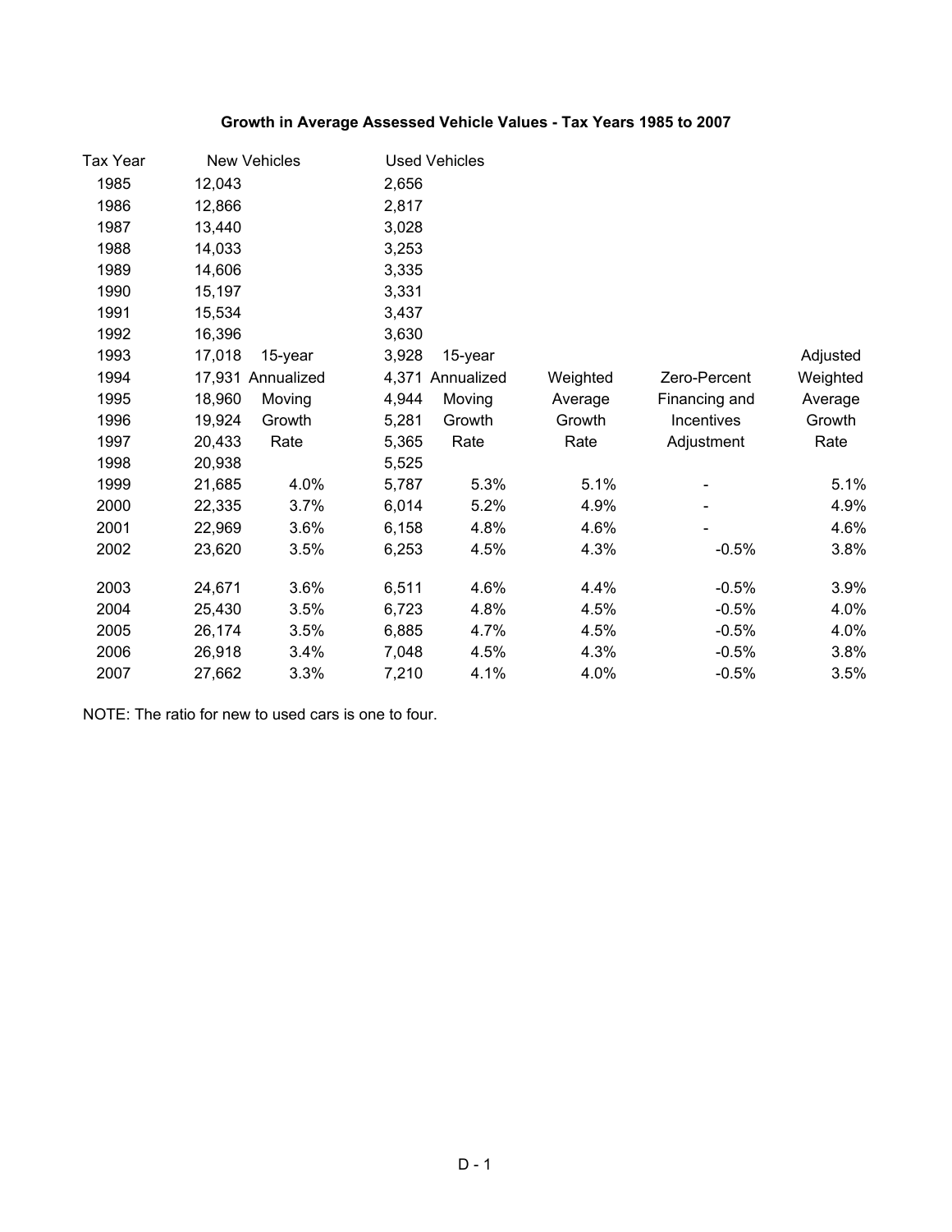# Growth in Average Assessed Vehicle Values - Tax Years 1985 to 2007

| Tax Year | New Vehicles | 15-year Annualized Moving Growth Rate | Used Vehicles | 15-year Annualized Moving Growth Rate | Weighted Average Growth Rate | Zero-Percent Financing and Incentives Adjustment | Adjusted Weighted Average Growth Rate |
|---|---|---|---|---|---|---|---|
| 1985 | 12,043 | | 2,656 | | | | |
| 1986 | 12,866 | | 2,817 | | | | |
| 1987 | 13,440 | | 3,028 | | | | |
| 1988 | 14,033 | | 3,253 | | | | |
| 1989 | 14,606 | | 3,335 | | | | |
| 1990 | 15,197 | | 3,331 | | | | |
| 1991 | 15,534 | | 3,437 | | | | |
| 1992 | 16,396 | | 3,630 | | | | |
| 1993 | 17,018 | | 3,928 | | | | |
| 1994 | 17,931 | | 4,371 | | | | |
| 1995 | 18,960 | | 4,944 | | | | |
| 1996 | 19,924 | | 5,281 | | | | |
| 1997 | 20,433 | | 5,365 | | | | |
| 1998 | 20,938 | | 5,525 | | | | |
| 1999 | 21,685 | 4.0% | 5,787 | 5.3% | 5.1% | - | 5.1% |
| 2000 | 22,335 | 3.7% | 6,014 | 5.2% | 4.9% | - | 4.9% |
| 2001 | 22,969 | 3.6% | 6,158 | 4.8% | 4.6% | - | 4.6% |
| 2002 | 23,620 | 3.5% | 6,253 | 4.5% | 4.3% | -0.5% | 3.8% |
| 2003 | 24,671 | 3.6% | 6,511 | 4.6% | 4.4% | -0.5% | 3.9% |
| 2004 | 25,430 | 3.5% | 6,723 | 4.8% | 4.5% | -0.5% | 4.0% |
| 2005 | 26,174 | 3.5% | 6,885 | 4.7% | 4.5% | -0.5% | 4.0% |
| 2006 | 26,918 | 3.4% | 7,048 | 4.5% | 4.3% | -0.5% | 3.8% |
| 2007 | 27,662 | 3.3% | 7,210 | 4.1% | 4.0% | -0.5% | 3.5% |

NOTE: The ratio for new to used cars is one to four.